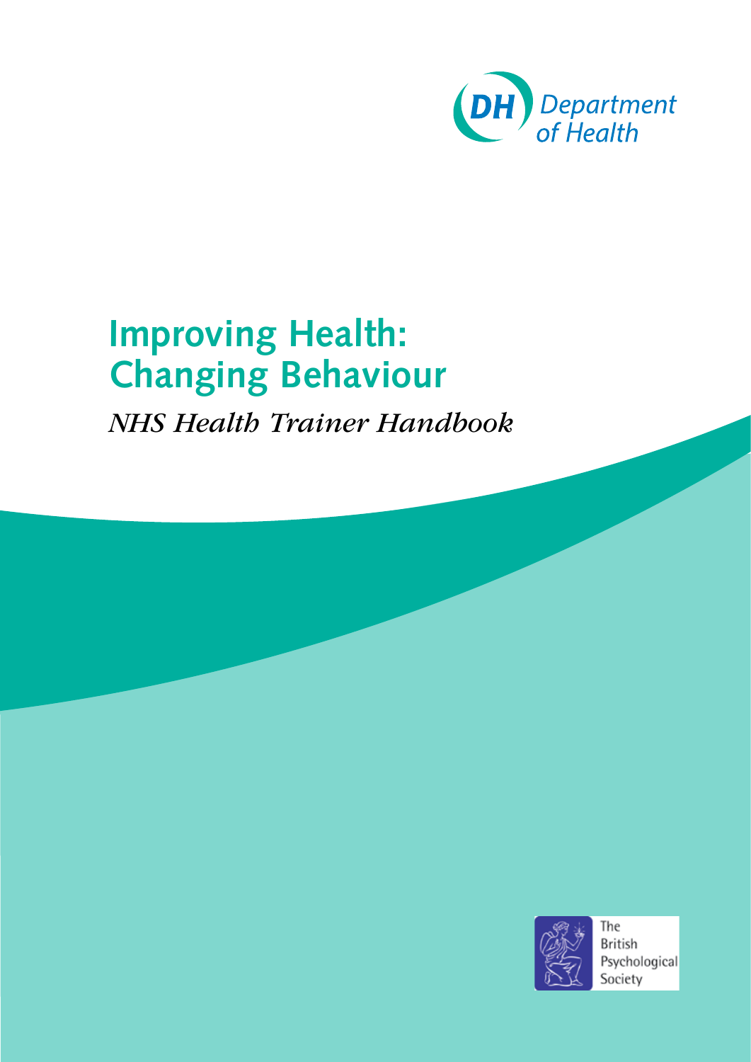DH Department of Health

# Improving Health: Changing Behaviour

*NHS Health Trainer Handbook*

The British Psychological Society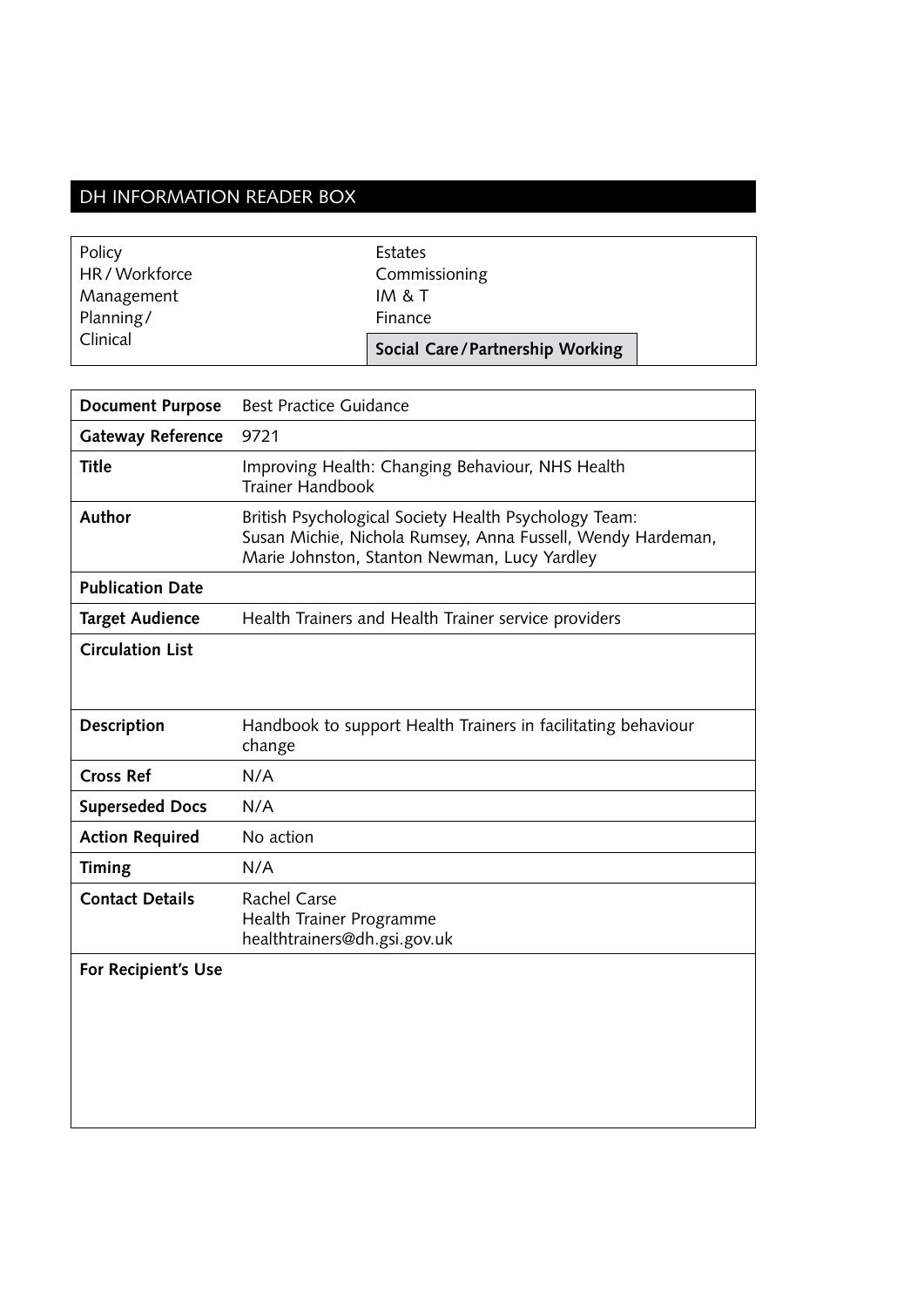## DH INFORMATION READER BOX

| | |
|---|---|
| Policy<br>HR / Workforce<br>Management<br>Planning /<br>Clinical | Estates<br>Commissioning<br>IM & T<br>Finance<br>**Social Care / Partnership Working** |

| | |
|---|---|
| **Document Purpose** | Best Practice Guidance |
| **Gateway Reference** | 9721 |
| **Title** | Improving Health: Changing Behaviour, NHS Health Trainer Handbook |
| **Author** | British Psychological Society Health Psychology Team: Susan Michie, Nichola Rumsey, Anna Fussell, Wendy Hardeman, Marie Johnston, Stanton Newman, Lucy Yardley |
| **Publication Date** | |
| **Target Audience** | Health Trainers and Health Trainer service providers |
| **Circulation List** | |
| **Description** | Handbook to support Health Trainers in facilitating behaviour change |
| **Cross Ref** | N/A |
| **Superseded Docs** | N/A |
| **Action Required** | No action |
| **Timing** | N/A |
| **Contact Details** | Rachel Carse<br>Health Trainer Programme<br>healthtrainers@dh.gsi.gov.uk |
| **For Recipient's Use** | |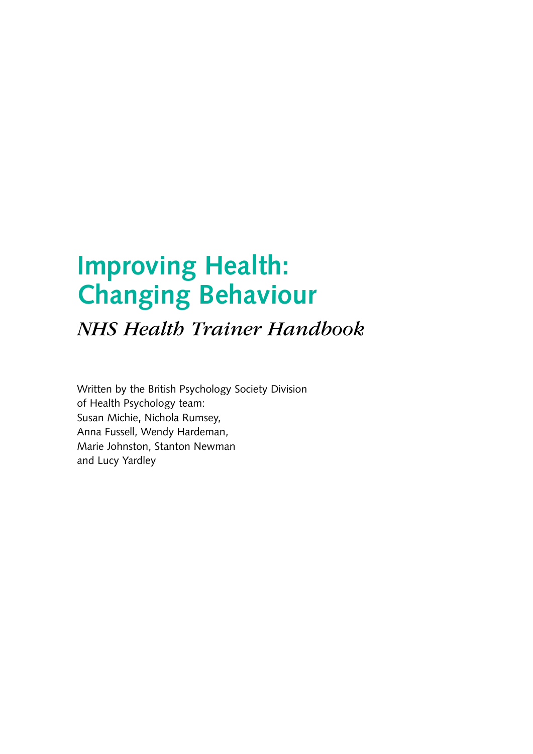# Improving Health: Changing Behaviour

*NHS Health Trainer Handbook*

Written by the British Psychology Society Division of Health Psychology team: Susan Michie, Nichola Rumsey, Anna Fussell, Wendy Hardeman, Marie Johnston, Stanton Newman and Lucy Yardley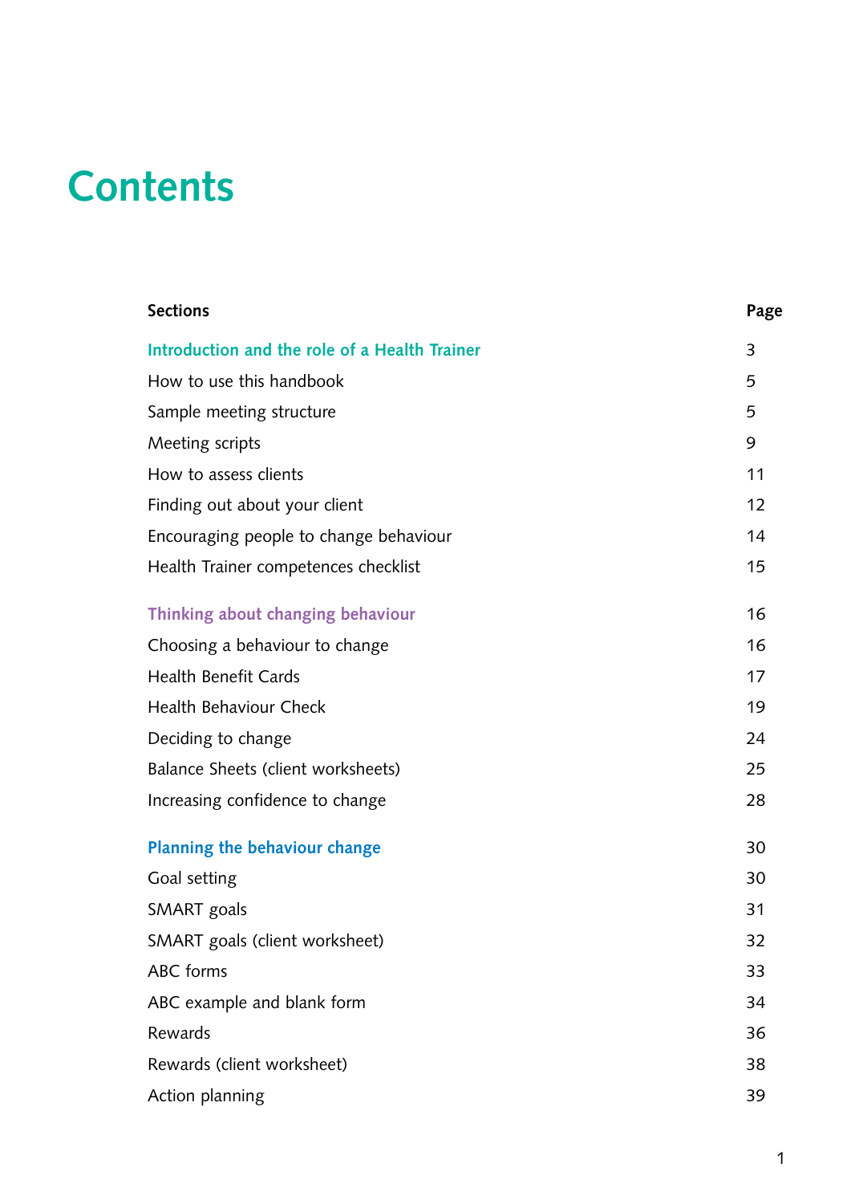# Contents

| Sections | Page |
|---|---|
| **Introduction and the role of a Health Trainer** | 3 |
| How to use this handbook | 5 |
| Sample meeting structure | 5 |
| Meeting scripts | 9 |
| How to assess clients | 11 |
| Finding out about your client | 12 |
| Encouraging people to change behaviour | 14 |
| Health Trainer competences checklist | 15 |
| **Thinking about changing behaviour** | 16 |
| Choosing a behaviour to change | 16 |
| Health Benefit Cards | 17 |
| Health Behaviour Check | 19 |
| Deciding to change | 24 |
| Balance Sheets (client worksheets) | 25 |
| Increasing confidence to change | 28 |
| **Planning the behaviour change** | 30 |
| Goal setting | 30 |
| SMART goals | 31 |
| SMART goals (client worksheet) | 32 |
| ABC forms | 33 |
| ABC example and blank form | 34 |
| Rewards | 36 |
| Rewards (client worksheet) | 38 |
| Action planning | 39 |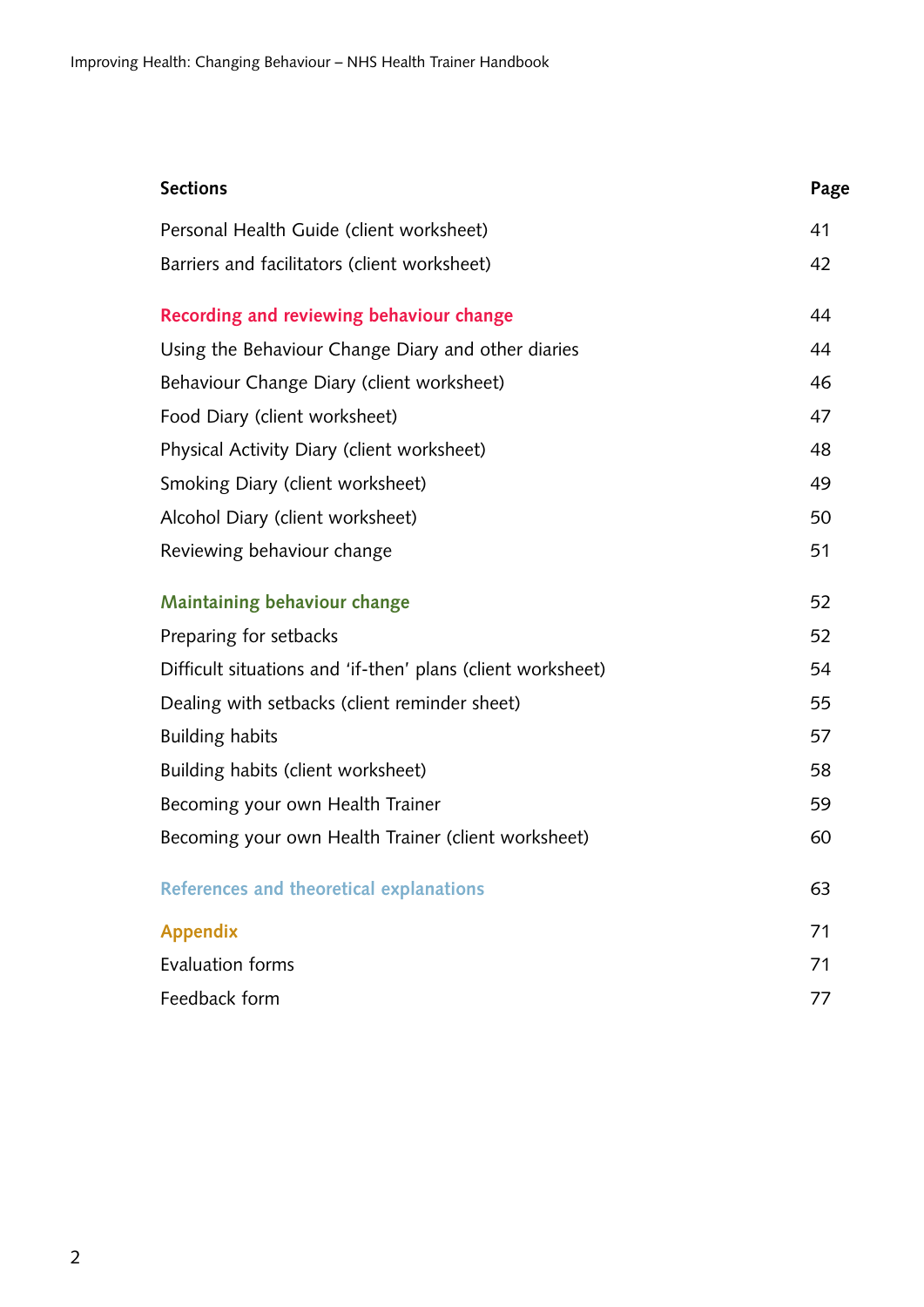| Sections | Page |
|---|---|
| Personal Health Guide (client worksheet) | 41 |
| Barriers and facilitators (client worksheet) | 42 |
| **Recording and reviewing behaviour change** | 44 |
| Using the Behaviour Change Diary and other diaries | 44 |
| Behaviour Change Diary (client worksheet) | 46 |
| Food Diary (client worksheet) | 47 |
| Physical Activity Diary (client worksheet) | 48 |
| Smoking Diary (client worksheet) | 49 |
| Alcohol Diary (client worksheet) | 50 |
| Reviewing behaviour change | 51 |
| **Maintaining behaviour change** | 52 |
| Preparing for setbacks | 52 |
| Difficult situations and 'if-then' plans (client worksheet) | 54 |
| Dealing with setbacks (client reminder sheet) | 55 |
| Building habits | 57 |
| Building habits (client worksheet) | 58 |
| Becoming your own Health Trainer | 59 |
| Becoming your own Health Trainer (client worksheet) | 60 |
| **References and theoretical explanations** | 63 |
| **Appendix** | 71 |
| Evaluation forms | 71 |
| Feedback form | 77 |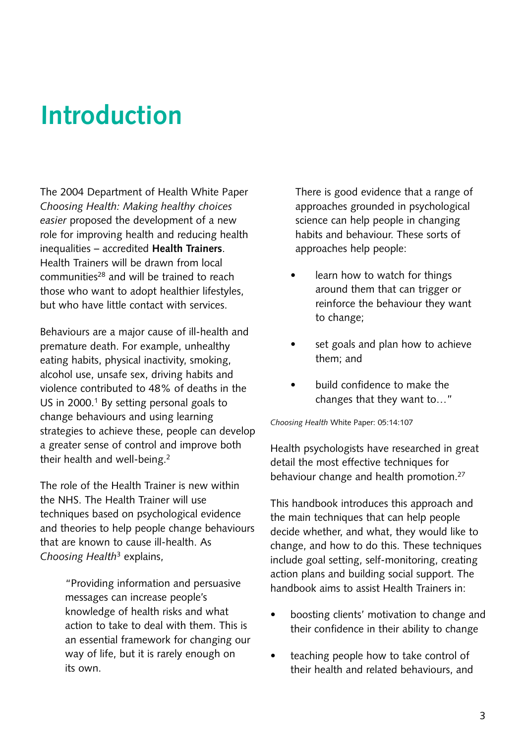# Introduction

The 2004 Department of Health White Paper *Choosing Health: Making healthy choices easier* proposed the development of a new role for improving health and reducing health inequalities – accredited **Health Trainers**. Health Trainers will be drawn from local communities[28] and will be trained to reach those who want to adopt healthier lifestyles, but who have little contact with services.

Behaviours are a major cause of ill-health and premature death. For example, unhealthy eating habits, physical inactivity, smoking, alcohol use, unsafe sex, driving habits and violence contributed to 48% of deaths in the US in 2000.[1] By setting personal goals to change behaviours and using learning strategies to achieve these, people can develop a greater sense of control and improve both their health and well-being.[2]

The role of the Health Trainer is new within the NHS. The Health Trainer will use techniques based on psychological evidence and theories to help people change behaviours that are known to cause ill-health. As *Choosing Health*[3] explains,

> "Providing information and persuasive messages can increase people's knowledge of health risks and what action to take to deal with them. This is an essential framework for changing our way of life, but it is rarely enough on its own.
>
> There is good evidence that a range of approaches grounded in psychological science can help people in changing habits and behaviour. These sorts of approaches help people:
>
> - learn how to watch for things around them that can trigger or reinforce the behaviour they want to change;
> - set goals and plan how to achieve them; and
> - build confidence to make the changes that they want to…"

*Choosing Health* White Paper: 05:14:107

Health psychologists have researched in great detail the most effective techniques for behaviour change and health promotion.[27]

This handbook introduces this approach and the main techniques that can help people decide whether, and what, they would like to change, and how to do this. These techniques include goal setting, self-monitoring, creating action plans and building social support. The handbook aims to assist Health Trainers in:

- boosting clients' motivation to change and their confidence in their ability to change
- teaching people how to take control of their health and related behaviours, and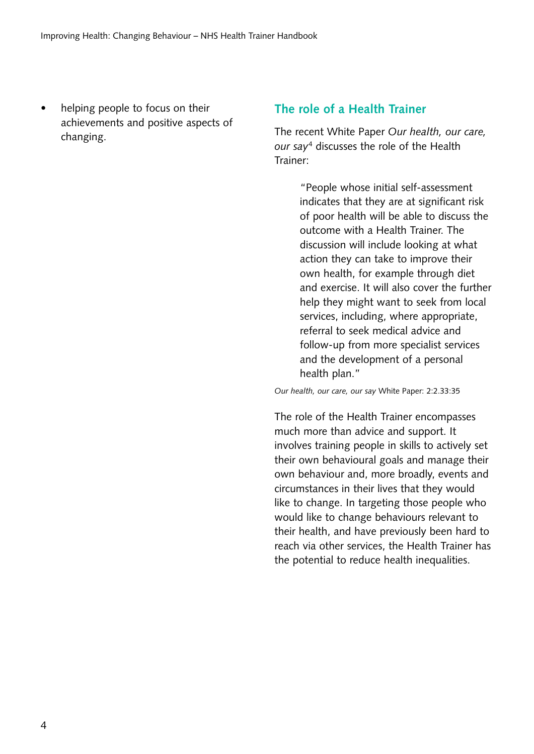- helping people to focus on their achievements and positive aspects of changing.

## The role of a Health Trainer

The recent White Paper *Our health, our care, our say*[4] discusses the role of the Health Trainer:

> "People whose initial self-assessment indicates that they are at significant risk of poor health will be able to discuss the outcome with a Health Trainer. The discussion will include looking at what action they can take to improve their own health, for example through diet and exercise. It will also cover the further help they might want to seek from local services, including, where appropriate, referral to seek medical advice and follow-up from more specialist services and the development of a personal health plan."

*Our health, our care, our say* White Paper: 2:2.33:35

The role of the Health Trainer encompasses much more than advice and support. It involves training people in skills to actively set their own behavioural goals and manage their own behaviour and, more broadly, events and circumstances in their lives that they would like to change. In targeting those people who would like to change behaviours relevant to their health, and have previously been hard to reach via other services, the Health Trainer has the potential to reduce health inequalities.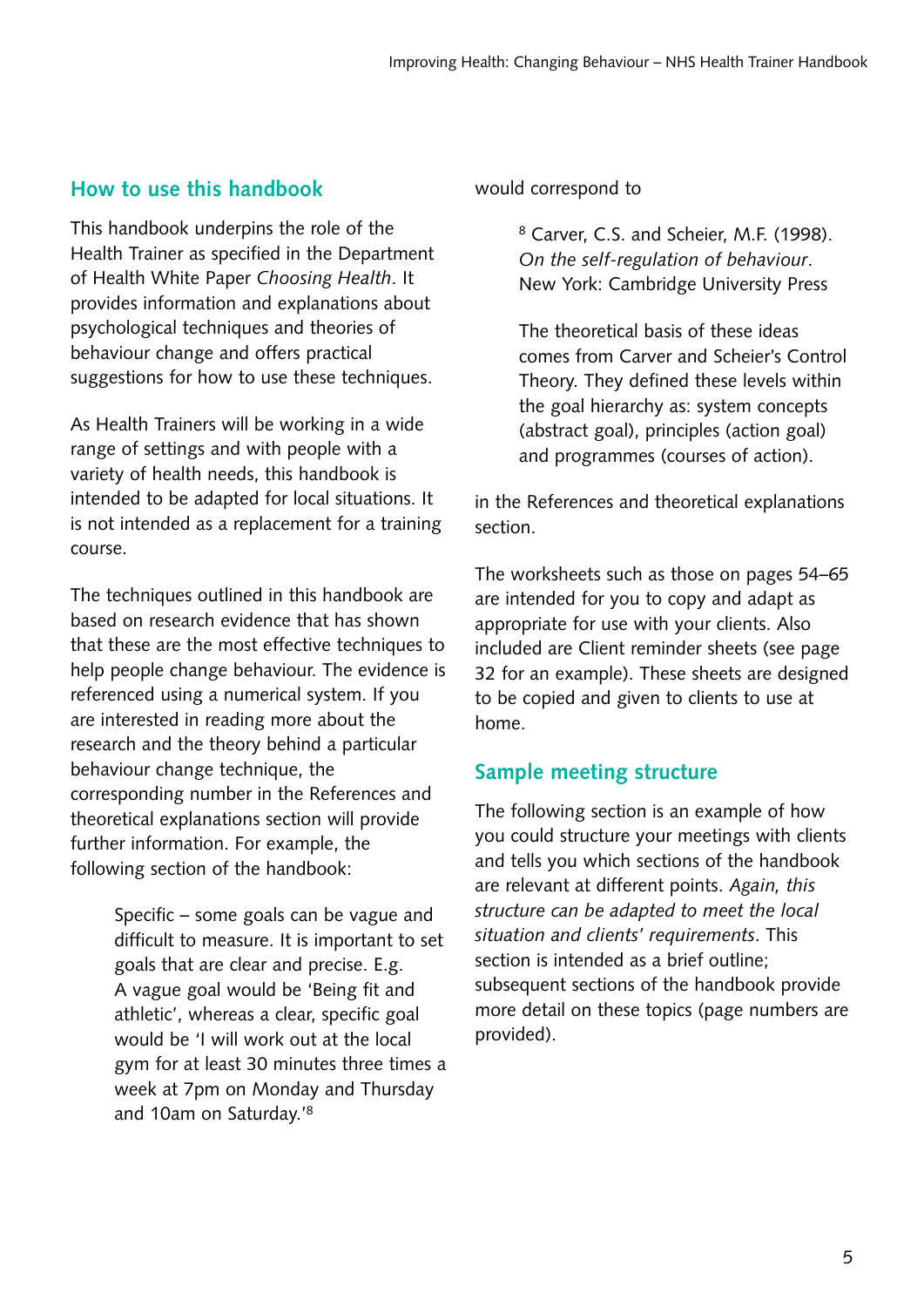## How to use this handbook

This handbook underpins the role of the Health Trainer as specified in the Department of Health White Paper *Choosing Health*. It provides information and explanations about psychological techniques and theories of behaviour change and offers practical suggestions for how to use these techniques.

As Health Trainers will be working in a wide range of settings and with people with a variety of health needs, this handbook is intended to be adapted for local situations. It is not intended as a replacement for a training course.

The techniques outlined in this handbook are based on research evidence that has shown that these are the most effective techniques to help people change behaviour. The evidence is referenced using a numerical system. If you are interested in reading more about the research and the theory behind a particular behaviour change technique, the corresponding number in the References and theoretical explanations section will provide further information. For example, the following section of the handbook:

> Specific – some goals can be vague and difficult to measure. It is important to set goals that are clear and precise. E.g. A vague goal would be 'Being fit and athletic', whereas a clear, specific goal would be 'I will work out at the local gym for at least 30 minutes three times a week at 7pm on Monday and Thursday and 10am on Saturday.'[8]

would correspond to

> [8] Carver, C.S. and Scheier, M.F. (1998). *On the self-regulation of behaviour*. New York: Cambridge University Press
>
> The theoretical basis of these ideas comes from Carver and Scheier's Control Theory. They defined these levels within the goal hierarchy as: system concepts (abstract goal), principles (action goal) and programmes (courses of action).

in the References and theoretical explanations section.

The worksheets such as those on pages 54–65 are intended for you to copy and adapt as appropriate for use with your clients. Also included are Client reminder sheets (see page 32 for an example). These sheets are designed to be copied and given to clients to use at home.

## Sample meeting structure

The following section is an example of how you could structure your meetings with clients and tells you which sections of the handbook are relevant at different points. *Again, this structure can be adapted to meet the local situation and clients' requirements*. This section is intended as a brief outline; subsequent sections of the handbook provide more detail on these topics (page numbers are provided).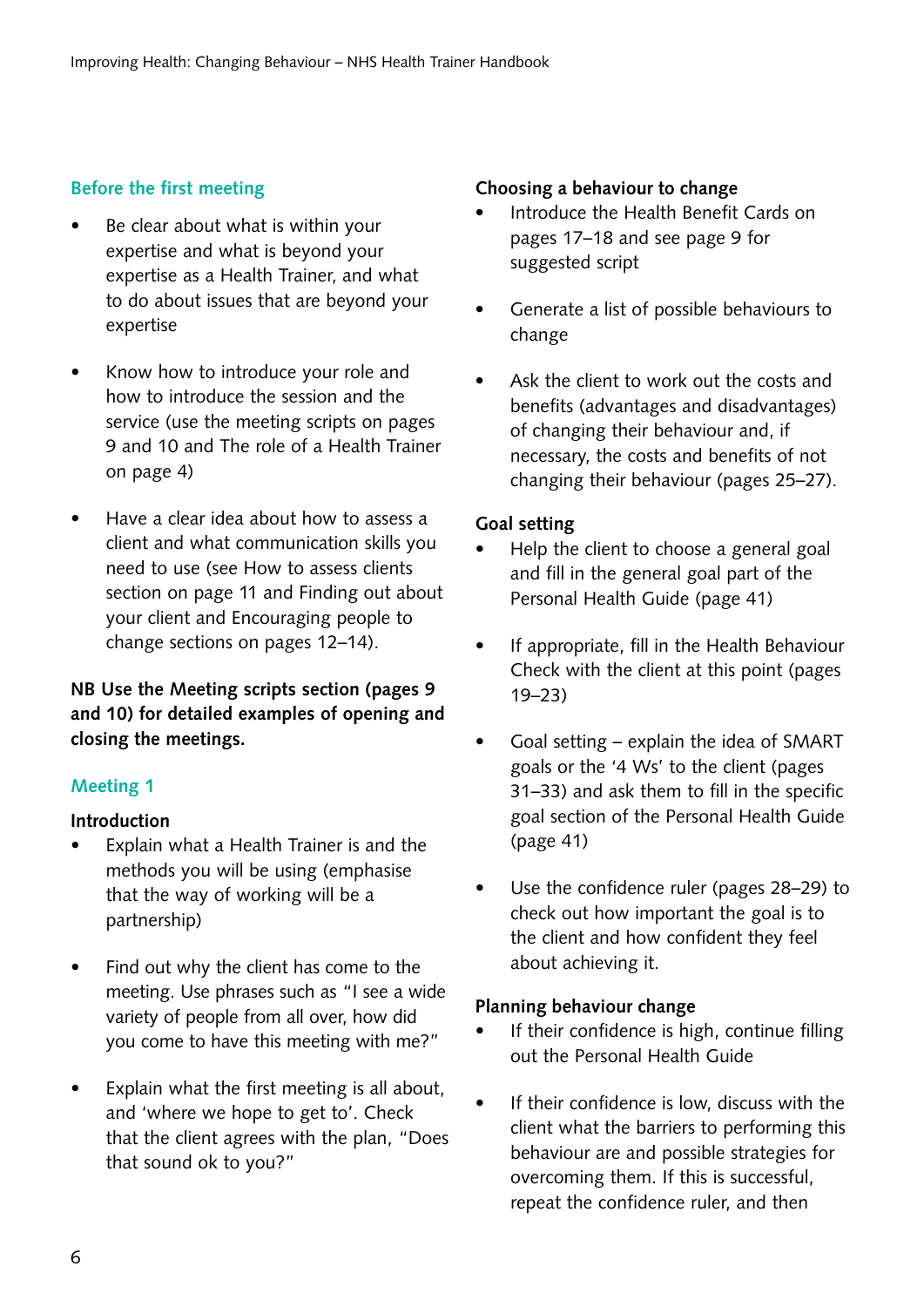## Before the first meeting

- Be clear about what is within your expertise and what is beyond your expertise as a Health Trainer, and what to do about issues that are beyond your expertise

- Know how to introduce your role and how to introduce the session and the service (use the meeting scripts on pages 9 and 10 and The role of a Health Trainer on page 4)

- Have a clear idea about how to assess a client and what communication skills you need to use (see How to assess clients section on page 11 and Finding out about your client and Encouraging people to change sections on pages 12–14).

**NB Use the Meeting scripts section (pages 9 and 10) for detailed examples of opening and closing the meetings.**

## Meeting 1

### Introduction

- Explain what a Health Trainer is and the methods you will be using (emphasise that the way of working will be a partnership)

- Find out why the client has come to the meeting. Use phrases such as "I see a wide variety of people from all over, how did you come to have this meeting with me?"

- Explain what the first meeting is all about, and 'where we hope to get to'. Check that the client agrees with the plan, "Does that sound ok to you?"

### Choosing a behaviour to change

- Introduce the Health Benefit Cards on pages 17–18 and see page 9 for suggested script

- Generate a list of possible behaviours to change

- Ask the client to work out the costs and benefits (advantages and disadvantages) of changing their behaviour and, if necessary, the costs and benefits of not changing their behaviour (pages 25–27).

### Goal setting

- Help the client to choose a general goal and fill in the general goal part of the Personal Health Guide (page 41)

- If appropriate, fill in the Health Behaviour Check with the client at this point (pages 19–23)

- Goal setting – explain the idea of SMART goals or the '4 Ws' to the client (pages 31–33) and ask them to fill in the specific goal section of the Personal Health Guide (page 41)

- Use the confidence ruler (pages 28–29) to check out how important the goal is to the client and how confident they feel about achieving it.

### Planning behaviour change

- If their confidence is high, continue filling out the Personal Health Guide

- If their confidence is low, discuss with the client what the barriers to performing this behaviour are and possible strategies for overcoming them. If this is successful, repeat the confidence ruler, and then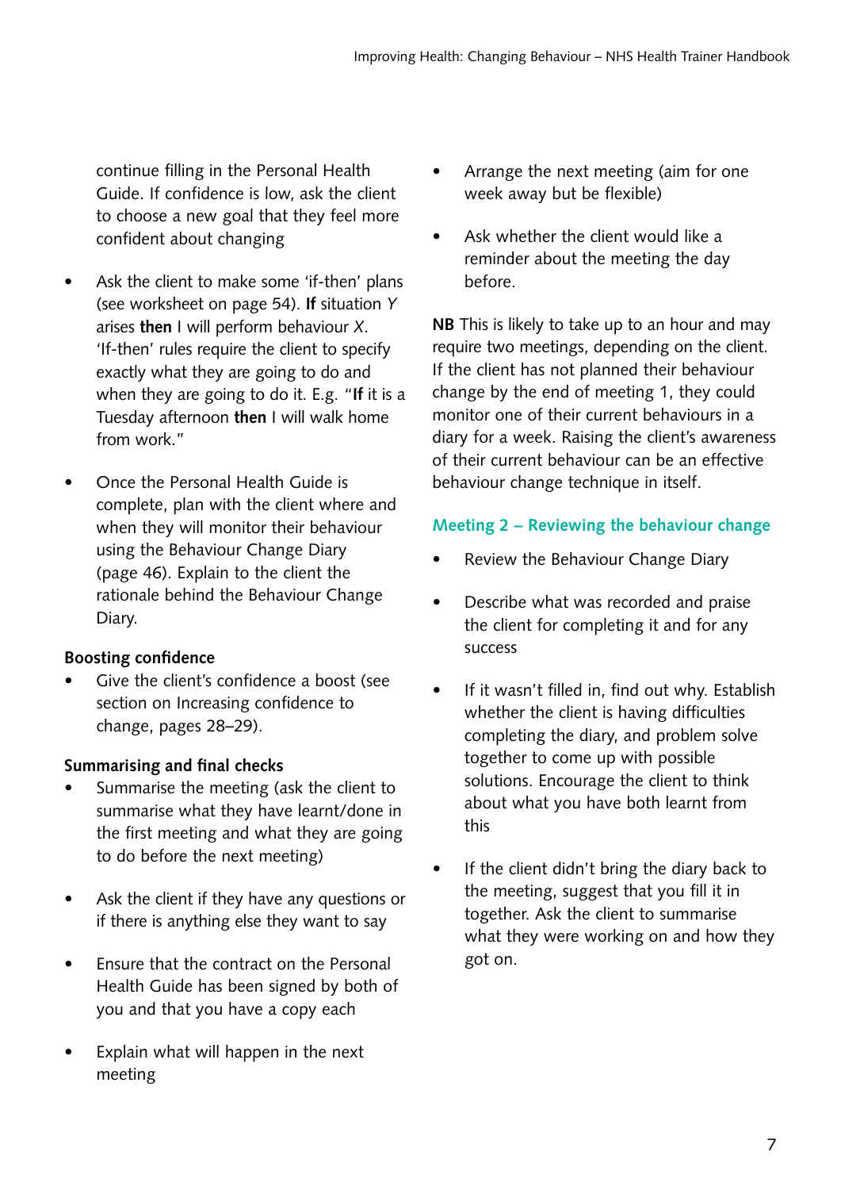continue filling in the Personal Health Guide. If confidence is low, ask the client to choose a new goal that they feel more confident about changing

- Ask the client to make some 'if-then' plans (see worksheet on page 54). **If** situation *Y* arises **then** I will perform behaviour *X*. 'If-then' rules require the client to specify exactly what they are going to do and when they are going to do it. E.g. "**If** it is a Tuesday afternoon **then** I will walk home from work."

- Once the Personal Health Guide is complete, plan with the client where and when they will monitor their behaviour using the Behaviour Change Diary (page 46). Explain to the client the rationale behind the Behaviour Change Diary.

**Boosting confidence**

- Give the client's confidence a boost (see section on Increasing confidence to change, pages 28–29).

**Summarising and final checks**

- Summarise the meeting (ask the client to summarise what they have learnt/done in the first meeting and what they are going to do before the next meeting)

- Ask the client if they have any questions or if there is anything else they want to say

- Ensure that the contract on the Personal Health Guide has been signed by both of you and that you have a copy each

- Explain what will happen in the next meeting

- Arrange the next meeting (aim for one week away but be flexible)

- Ask whether the client would like a reminder about the meeting the day before.

**NB** This is likely to take up to an hour and may require two meetings, depending on the client. If the client has not planned their behaviour change by the end of meeting 1, they could monitor one of their current behaviours in a diary for a week. Raising the client's awareness of their current behaviour can be an effective behaviour change technique in itself.

### Meeting 2 – Reviewing the behaviour change

- Review the Behaviour Change Diary

- Describe what was recorded and praise the client for completing it and for any success

- If it wasn't filled in, find out why. Establish whether the client is having difficulties completing the diary, and problem solve together to come up with possible solutions. Encourage the client to think about what you have both learnt from this

- If the client didn't bring the diary back to the meeting, suggest that you fill it in together. Ask the client to summarise what they were working on and how they got on.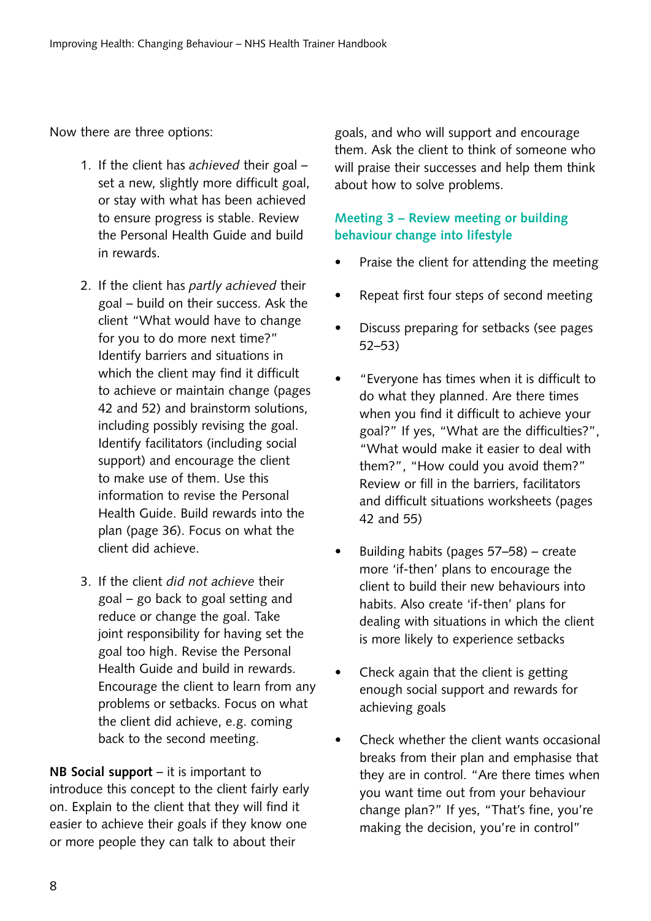Now there are three options:

1. If the client has *achieved* their goal – set a new, slightly more difficult goal, or stay with what has been achieved to ensure progress is stable. Review the Personal Health Guide and build in rewards.

2. If the client has *partly achieved* their goal – build on their success. Ask the client "What would have to change for you to do more next time?" Identify barriers and situations in which the client may find it difficult to achieve or maintain change (pages 42 and 52) and brainstorm solutions, including possibly revising the goal. Identify facilitators (including social support) and encourage the client to make use of them. Use this information to revise the Personal Health Guide. Build rewards into the plan (page 36). Focus on what the client did achieve.

3. If the client *did not achieve* their goal – go back to goal setting and reduce or change the goal. Take joint responsibility for having set the goal too high. Revise the Personal Health Guide and build in rewards. Encourage the client to learn from any problems or setbacks. Focus on what the client did achieve, e.g. coming back to the second meeting.

**NB Social support** – it is important to introduce this concept to the client fairly early on. Explain to the client that they will find it easier to achieve their goals if they know one or more people they can talk to about their goals, and who will support and encourage them. Ask the client to think of someone who will praise their successes and help them think about how to solve problems.

### Meeting 3 – Review meeting or building behaviour change into lifestyle

- Praise the client for attending the meeting
- Repeat first four steps of second meeting
- Discuss preparing for setbacks (see pages 52–53)
- "Everyone has times when it is difficult to do what they planned. Are there times when you find it difficult to achieve your goal?" If yes, "What are the difficulties?", "What would make it easier to deal with them?", "How could you avoid them?" Review or fill in the barriers, facilitators and difficult situations worksheets (pages 42 and 55)
- Building habits (pages 57–58) – create more 'if-then' plans to encourage the client to build their new behaviours into habits. Also create 'if-then' plans for dealing with situations in which the client is more likely to experience setbacks
- Check again that the client is getting enough social support and rewards for achieving goals
- Check whether the client wants occasional breaks from their plan and emphasise that they are in control. "Are there times when you want time out from your behaviour change plan?" If yes, "That's fine, you're making the decision, you're in control"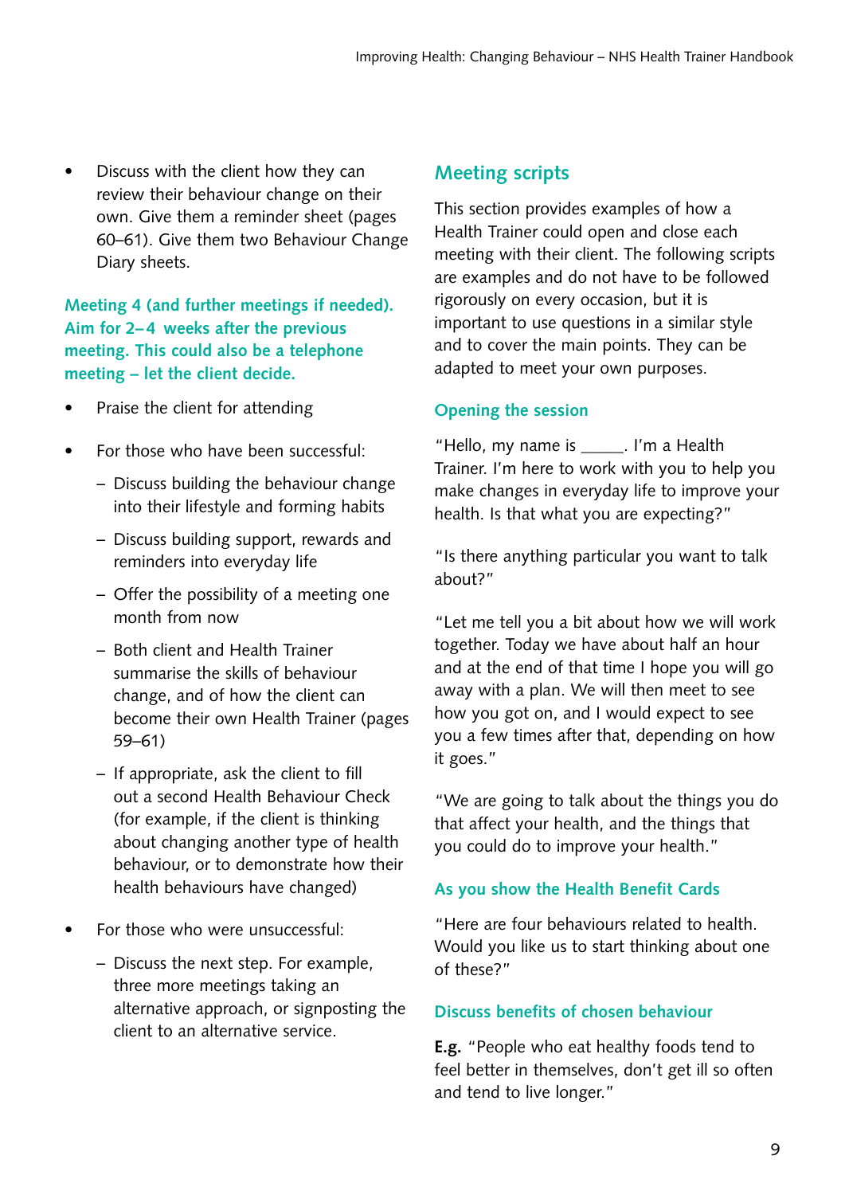- Discuss with the client how they can review their behaviour change on their own. Give them a reminder sheet (pages 60–61). Give them two Behaviour Change Diary sheets.

### Meeting 4 (and further meetings if needed). Aim for 2–4 weeks after the previous meeting. This could also be a telephone meeting – let the client decide.

- Praise the client for attending
- For those who have been successful:
  - Discuss building the behaviour change into their lifestyle and forming habits
  - Discuss building support, rewards and reminders into everyday life
  - Offer the possibility of a meeting one month from now
  - Both client and Health Trainer summarise the skills of behaviour change, and of how the client can become their own Health Trainer (pages 59–61)
  - If appropriate, ask the client to fill out a second Health Behaviour Check (for example, if the client is thinking about changing another type of health behaviour, or to demonstrate how their health behaviours have changed)
- For those who were unsuccessful:
  - Discuss the next step. For example, three more meetings taking an alternative approach, or signposting the client to an alternative service.

## Meeting scripts

This section provides examples of how a Health Trainer could open and close each meeting with their client. The following scripts are examples and do not have to be followed rigorously on every occasion, but it is important to use questions in a similar style and to cover the main points. They can be adapted to meet your own purposes.

### Opening the session

"Hello, my name is _____. I'm a Health Trainer. I'm here to work with you to help you make changes in everyday life to improve your health. Is that what you are expecting?"

"Is there anything particular you want to talk about?"

"Let me tell you a bit about how we will work together. Today we have about half an hour and at the end of that time I hope you will go away with a plan. We will then meet to see how you got on, and I would expect to see you a few times after that, depending on how it goes."

"We are going to talk about the things you do that affect your health, and the things that you could do to improve your health."

### As you show the Health Benefit Cards

"Here are four behaviours related to health. Would you like us to start thinking about one of these?"

### Discuss benefits of chosen behaviour

**E.g.** "People who eat healthy foods tend to feel better in themselves, don't get ill so often and tend to live longer."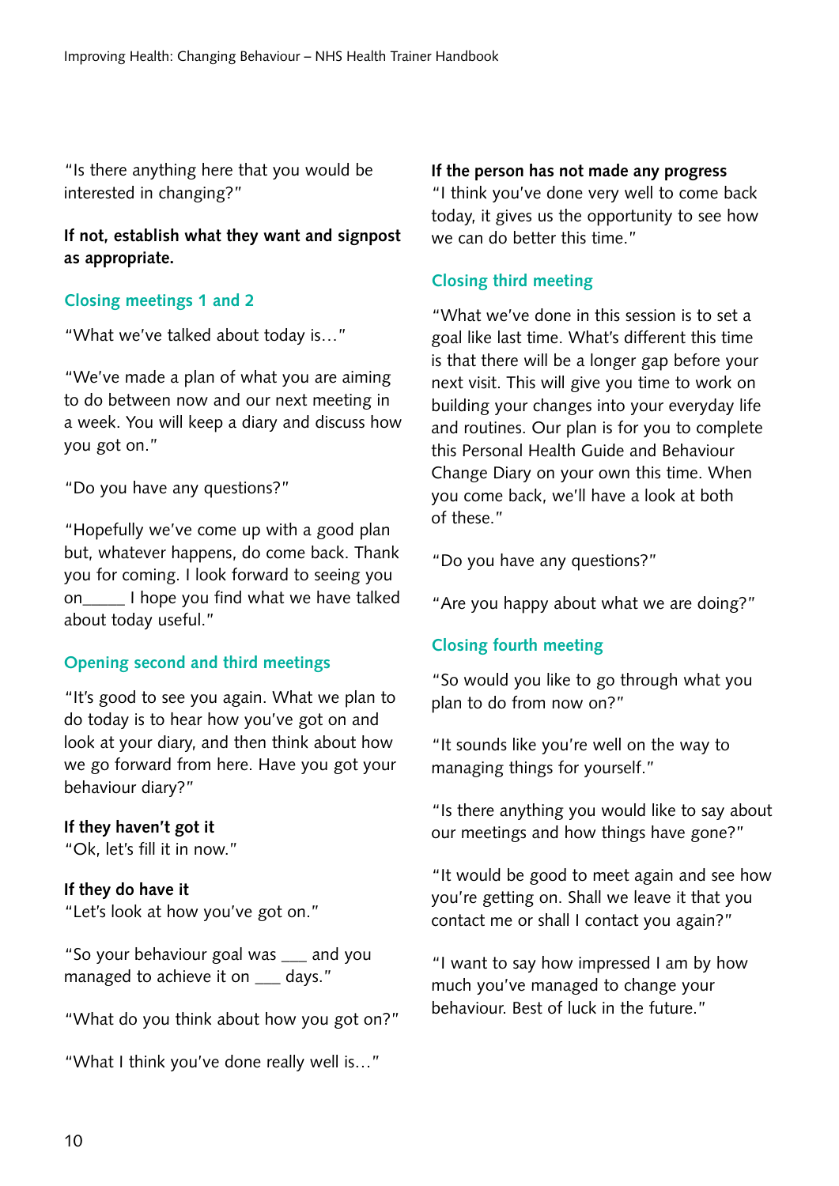"Is there anything here that you would be interested in changing?"

**If not, establish what they want and signpost as appropriate.**

### Closing meetings 1 and 2

"What we've talked about today is…"

"We've made a plan of what you are aiming to do between now and our next meeting in a week. You will keep a diary and discuss how you got on."

"Do you have any questions?"

"Hopefully we've come up with a good plan but, whatever happens, do come back. Thank you for coming. I look forward to seeing you on_____ I hope you find what we have talked about today useful."

### Opening second and third meetings

"It's good to see you again. What we plan to do today is to hear how you've got on and look at your diary, and then think about how we go forward from here. Have you got your behaviour diary?"

**If they haven't got it**
"Ok, let's fill it in now."

**If they do have it**
"Let's look at how you've got on."

"So your behaviour goal was ___ and you managed to achieve it on ___ days."

"What do you think about how you got on?"

"What I think you've done really well is…"

**If the person has not made any progress**
"I think you've done very well to come back today, it gives us the opportunity to see how we can do better this time."

### Closing third meeting

"What we've done in this session is to set a goal like last time. What's different this time is that there will be a longer gap before your next visit. This will give you time to work on building your changes into your everyday life and routines. Our plan is for you to complete this Personal Health Guide and Behaviour Change Diary on your own this time. When you come back, we'll have a look at both of these."

"Do you have any questions?"

"Are you happy about what we are doing?"

### Closing fourth meeting

"So would you like to go through what you plan to do from now on?"

"It sounds like you're well on the way to managing things for yourself."

"Is there anything you would like to say about our meetings and how things have gone?"

"It would be good to meet again and see how you're getting on. Shall we leave it that you contact me or shall I contact you again?"

"I want to say how impressed I am by how much you've managed to change your behaviour. Best of luck in the future."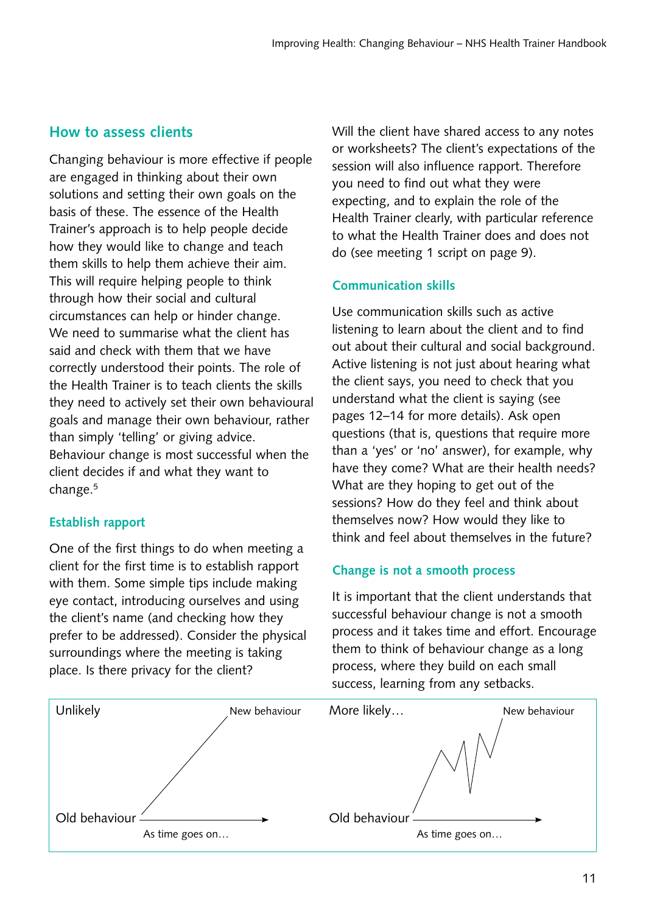## How to assess clients

Changing behaviour is more effective if people are engaged in thinking about their own solutions and setting their own goals on the basis of these. The essence of the Health Trainer's approach is to help people decide how they would like to change and teach them skills to help them achieve their aim. This will require helping people to think through how their social and cultural circumstances can help or hinder change. We need to summarise what the client has said and check with them that we have correctly understood their points. The role of the Health Trainer is to teach clients the skills they need to actively set their own behavioural goals and manage their own behaviour, rather than simply 'telling' or giving advice. Behaviour change is most successful when the client decides if and what they want to change.[5]

### Establish rapport

One of the first things to do when meeting a client for the first time is to establish rapport with them. Some simple tips include making eye contact, introducing ourselves and using the client's name (and checking how they prefer to be addressed). Consider the physical surroundings where the meeting is taking place. Is there privacy for the client? Will the client have shared access to any notes or worksheets? The client's expectations of the session will also influence rapport. Therefore you need to find out what they were expecting, and to explain the role of the Health Trainer clearly, with particular reference to what the Health Trainer does and does not do (see meeting 1 script on page 9).

### Communication skills

Use communication skills such as active listening to learn about the client and to find out about their cultural and social background. Active listening is not just about hearing what the client says, you need to check that you understand what the client is saying (see pages 12–14 for more details). Ask open questions (that is, questions that require more than a 'yes' or 'no' answer), for example, why have they come? What are their health needs? What are they hoping to get out of the sessions? How do they feel and think about themselves now? How would they like to think and feel about themselves in the future?

### Change is not a smooth process

It is important that the client understands that successful behaviour change is not a smooth process and it takes time and effort. Encourage them to think of behaviour change as a long process, where they build on each small success, learning from any setbacks.

Unlikely — Old behaviour → New behaviour (As time goes on…)

More likely… — Old behaviour → New behaviour (As time goes on…)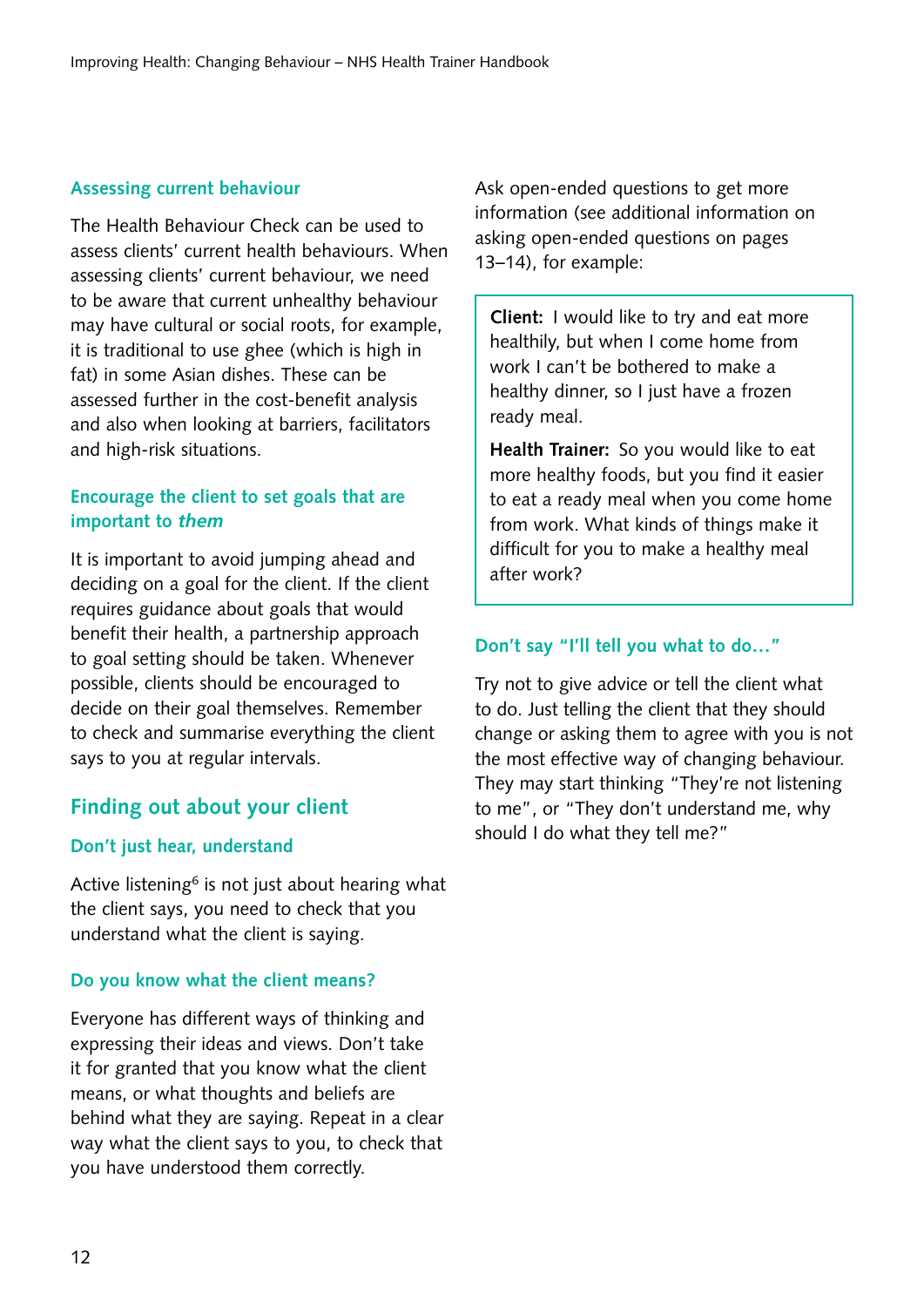### Assessing current behaviour

The Health Behaviour Check can be used to assess clients' current health behaviours. When assessing clients' current behaviour, we need to be aware that current unhealthy behaviour may have cultural or social roots, for example, it is traditional to use ghee (which is high in fat) in some Asian dishes. These can be assessed further in the cost-benefit analysis and also when looking at barriers, facilitators and high-risk situations.

### Encourage the client to set goals that are important to *them*

It is important to avoid jumping ahead and deciding on a goal for the client. If the client requires guidance about goals that would benefit their health, a partnership approach to goal setting should be taken. Whenever possible, clients should be encouraged to decide on their goal themselves. Remember to check and summarise everything the client says to you at regular intervals.

## Finding out about your client

### Don't just hear, understand

Active listening[6] is not just about hearing what the client says, you need to check that you understand what the client is saying.

### Do you know what the client means?

Everyone has different ways of thinking and expressing their ideas and views. Don't take it for granted that you know what the client means, or what thoughts and beliefs are behind what they are saying. Repeat in a clear way what the client says to you, to check that you have understood them correctly.

Ask open-ended questions to get more information (see additional information on asking open-ended questions on pages 13–14), for example:

> **Client:** I would like to try and eat more healthily, but when I come home from work I can't be bothered to make a healthy dinner, so I just have a frozen ready meal.
>
> **Health Trainer:** So you would like to eat more healthy foods, but you find it easier to eat a ready meal when you come home from work. What kinds of things make it difficult for you to make a healthy meal after work?

### Don't say "I'll tell you what to do…"

Try not to give advice or tell the client what to do. Just telling the client that they should change or asking them to agree with you is not the most effective way of changing behaviour. They may start thinking "They're not listening to me", or "They don't understand me, why should I do what they tell me?"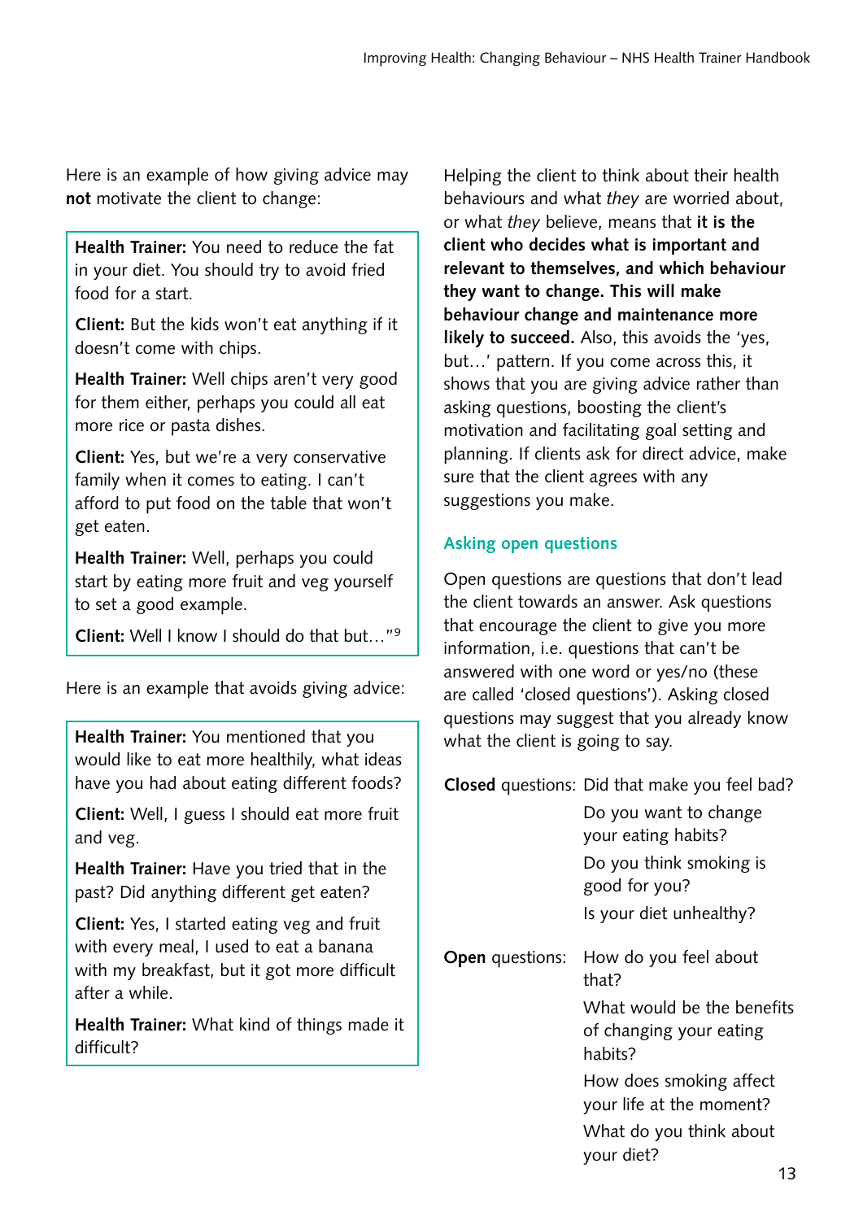Here is an example of how giving advice may **not** motivate the client to change:

> **Health Trainer:** You need to reduce the fat in your diet. You should try to avoid fried food for a start.
>
> **Client:** But the kids won't eat anything if it doesn't come with chips.
>
> **Health Trainer:** Well chips aren't very good for them either, perhaps you could all eat more rice or pasta dishes.
>
> **Client:** Yes, but we're a very conservative family when it comes to eating. I can't afford to put food on the table that won't get eaten.
>
> **Health Trainer:** Well, perhaps you could start by eating more fruit and veg yourself to set a good example.
>
> **Client:** Well I know I should do that but…"[9]

Here is an example that avoids giving advice:

> **Health Trainer:** You mentioned that you would like to eat more healthily, what ideas have you had about eating different foods?
>
> **Client:** Well, I guess I should eat more fruit and veg.
>
> **Health Trainer:** Have you tried that in the past? Did anything different get eaten?
>
> **Client:** Yes, I started eating veg and fruit with every meal, I used to eat a banana with my breakfast, but it got more difficult after a while.
>
> **Health Trainer:** What kind of things made it difficult?

Helping the client to think about their health behaviours and what *they* are worried about, or what *they* believe, means that **it is the client who decides what is important and relevant to themselves, and which behaviour they want to change. This will make behaviour change and maintenance more likely to succeed.** Also, this avoids the 'yes, but…' pattern. If you come across this, it shows that you are giving advice rather than asking questions, boosting the client's motivation and facilitating goal setting and planning. If clients ask for direct advice, make sure that the client agrees with any suggestions you make.

### Asking open questions

Open questions are questions that don't lead the client towards an answer. Ask questions that encourage the client to give you more information, i.e. questions that can't be answered with one word or yes/no (these are called 'closed questions'). Asking closed questions may suggest that you already know what the client is going to say.

**Closed** questions:
- Did that make you feel bad?
- Do you want to change your eating habits?
- Do you think smoking is good for you?
- Is your diet unhealthy?

**Open** questions:
- How do you feel about that?
- What would be the benefits of changing your eating habits?
- How does smoking affect your life at the moment?
- What do you think about your diet?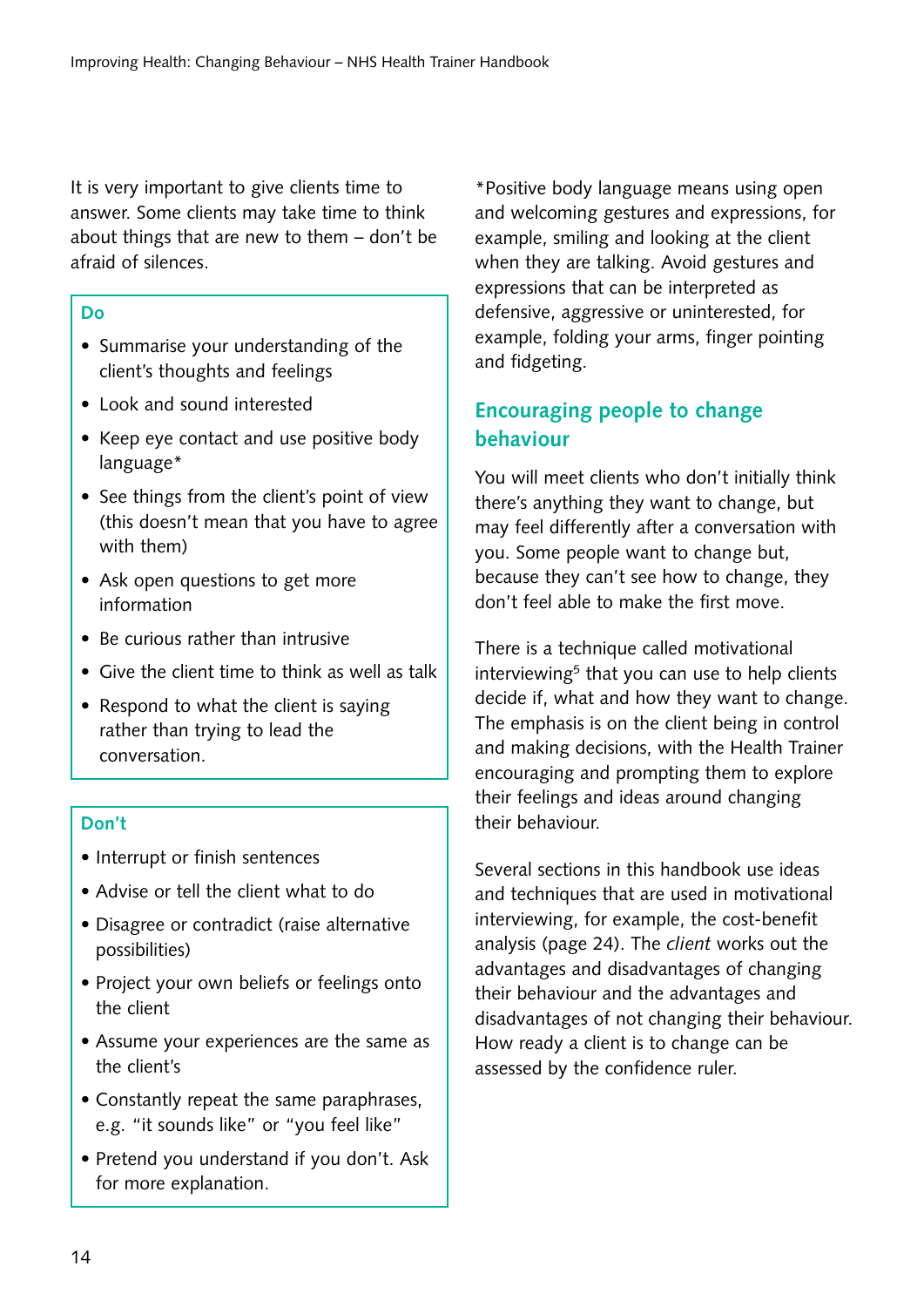It is very important to give clients time to answer. Some clients may take time to think about things that are new to them – don't be afraid of silences.

**Do**

- Summarise your understanding of the client's thoughts and feelings
- Look and sound interested
- Keep eye contact and use positive body language*
- See things from the client's point of view (this doesn't mean that you have to agree with them)
- Ask open questions to get more information
- Be curious rather than intrusive
- Give the client time to think as well as talk
- Respond to what the client is saying rather than trying to lead the conversation.

**Don't**

- Interrupt or finish sentences
- Advise or tell the client what to do
- Disagree or contradict (raise alternative possibilities)
- Project your own beliefs or feelings onto the client
- Assume your experiences are the same as the client's
- Constantly repeat the same paraphrases, e.g. "it sounds like" or "you feel like"
- Pretend you understand if you don't. Ask for more explanation.

*Positive body language means using open and welcoming gestures and expressions, for example, smiling and looking at the client when they are talking. Avoid gestures and expressions that can be interpreted as defensive, aggressive or uninterested, for example, folding your arms, finger pointing and fidgeting.

## Encouraging people to change behaviour

You will meet clients who don't initially think there's anything they want to change, but may feel differently after a conversation with you. Some people want to change but, because they can't see how to change, they don't feel able to make the first move.

There is a technique called motivational interviewing[5] that you can use to help clients decide if, what and how they want to change. The emphasis is on the client being in control and making decisions, with the Health Trainer encouraging and prompting them to explore their feelings and ideas around changing their behaviour.

Several sections in this handbook use ideas and techniques that are used in motivational interviewing, for example, the cost-benefit analysis (page 24). The *client* works out the advantages and disadvantages of changing their behaviour and the advantages and disadvantages of not changing their behaviour. How ready a client is to change can be assessed by the confidence ruler.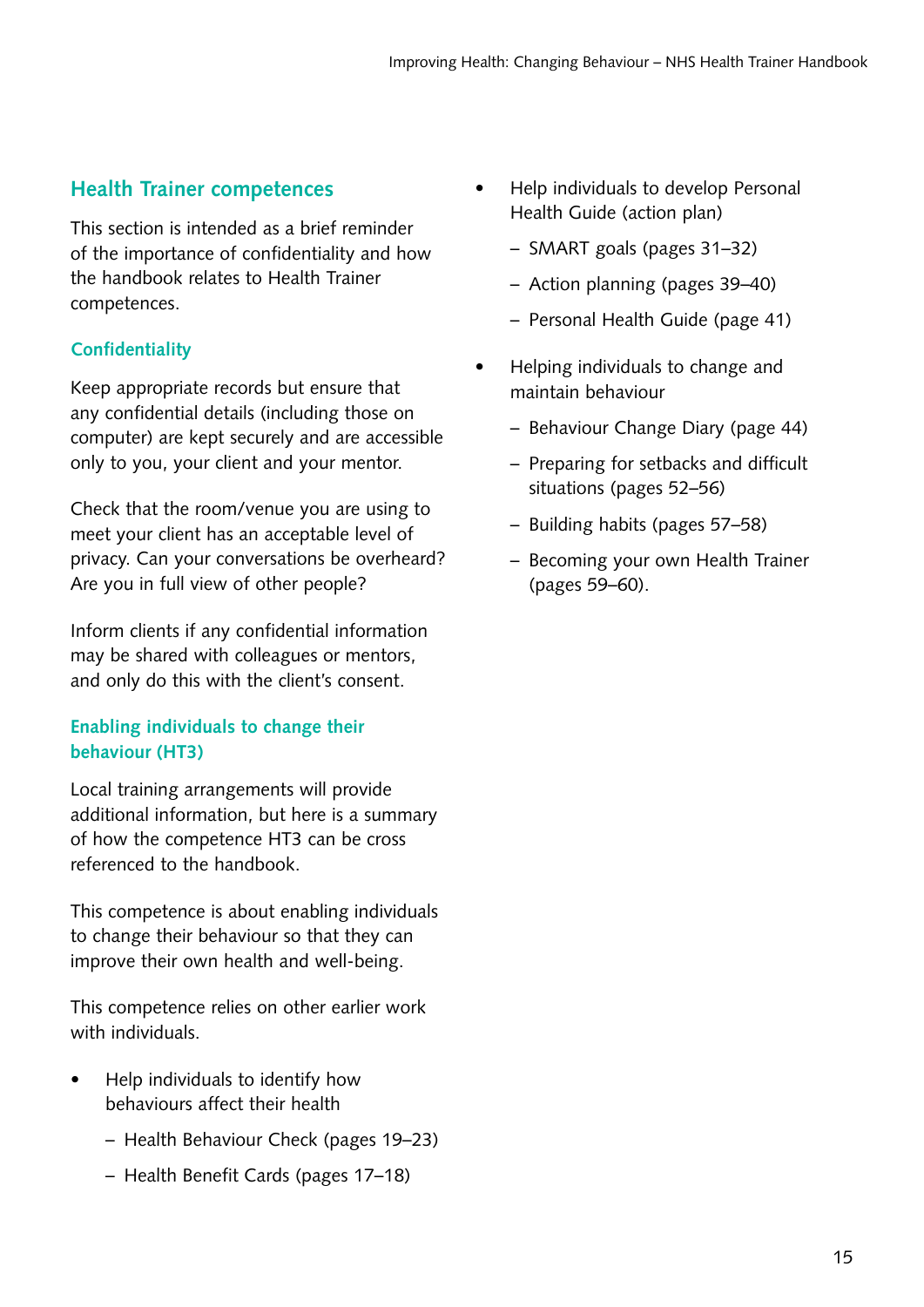## Health Trainer competences

This section is intended as a brief reminder of the importance of confidentiality and how the handbook relates to Health Trainer competences.

### Confidentiality

Keep appropriate records but ensure that any confidential details (including those on computer) are kept securely and are accessible only to you, your client and your mentor.

Check that the room/venue you are using to meet your client has an acceptable level of privacy. Can your conversations be overheard? Are you in full view of other people?

Inform clients if any confidential information may be shared with colleagues or mentors, and only do this with the client's consent.

### Enabling individuals to change their behaviour (HT3)

Local training arrangements will provide additional information, but here is a summary of how the competence HT3 can be cross referenced to the handbook.

This competence is about enabling individuals to change their behaviour so that they can improve their own health and well-being.

This competence relies on other earlier work with individuals.

- Help individuals to identify how behaviours affect their health
  - Health Behaviour Check (pages 19–23)
  - Health Benefit Cards (pages 17–18)
- Help individuals to develop Personal Health Guide (action plan)
  - SMART goals (pages 31–32)
  - Action planning (pages 39–40)
  - Personal Health Guide (page 41)
- Helping individuals to change and maintain behaviour
  - Behaviour Change Diary (page 44)
  - Preparing for setbacks and difficult situations (pages 52–56)
  - Building habits (pages 57–58)
  - Becoming your own Health Trainer (pages 59–60).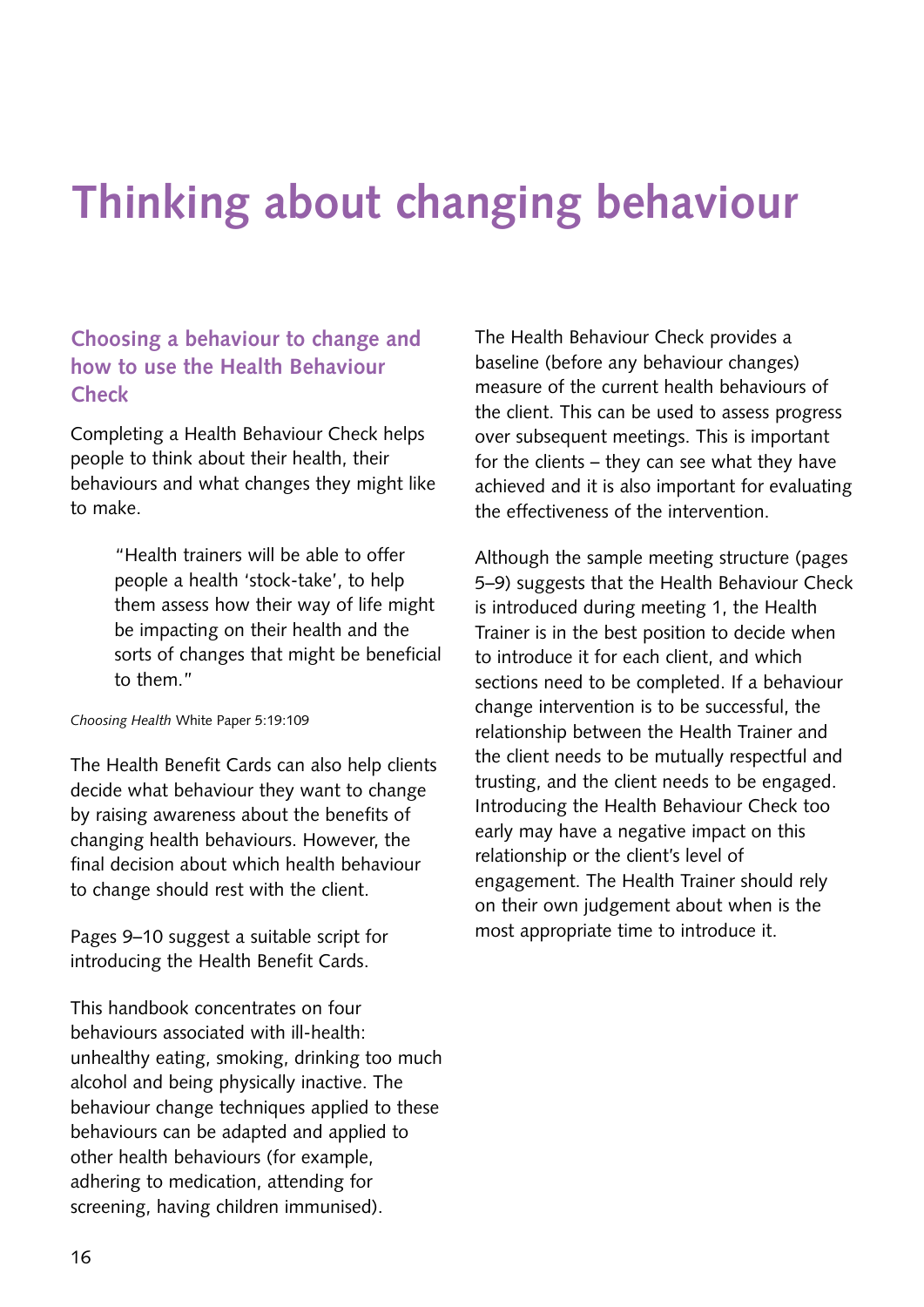# Thinking about changing behaviour

## Choosing a behaviour to change and how to use the Health Behaviour Check

Completing a Health Behaviour Check helps people to think about their health, their behaviours and what changes they might like to make.

> "Health trainers will be able to offer people a health 'stock-take', to help them assess how their way of life might be impacting on their health and the sorts of changes that might be beneficial to them."

*Choosing Health* White Paper 5:19:109

The Health Benefit Cards can also help clients decide what behaviour they want to change by raising awareness about the benefits of changing health behaviours. However, the final decision about which health behaviour to change should rest with the client.

Pages 9–10 suggest a suitable script for introducing the Health Benefit Cards.

This handbook concentrates on four behaviours associated with ill-health: unhealthy eating, smoking, drinking too much alcohol and being physically inactive. The behaviour change techniques applied to these behaviours can be adapted and applied to other health behaviours (for example, adhering to medication, attending for screening, having children immunised).

The Health Behaviour Check provides a baseline (before any behaviour changes) measure of the current health behaviours of the client. This can be used to assess progress over subsequent meetings. This is important for the clients – they can see what they have achieved and it is also important for evaluating the effectiveness of the intervention.

Although the sample meeting structure (pages 5–9) suggests that the Health Behaviour Check is introduced during meeting 1, the Health Trainer is in the best position to decide when to introduce it for each client, and which sections need to be completed. If a behaviour change intervention is to be successful, the relationship between the Health Trainer and the client needs to be mutually respectful and trusting, and the client needs to be engaged. Introducing the Health Behaviour Check too early may have a negative impact on this relationship or the client's level of engagement. The Health Trainer should rely on their own judgement about when is the most appropriate time to introduce it.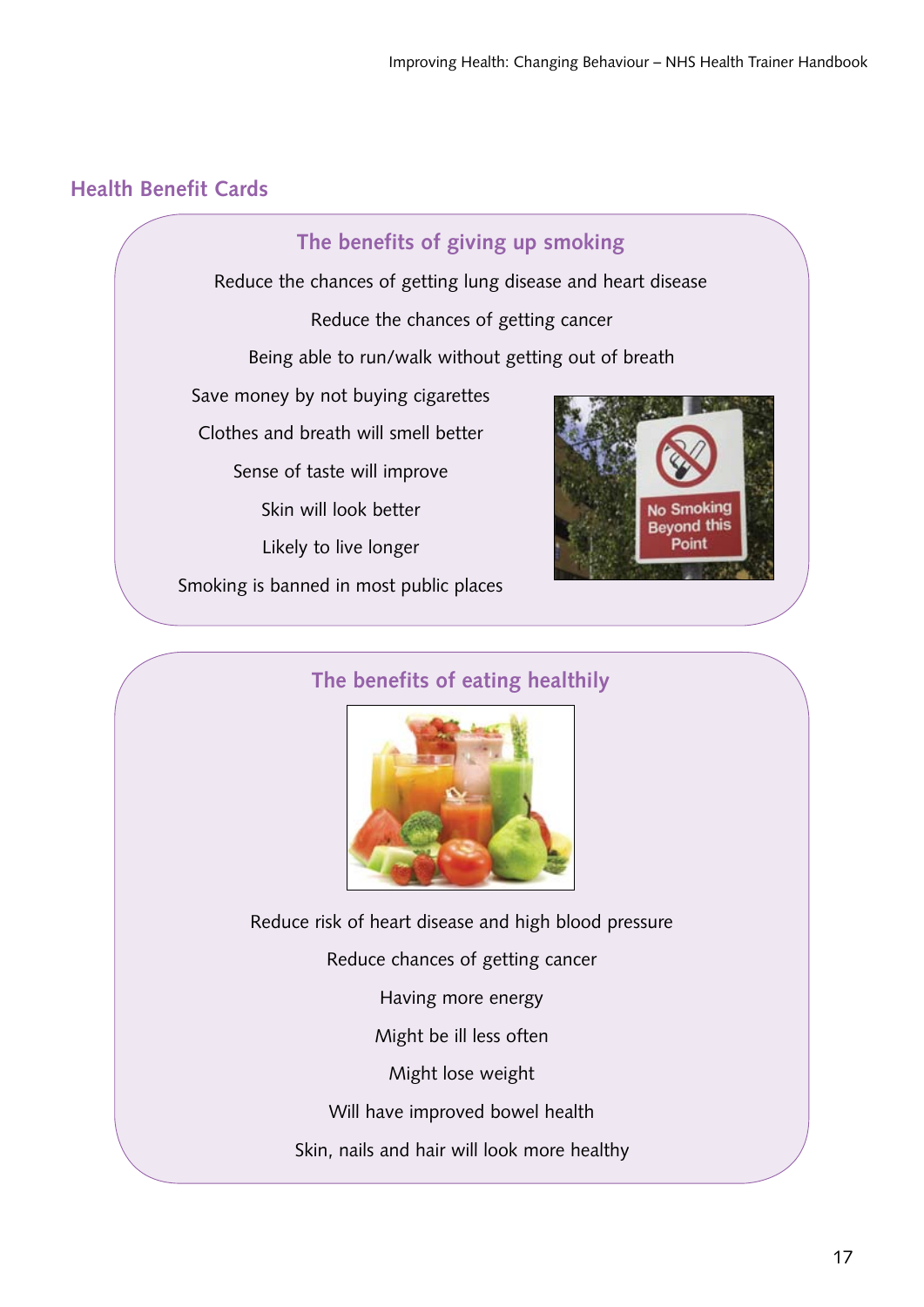## Health Benefit Cards

### The benefits of giving up smoking

Reduce the chances of getting lung disease and heart disease

Reduce the chances of getting cancer

Being able to run/walk without getting out of breath

Save money by not buying cigarettes

Clothes and breath will smell better

Sense of taste will improve

Skin will look better

Likely to live longer

Smoking is banned in most public places

### The benefits of eating healthily

Reduce risk of heart disease and high blood pressure

Reduce chances of getting cancer

Having more energy

Might be ill less often

Might lose weight

Will have improved bowel health

Skin, nails and hair will look more healthy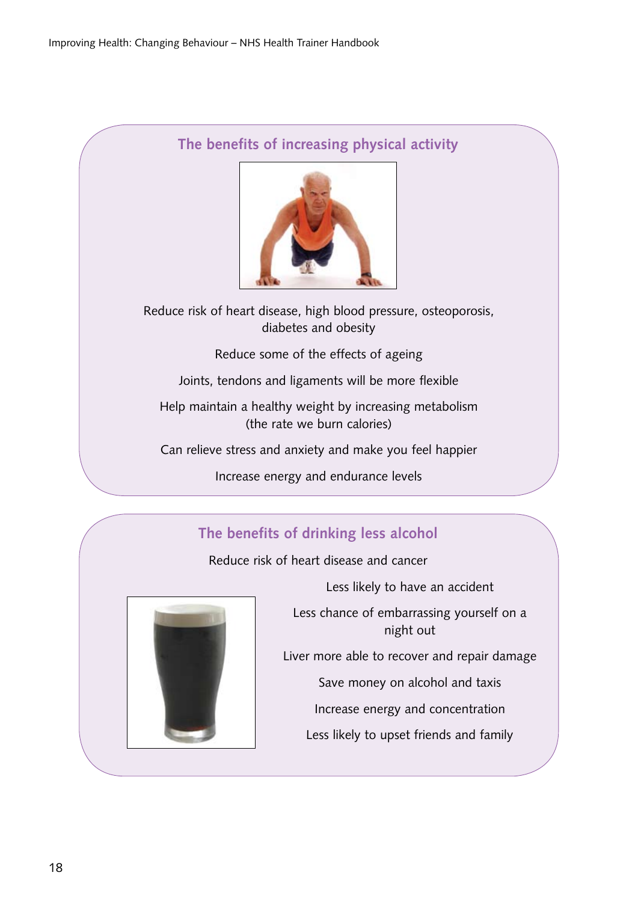## The benefits of increasing physical activity

Reduce risk of heart disease, high blood pressure, osteoporosis, diabetes and obesity

Reduce some of the effects of ageing

Joints, tendons and ligaments will be more flexible

Help maintain a healthy weight by increasing metabolism (the rate we burn calories)

Can relieve stress and anxiety and make you feel happier

Increase energy and endurance levels

## The benefits of drinking less alcohol

Reduce risk of heart disease and cancer

Less likely to have an accident

Less chance of embarrassing yourself on a night out

Liver more able to recover and repair damage

Save money on alcohol and taxis

Increase energy and concentration

Less likely to upset friends and family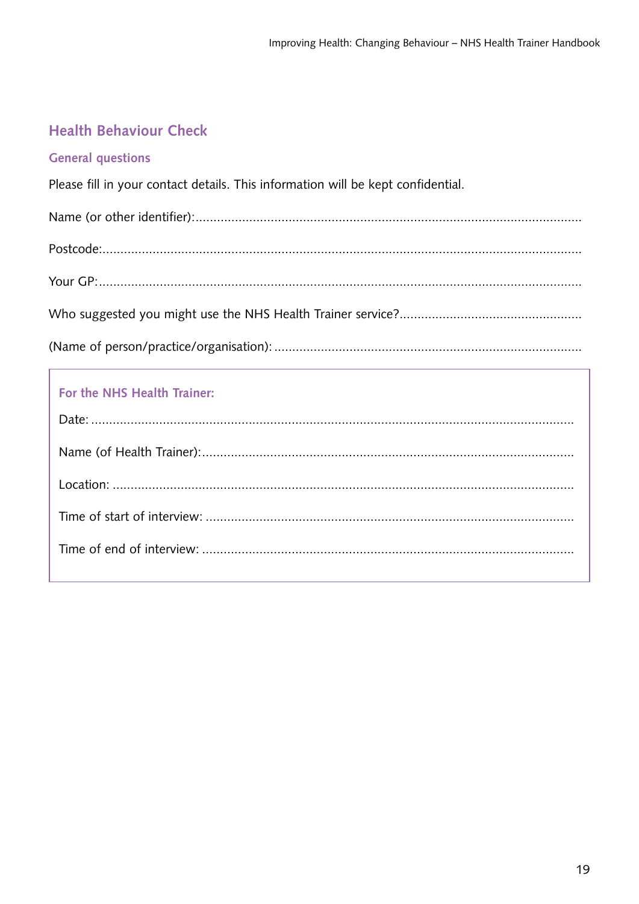## Health Behaviour Check

### General questions

Please fill in your contact details. This information will be kept confidential.

Name (or other identifier):.............................................................................................................

Postcode:.......................................................................................................................................

Your GP:.......................................................................................................................................

Who suggested you might use the NHS Health Trainer service?...................................................

(Name of person/practice/organisation): .....................................................................................

**For the NHS Health Trainer:**

Date: ..........................................................................................................................................

Name (of Health Trainer):..........................................................................................................

Location: ....................................................................................................................................

Time of start of interview: ..........................................................................................................

Time of end of interview: ...........................................................................................................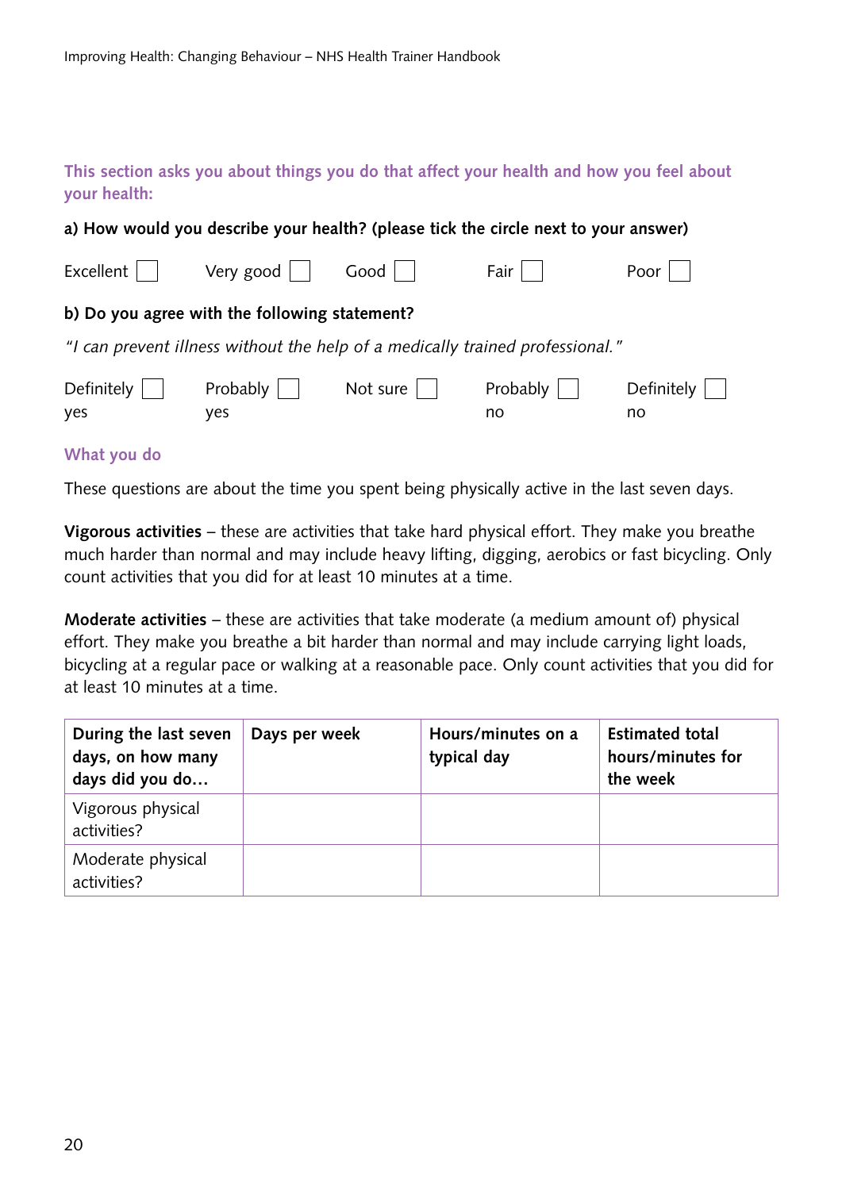**This section asks you about things you do that affect your health and how you feel about your health:**

**a) How would you describe your health? (please tick the circle next to your answer)**

Excellent ☐ Very good ☐ Good ☐ Fair ☐ Poor ☐

**b) Do you agree with the following statement?**

*"I can prevent illness without the help of a medically trained professional."*

Definitely yes ☐ Probably yes ☐ Not sure ☐ Probably no ☐ Definitely no ☐

**What you do**

These questions are about the time you spent being physically active in the last seven days.

**Vigorous activities** – these are activities that take hard physical effort. They make you breathe much harder than normal and may include heavy lifting, digging, aerobics or fast bicycling. Only count activities that you did for at least 10 minutes at a time.

**Moderate activities** – these are activities that take moderate (a medium amount of) physical effort. They make you breathe a bit harder than normal and may include carrying light loads, bicycling at a regular pace or walking at a reasonable pace. Only count activities that you did for at least 10 minutes at a time.

| During the last seven days, on how many days did you do… | Days per week | Hours/minutes on a typical day | Estimated total hours/minutes for the week |
|---|---|---|---|
| Vigorous physical activities? | | | |
| Moderate physical activities? | | | |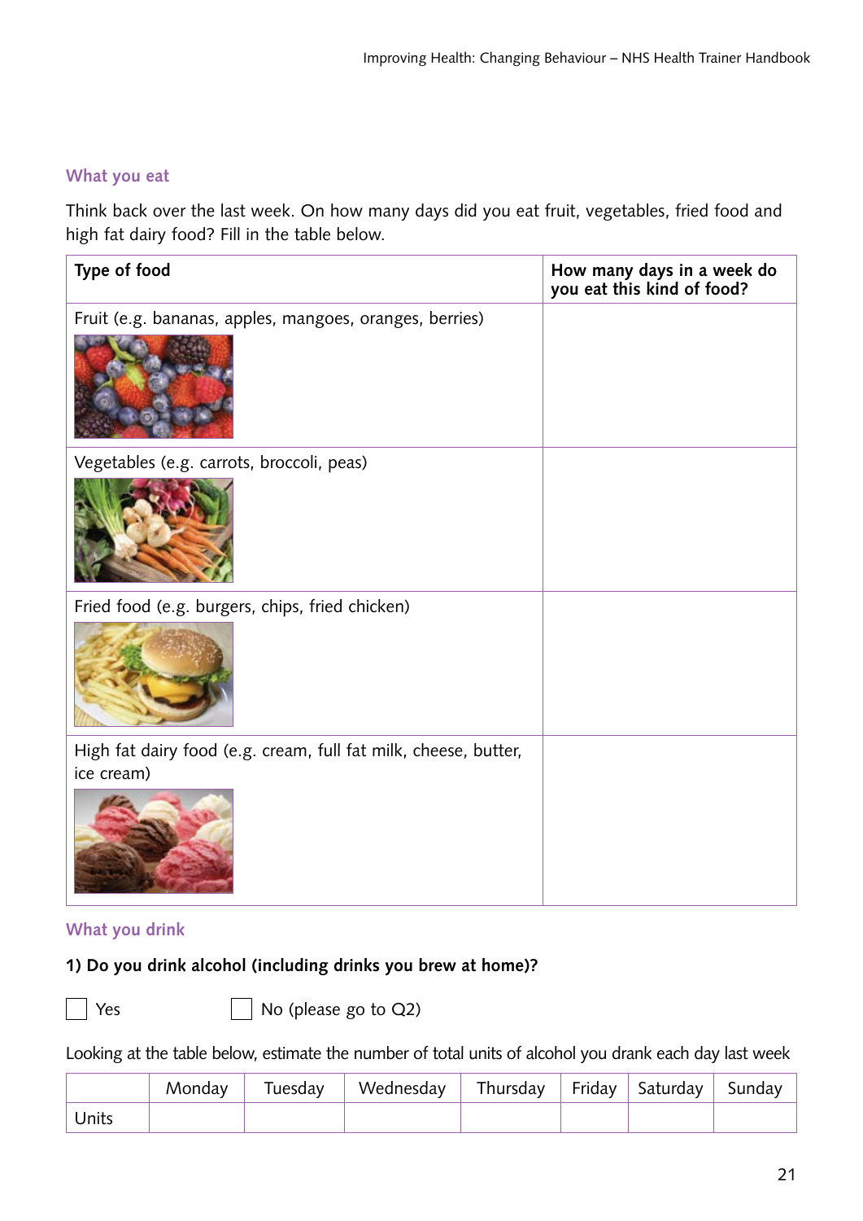## What you eat

Think back over the last week. On how many days did you eat fruit, vegetables, fried food and high fat dairy food? Fill in the table below.

| Type of food | How many days in a week do you eat this kind of food? |
|---|---|
| Fruit (e.g. bananas, apples, mangoes, oranges, berries) | |
| Vegetables (e.g. carrots, broccoli, peas) | |
| Fried food (e.g. burgers, chips, fried chicken) | |
| High fat dairy food (e.g. cream, full fat milk, cheese, butter, ice cream) | |

## What you drink

**1) Do you drink alcohol (including drinks you brew at home)?**

☐ Yes ☐ No (please go to Q2)

Looking at the table below, estimate the number of total units of alcohol you drank each day last week

| | Monday | Tuesday | Wednesday | Thursday | Friday | Saturday | Sunday |
|---|---|---|---|---|---|---|---|
| Units | | | | | | | |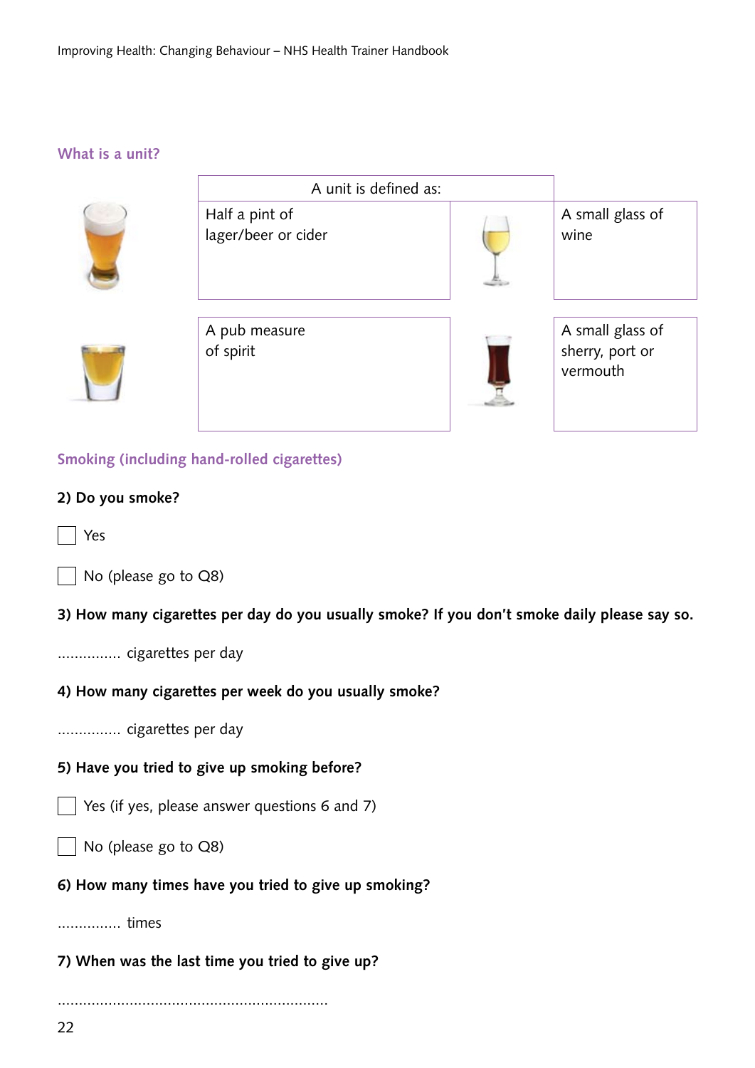### What is a unit?

| A unit is defined as: | |
|---|---|
| Half a pint of lager/beer or cider | A small glass of wine |
| A pub measure of spirit | A small glass of sherry, port or vermouth |

### Smoking (including hand-rolled cigarettes)

**2) Do you smoke?**

☐ Yes

☐ No (please go to Q8)

**3) How many cigarettes per day do you usually smoke? If you don't smoke daily please say so.**

............... cigarettes per day

**4) How many cigarettes per week do you usually smoke?**

............... cigarettes per day

**5) Have you tried to give up smoking before?**

☐ Yes (if yes, please answer questions 6 and 7)

☐ No (please go to Q8)

**6) How many times have you tried to give up smoking?**

............... times

**7) When was the last time you tried to give up?**

................................................................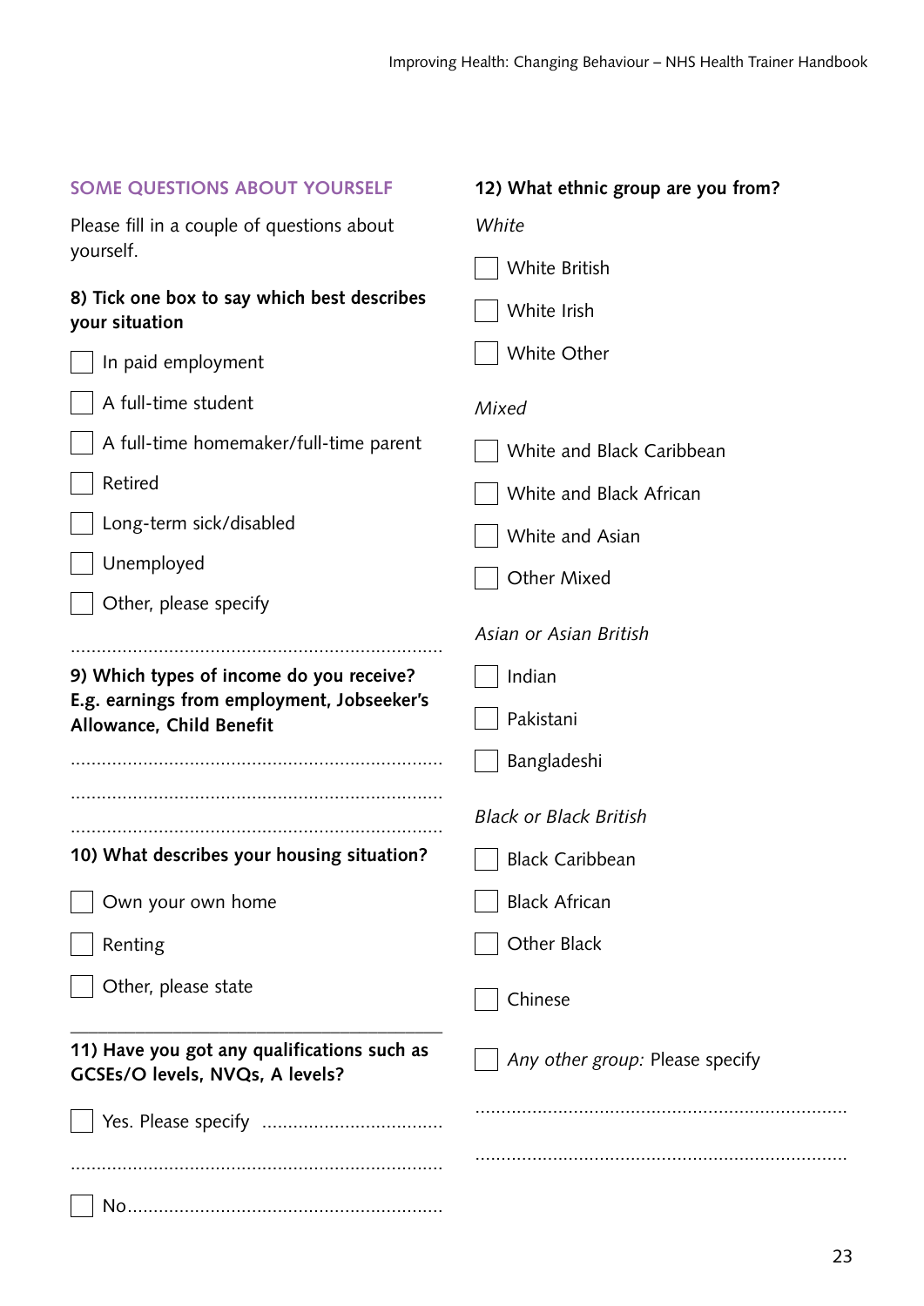## SOME QUESTIONS ABOUT YOURSELF

Please fill in a couple of questions about yourself.

**8) Tick one box to say which best describes your situation**

- ☐ In paid employment
- ☐ A full-time student
- ☐ A full-time homemaker/full-time parent
- ☐ Retired
- ☐ Long-term sick/disabled
- ☐ Unemployed
- ☐ Other, please specify

.......................................................................

**9) Which types of income do you receive? E.g. earnings from employment, Jobseeker's Allowance, Child Benefit**

.......................................................................

.......................................................................

.......................................................................

**10) What describes your housing situation?**

- ☐ Own your own home
- ☐ Renting
- ☐ Other, please state

___________________________________________

**11) Have you got any qualifications such as GCSEs/O levels, NVQs, A levels?**

- ☐ Yes. Please specify ..................................

.......................................................................

- ☐ No............................................................

**12) What ethnic group are you from?**

*White*

- ☐ White British
- ☐ White Irish
- ☐ White Other

*Mixed*

- ☐ White and Black Caribbean
- ☐ White and Black African
- ☐ White and Asian
- ☐ Other Mixed

*Asian or Asian British*

- ☐ Indian
- ☐ Pakistani
- ☐ Bangladeshi

*Black or Black British*

- ☐ Black Caribbean
- ☐ Black African
- ☐ Other Black

- ☐ Chinese

- ☐ *Any other group:* Please specify

.......................................................................

.......................................................................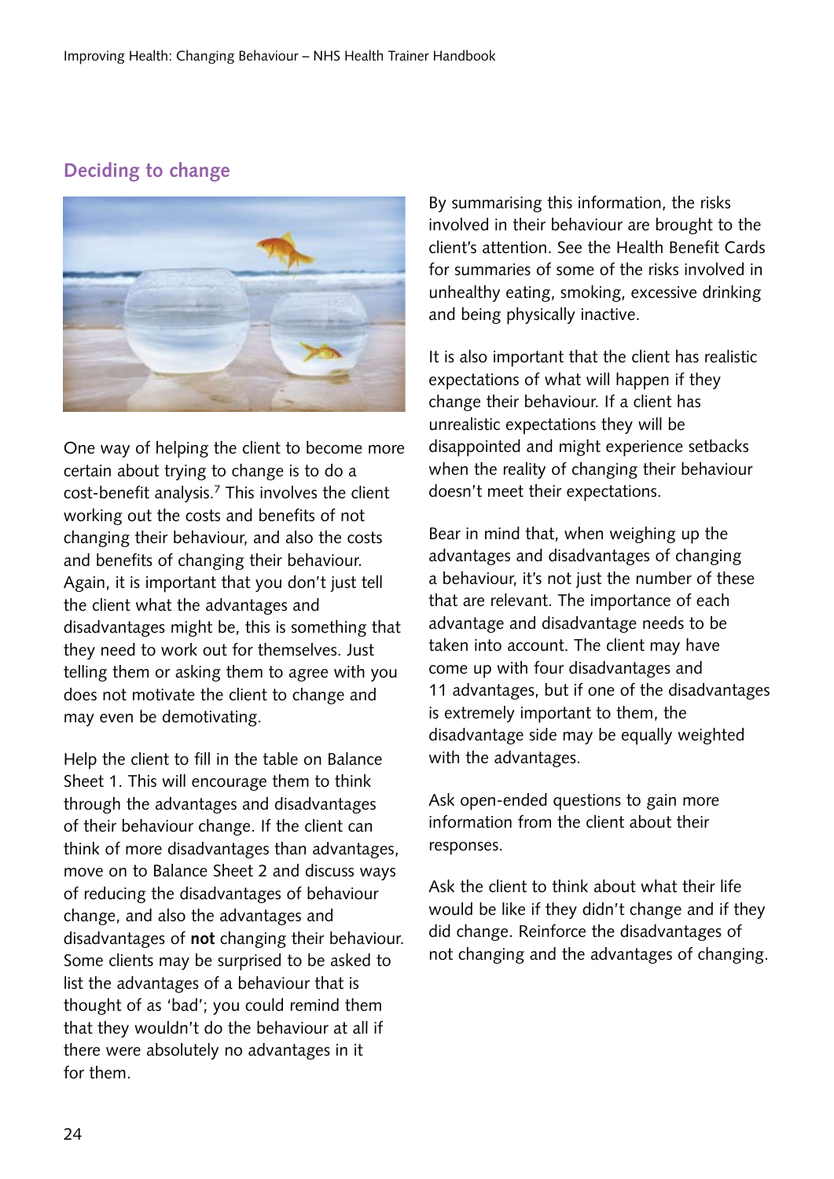## Deciding to change

One way of helping the client to become more certain about trying to change is to do a cost-benefit analysis.[7] This involves the client working out the costs and benefits of not changing their behaviour, and also the costs and benefits of changing their behaviour. Again, it is important that you don't just tell the client what the advantages and disadvantages might be, this is something that they need to work out for themselves. Just telling them or asking them to agree with you does not motivate the client to change and may even be demotivating.

Help the client to fill in the table on Balance Sheet 1. This will encourage them to think through the advantages and disadvantages of their behaviour change. If the client can think of more disadvantages than advantages, move on to Balance Sheet 2 and discuss ways of reducing the disadvantages of behaviour change, and also the advantages and disadvantages of **not** changing their behaviour. Some clients may be surprised to be asked to list the advantages of a behaviour that is thought of as 'bad'; you could remind them that they wouldn't do the behaviour at all if there were absolutely no advantages in it for them.

By summarising this information, the risks involved in their behaviour are brought to the client's attention. See the Health Benefit Cards for summaries of some of the risks involved in unhealthy eating, smoking, excessive drinking and being physically inactive.

It is also important that the client has realistic expectations of what will happen if they change their behaviour. If a client has unrealistic expectations they will be disappointed and might experience setbacks when the reality of changing their behaviour doesn't meet their expectations.

Bear in mind that, when weighing up the advantages and disadvantages of changing a behaviour, it's not just the number of these that are relevant. The importance of each advantage and disadvantage needs to be taken into account. The client may have come up with four disadvantages and 11 advantages, but if one of the disadvantages is extremely important to them, the disadvantage side may be equally weighted with the advantages.

Ask open-ended questions to gain more information from the client about their responses.

Ask the client to think about what their life would be like if they didn't change and if they did change. Reinforce the disadvantages of not changing and the advantages of changing.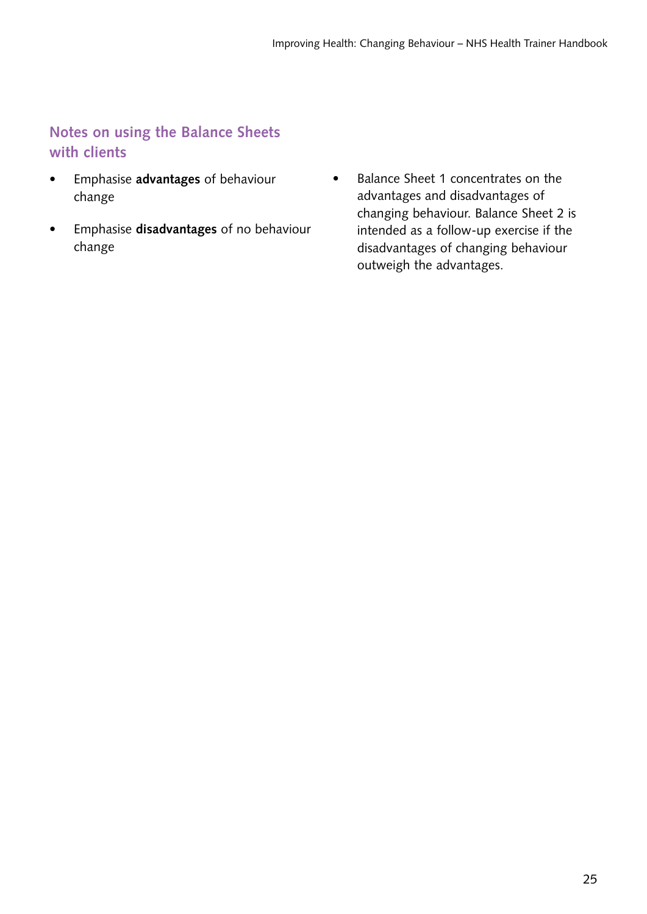## Notes on using the Balance Sheets with clients

- Emphasise **advantages** of behaviour change
- Emphasise **disadvantages** of no behaviour change
- Balance Sheet 1 concentrates on the advantages and disadvantages of changing behaviour. Balance Sheet 2 is intended as a follow-up exercise if the disadvantages of changing behaviour outweigh the advantages.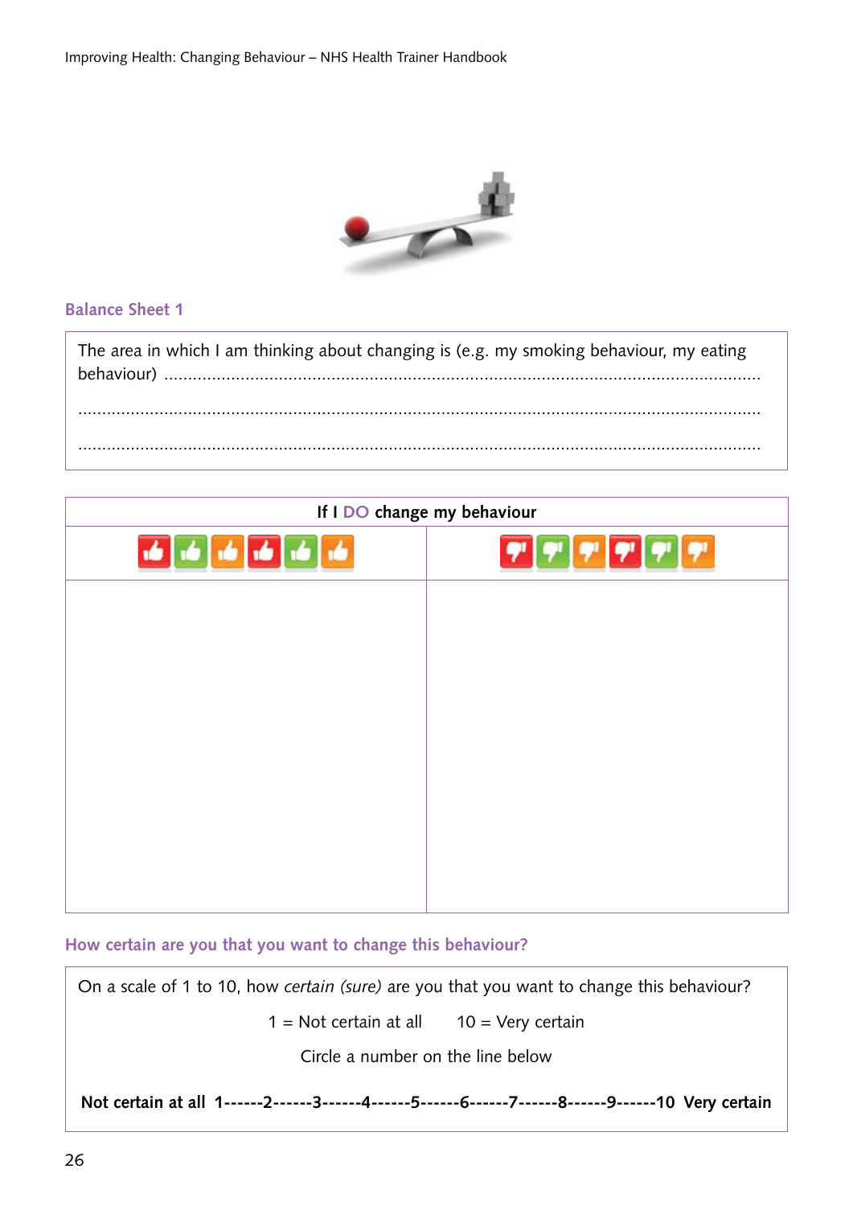## Balance Sheet 1

The area in which I am thinking about changing is (e.g. my smoking behaviour, my eating behaviour) .......................................................................................................................

.......................................................................................................................

.......................................................................................................................

| If I DO change my behaviour | |
|---|---|
| 👍👍👍👍👍👍 | 👎👎👎👎👎👎 |
| | |

### How certain are you that you want to change this behaviour?

On a scale of 1 to 10, how *certain (sure)* are you that you want to change this behaviour?

1 = Not certain at all      10 = Very certain

Circle a number on the line below

**Not certain at all 1------2------3------4------5------6------7------8------9------10 Very certain**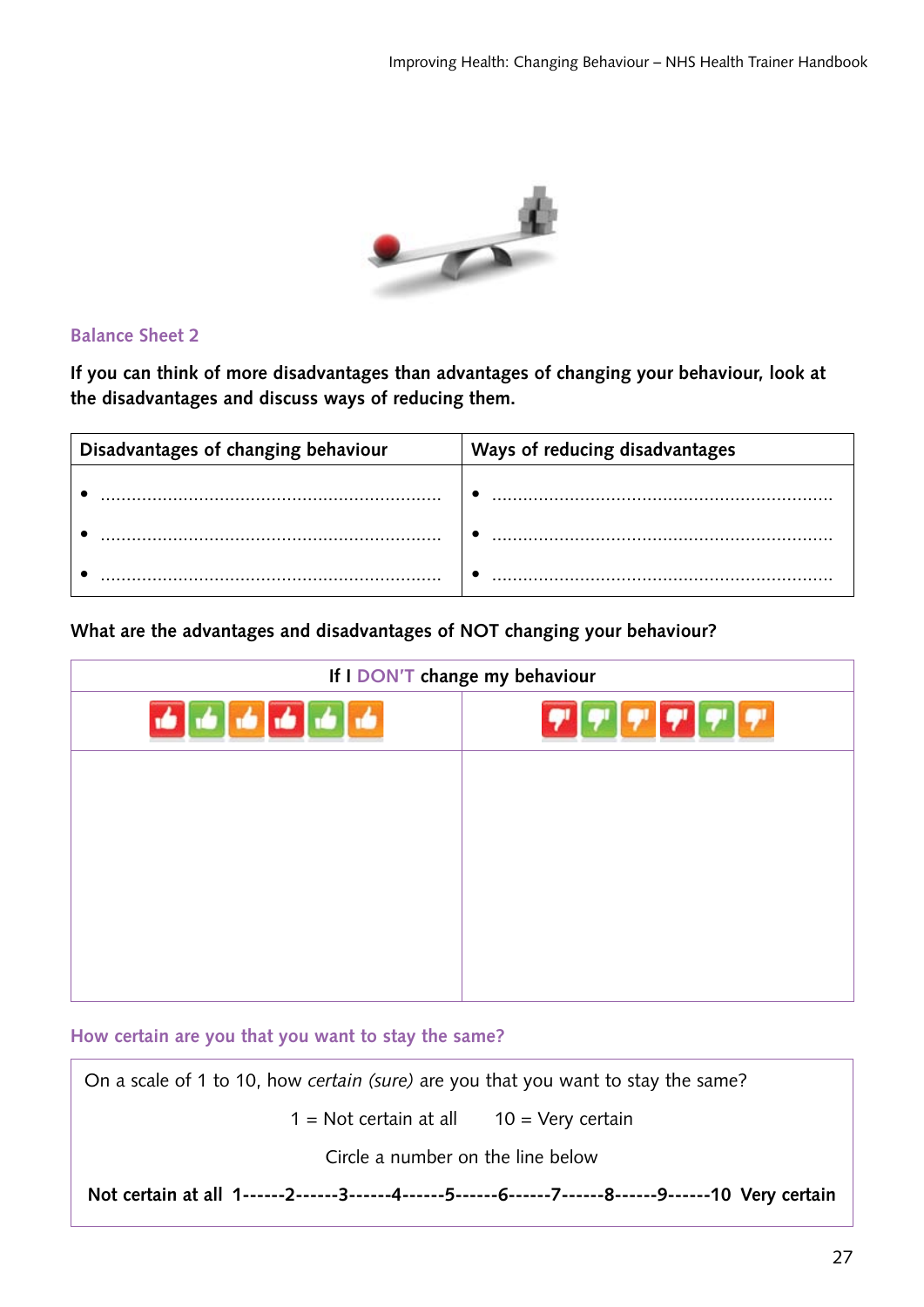## Balance Sheet 2

**If you can think of more disadvantages than advantages of changing your behaviour, look at the disadvantages and discuss ways of reducing them.**

| Disadvantages of changing behaviour | Ways of reducing disadvantages |
|---|---|
| • ................................................................ | • ................................................................ |
| • ................................................................ | • ................................................................ |
| • ................................................................ | • ................................................................ |

**What are the advantages and disadvantages of NOT changing your behaviour?**

| If I DON'T change my behaviour | |
|---|---|
| 👍👍👍👍👍👍 | 👎👎👎👎👎👎 |
| | |

### How certain are you that you want to stay the same?

On a scale of 1 to 10, how *certain (sure)* are you that you want to stay the same?

1 = Not certain at all   10 = Very certain

Circle a number on the line below

**Not certain at all 1------2------3------4------5------6------7------8------9------10 Very certain**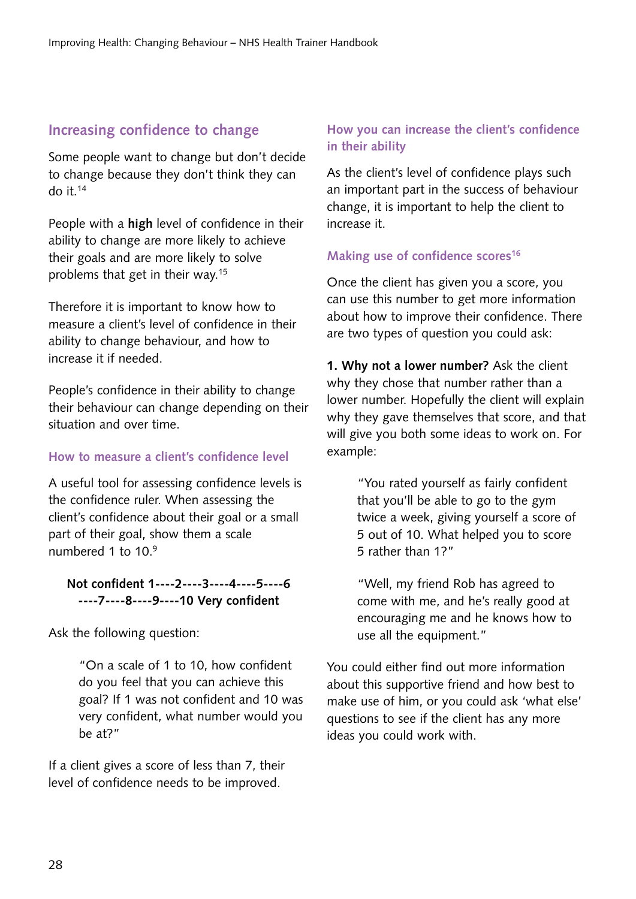## Increasing confidence to change

Some people want to change but don't decide to change because they don't think they can do it.[14]

People with a **high** level of confidence in their ability to change are more likely to achieve their goals and are more likely to solve problems that get in their way.[15]

Therefore it is important to know how to measure a client's level of confidence in their ability to change behaviour, and how to increase it if needed.

People's confidence in their ability to change their behaviour can change depending on their situation and over time.

### How to measure a client's confidence level

A useful tool for assessing confidence levels is the confidence ruler. When assessing the client's confidence about their goal or a small part of their goal, show them a scale numbered 1 to 10.[9]

**Not confident 1----2----3----4----5----6----7----8----9----10 Very confident**

Ask the following question:

> "On a scale of 1 to 10, how confident do you feel that you can achieve this goal? If 1 was not confident and 10 was very confident, what number would you be at?"

If a client gives a score of less than 7, their level of confidence needs to be improved.

### How you can increase the client's confidence in their ability

As the client's level of confidence plays such an important part in the success of behaviour change, it is important to help the client to increase it.

### Making use of confidence scores[16]

Once the client has given you a score, you can use this number to get more information about how to improve their confidence. There are two types of question you could ask:

**1. Why not a lower number?** Ask the client why they chose that number rather than a lower number. Hopefully the client will explain why they gave themselves that score, and that will give you both some ideas to work on. For example:

> "You rated yourself as fairly confident that you'll be able to go to the gym twice a week, giving yourself a score of 5 out of 10. What helped you to score 5 rather than 1?"

> "Well, my friend Rob has agreed to come with me, and he's really good at encouraging me and he knows how to use all the equipment."

You could either find out more information about this supportive friend and how best to make use of him, or you could ask 'what else' questions to see if the client has any more ideas you could work with.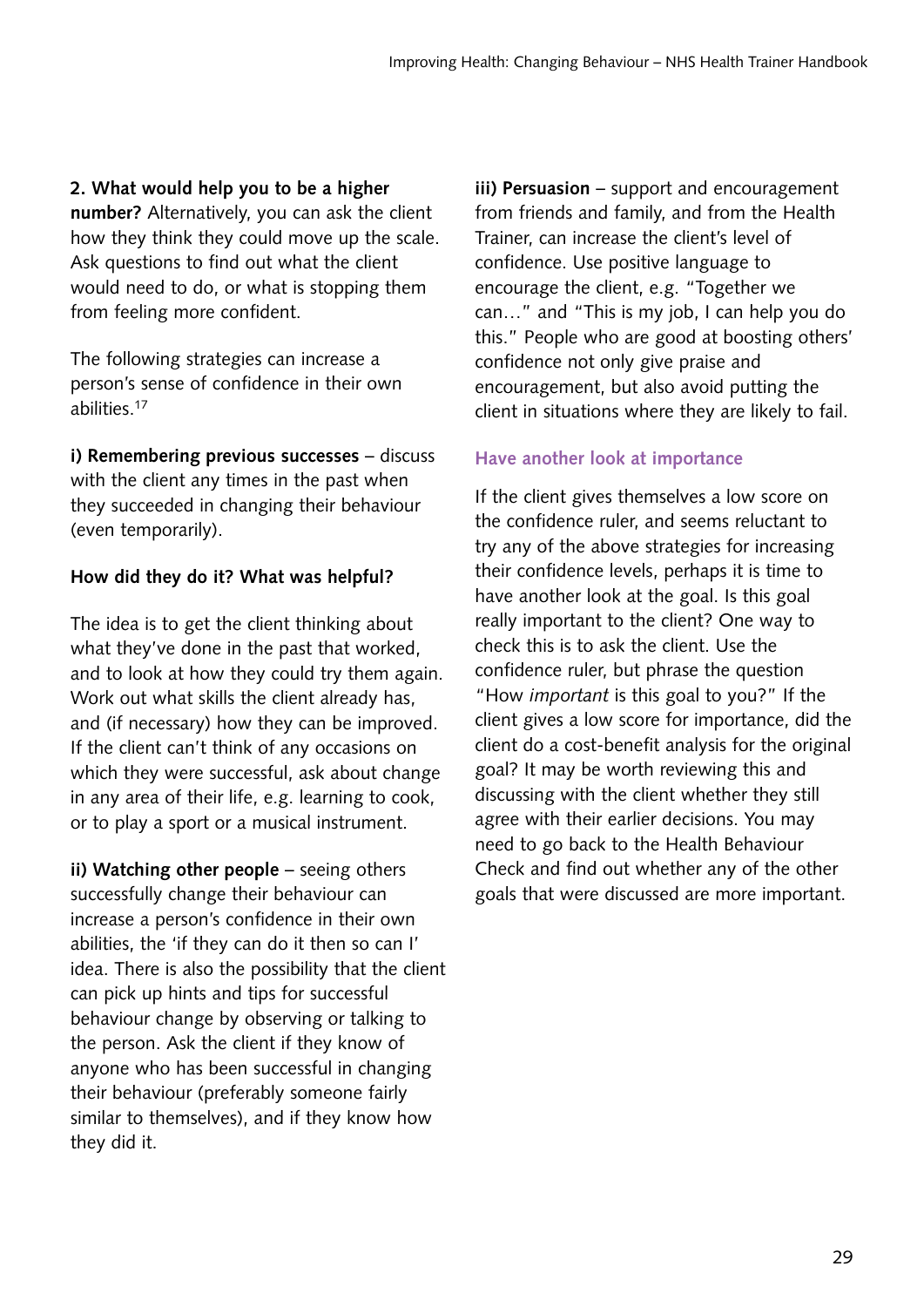**2. What would help you to be a higher number?** Alternatively, you can ask the client how they think they could move up the scale. Ask questions to find out what the client would need to do, or what is stopping them from feeling more confident.

The following strategies can increase a person's sense of confidence in their own abilities.[17]

**i) Remembering previous successes** – discuss with the client any times in the past when they succeeded in changing their behaviour (even temporarily).

**How did they do it? What was helpful?**

The idea is to get the client thinking about what they've done in the past that worked, and to look at how they could try them again. Work out what skills the client already has, and (if necessary) how they can be improved. If the client can't think of any occasions on which they were successful, ask about change in any area of their life, e.g. learning to cook, or to play a sport or a musical instrument.

**ii) Watching other people** – seeing others successfully change their behaviour can increase a person's confidence in their own abilities, the 'if they can do it then so can I' idea. There is also the possibility that the client can pick up hints and tips for successful behaviour change by observing or talking to the person. Ask the client if they know of anyone who has been successful in changing their behaviour (preferably someone fairly similar to themselves), and if they know how they did it.

**iii) Persuasion** – support and encouragement from friends and family, and from the Health Trainer, can increase the client's level of confidence. Use positive language to encourage the client, e.g. "Together we can…" and "This is my job, I can help you do this." People who are good at boosting others' confidence not only give praise and encouragement, but also avoid putting the client in situations where they are likely to fail.

### Have another look at importance

If the client gives themselves a low score on the confidence ruler, and seems reluctant to try any of the above strategies for increasing their confidence levels, perhaps it is time to have another look at the goal. Is this goal really important to the client? One way to check this is to ask the client. Use the confidence ruler, but phrase the question "How *important* is this goal to you?" If the client gives a low score for importance, did the client do a cost-benefit analysis for the original goal? It may be worth reviewing this and discussing with the client whether they still agree with their earlier decisions. You may need to go back to the Health Behaviour Check and find out whether any of the other goals that were discussed are more important.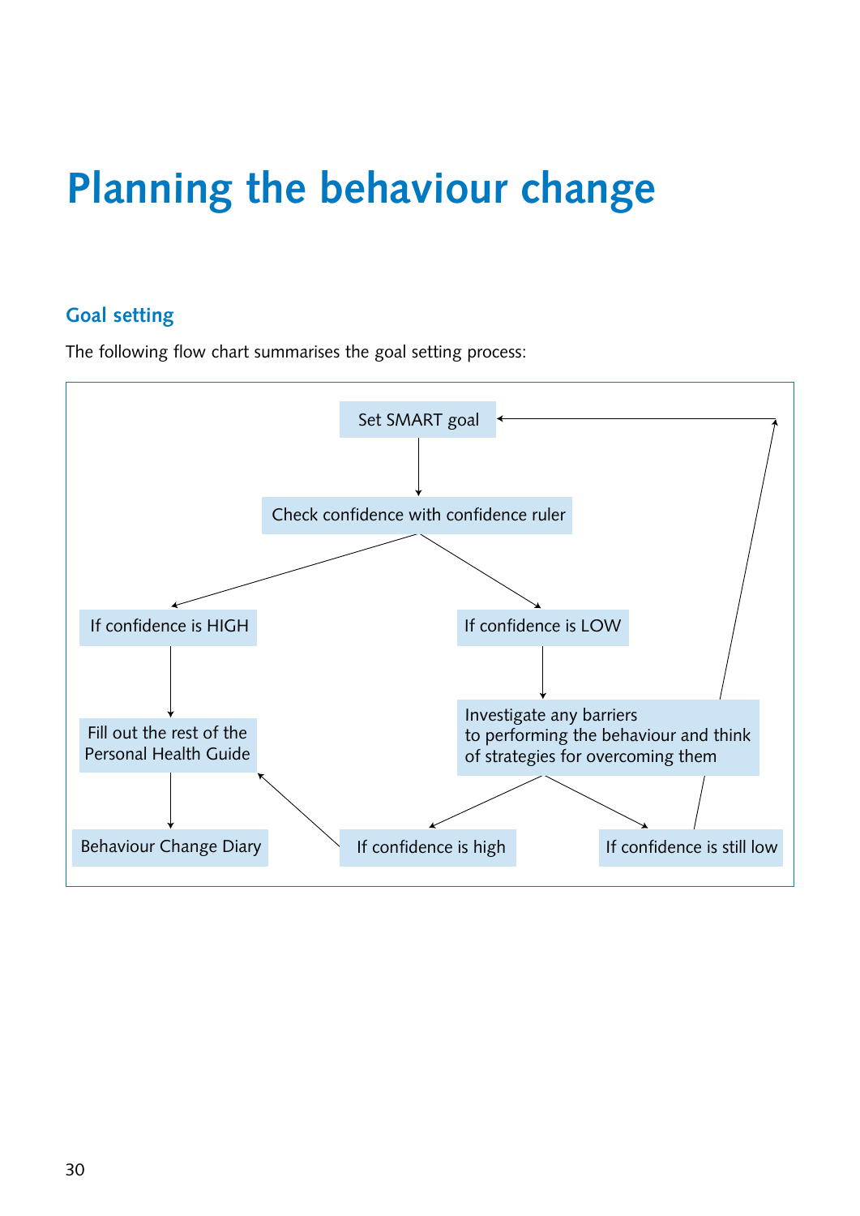# Planning the behaviour change

## Goal setting

The following flow chart summarises the goal setting process:

Set SMART goal

Check confidence with confidence ruler

If confidence is HIGH

If confidence is LOW

Fill out the rest of the Personal Health Guide

Investigate any barriers to performing the behaviour and think of strategies for overcoming them

Behaviour Change Diary

If confidence is high

If confidence is still low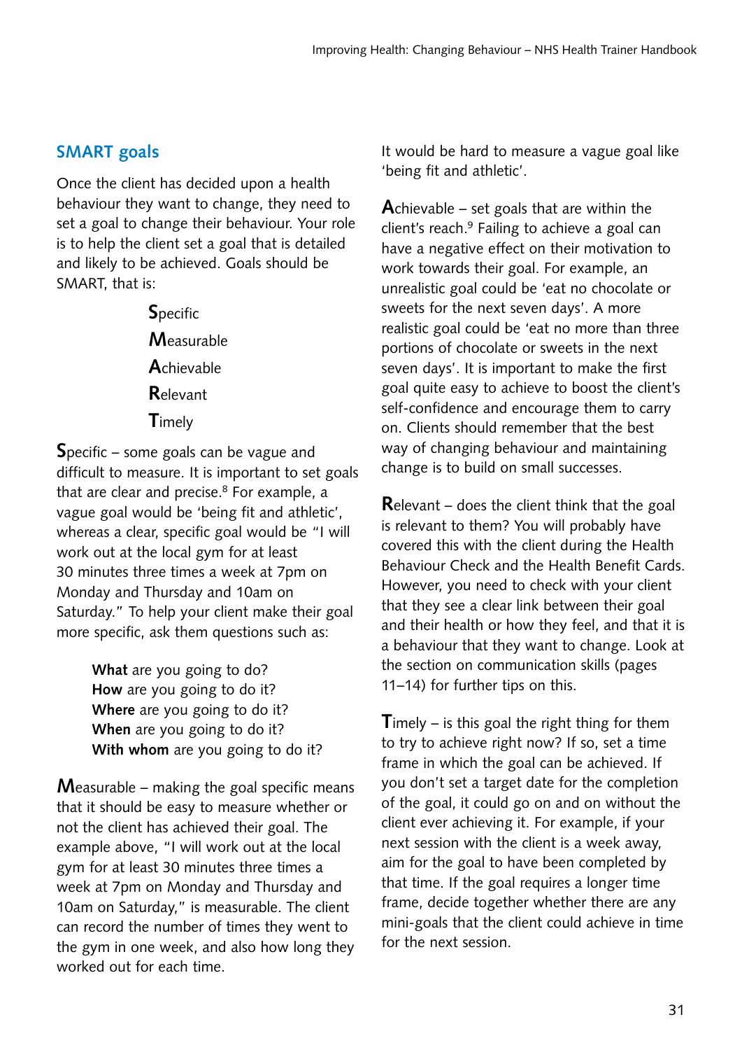## SMART goals

Once the client has decided upon a health behaviour they want to change, they need to set a goal to change their behaviour. Your role is to help the client set a goal that is detailed and likely to be achieved. Goals should be SMART, that is:

**S**pecific
**M**easurable
**A**chievable
**R**elevant
**T**imely

**S**pecific – some goals can be vague and difficult to measure. It is important to set goals that are clear and precise.[8] For example, a vague goal would be 'being fit and athletic', whereas a clear, specific goal would be "I will work out at the local gym for at least 30 minutes three times a week at 7pm on Monday and Thursday and 10am on Saturday." To help your client make their goal more specific, ask them questions such as:

**What** are you going to do?
**How** are you going to do it?
**Where** are you going to do it?
**When** are you going to do it?
**With whom** are you going to do it?

**M**easurable – making the goal specific means that it should be easy to measure whether or not the client has achieved their goal. The example above, "I will work out at the local gym for at least 30 minutes three times a week at 7pm on Monday and Thursday and 10am on Saturday," is measurable. The client can record the number of times they went to the gym in one week, and also how long they worked out for each time. It would be hard to measure a vague goal like 'being fit and athletic'.

**A**chievable – set goals that are within the client's reach.[9] Failing to achieve a goal can have a negative effect on their motivation to work towards their goal. For example, an unrealistic goal could be 'eat no chocolate or sweets for the next seven days'. A more realistic goal could be 'eat no more than three portions of chocolate or sweets in the next seven days'. It is important to make the first goal quite easy to achieve to boost the client's self-confidence and encourage them to carry on. Clients should remember that the best way of changing behaviour and maintaining change is to build on small successes.

**R**elevant – does the client think that the goal is relevant to them? You will probably have covered this with the client during the Health Behaviour Check and the Health Benefit Cards. However, you need to check with your client that they see a clear link between their goal and their health or how they feel, and that it is a behaviour that they want to change. Look at the section on communication skills (pages 11–14) for further tips on this.

**T**imely – is this goal the right thing for them to try to achieve right now? If so, set a time frame in which the goal can be achieved. If you don't set a target date for the completion of the goal, it could go on and on without the client ever achieving it. For example, if your next session with the client is a week away, aim for the goal to have been completed by that time. If the goal requires a longer time frame, decide together whether there are any mini-goals that the client could achieve in time for the next session.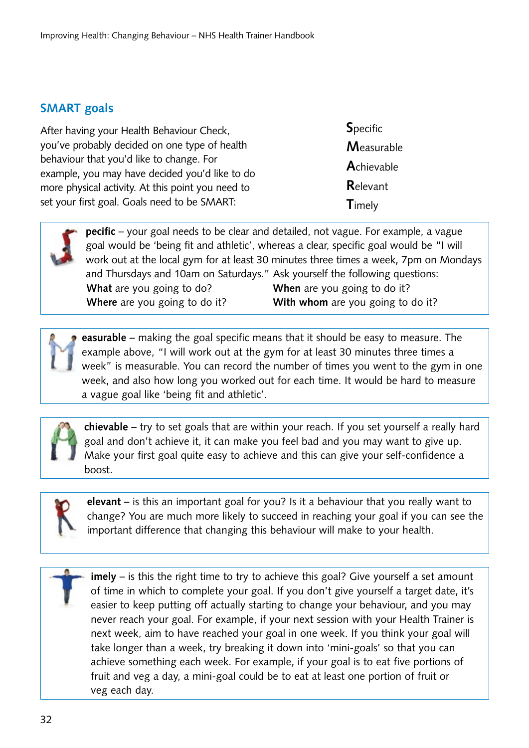## SMART goals

After having your Health Behaviour Check, you've probably decided on one type of health behaviour that you'd like to change. For example, you may have decided you'd like to do more physical activity. At this point you need to set your first goal. Goals need to be SMART:

**S**pecific
**M**easurable
**A**chievable
**R**elevant
**T**imely

**pecific** – your goal needs to be clear and detailed, not vague. For example, a vague goal would be 'being fit and athletic', whereas a clear, specific goal would be "I will work out at the local gym for at least 30 minutes three times a week, 7pm on Mondays and Thursdays and 10am on Saturdays." Ask yourself the following questions:

**What** are you going to do?
**When** are you going to do it?
**Where** are you going to do it?
**With whom** are you going to do it?

**easurable** – making the goal specific means that it should be easy to measure. The example above, "I will work out at the gym for at least 30 minutes three times a week" is measurable. You can record the number of times you went to the gym in one week, and also how long you worked out for each time. It would be hard to measure a vague goal like 'being fit and athletic'.

**chievable** – try to set goals that are within your reach. If you set yourself a really hard goal and don't achieve it, it can make you feel bad and you may want to give up. Make your first goal quite easy to achieve and this can give your self-confidence a boost.

**elevant** – is this an important goal for you? Is it a behaviour that you really want to change? You are much more likely to succeed in reaching your goal if you can see the important difference that changing this behaviour will make to your health.

**imely** – is this the right time to try to achieve this goal? Give yourself a set amount of time in which to complete your goal. If you don't give yourself a target date, it's easier to keep putting off actually starting to change your behaviour, and you may never reach your goal. For example, if your next session with your Health Trainer is next week, aim to have reached your goal in one week. If you think your goal will take longer than a week, try breaking it down into 'mini-goals' so that you can achieve something each week. For example, if your goal is to eat five portions of fruit and veg a day, a mini-goal could be to eat at least one portion of fruit or veg each day.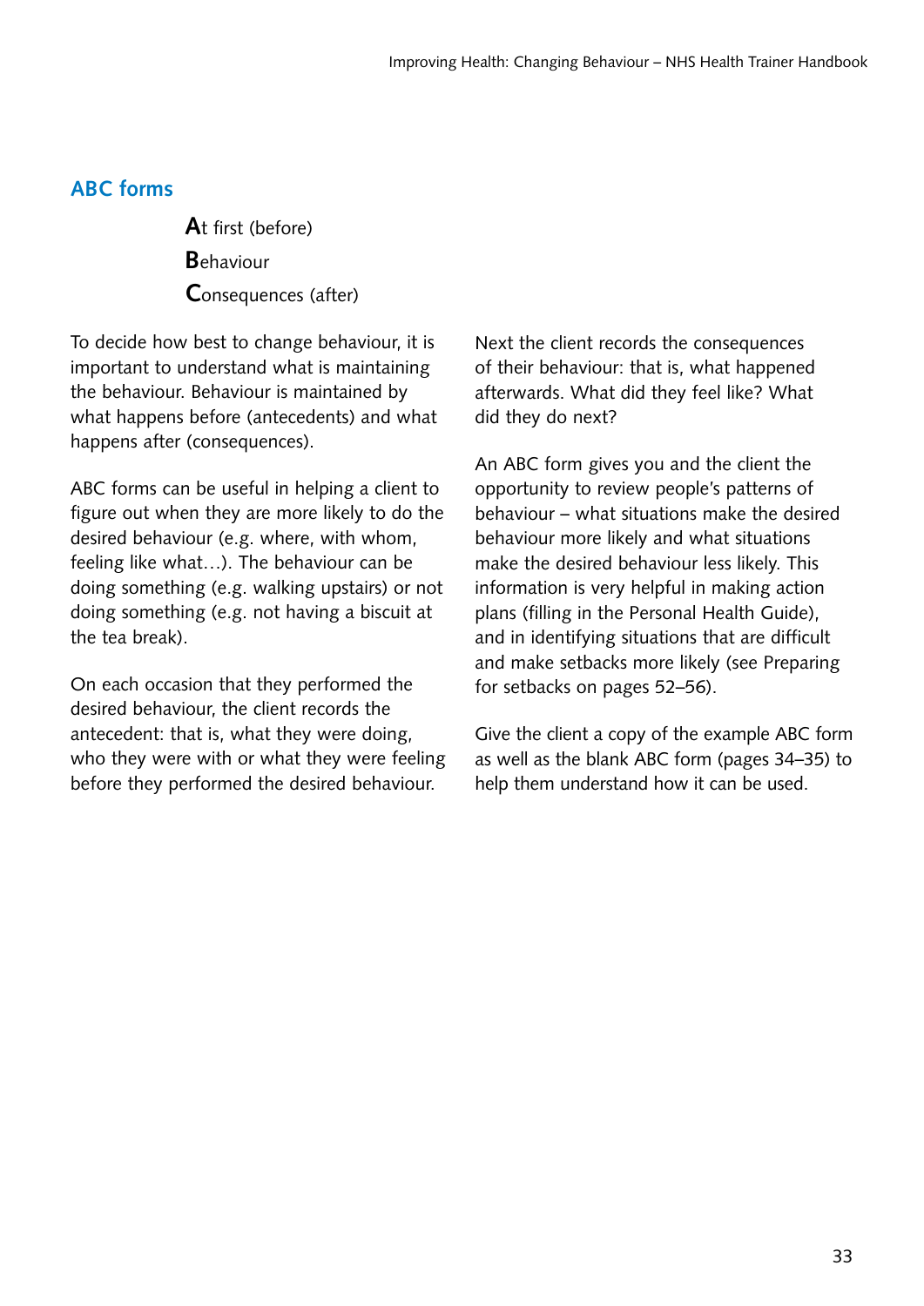## ABC forms

**A**t first (before)
**B**ehaviour
**C**onsequences (after)

To decide how best to change behaviour, it is important to understand what is maintaining the behaviour. Behaviour is maintained by what happens before (antecedents) and what happens after (consequences).

ABC forms can be useful in helping a client to figure out when they are more likely to do the desired behaviour (e.g. where, with whom, feeling like what…). The behaviour can be doing something (e.g. walking upstairs) or not doing something (e.g. not having a biscuit at the tea break).

On each occasion that they performed the desired behaviour, the client records the antecedent: that is, what they were doing, who they were with or what they were feeling before they performed the desired behaviour.

Next the client records the consequences of their behaviour: that is, what happened afterwards. What did they feel like? What did they do next?

An ABC form gives you and the client the opportunity to review people's patterns of behaviour – what situations make the desired behaviour more likely and what situations make the desired behaviour less likely. This information is very helpful in making action plans (filling in the Personal Health Guide), and in identifying situations that are difficult and make setbacks more likely (see Preparing for setbacks on pages 52–56).

Give the client a copy of the example ABC form as well as the blank ABC form (pages 34–35) to help them understand how it can be used.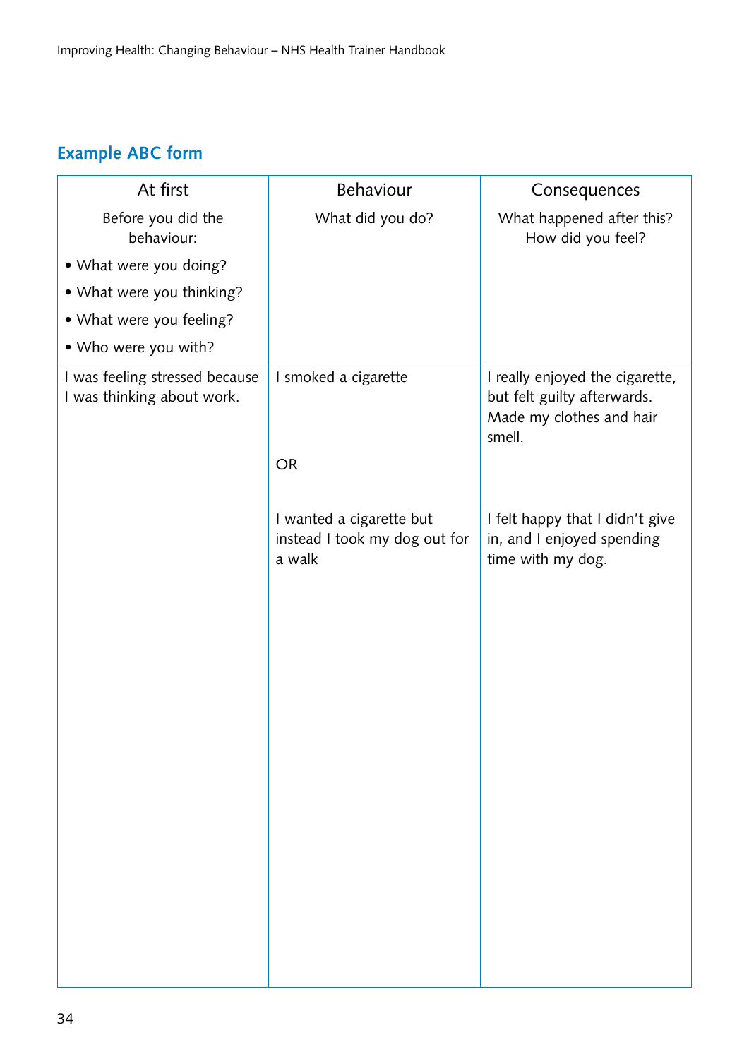## Example ABC form

| At first | Behaviour | Consequences |
|---|---|---|
| Before you did the behaviour:<br>• What were you doing?<br>• What were you thinking?<br>• What were you feeling?<br>• Who were you with? | What did you do? | What happened after this? How did you feel? |
| I was feeling stressed because I was thinking about work. | I smoked a cigarette<br><br>OR<br><br>I wanted a cigarette but instead I took my dog out for a walk | I really enjoyed the cigarette, but felt guilty afterwards. Made my clothes and hair smell.<br><br>I felt happy that I didn't give in, and I enjoyed spending time with my dog. |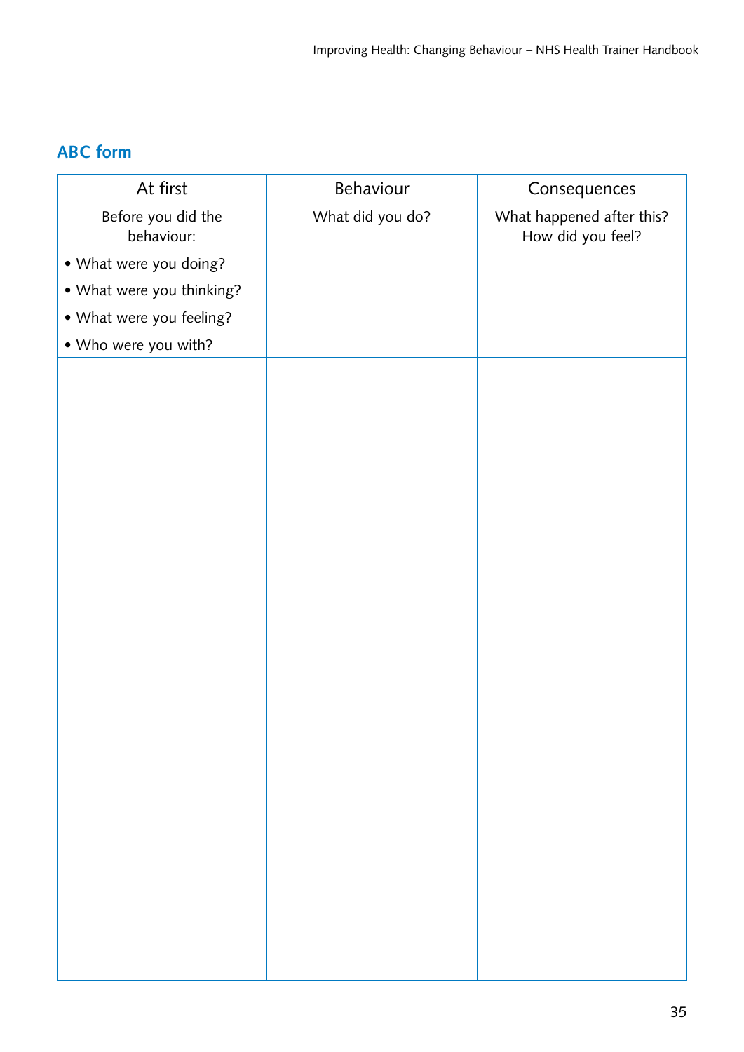## ABC form

| At first<br>Before you did the behaviour:<br>• What were you doing?<br>• What were you thinking?<br>• What were you feeling?<br>• Who were you with? | Behaviour<br>What did you do? | Consequences<br>What happened after this?<br>How did you feel? |
|---|---|---|
| | | |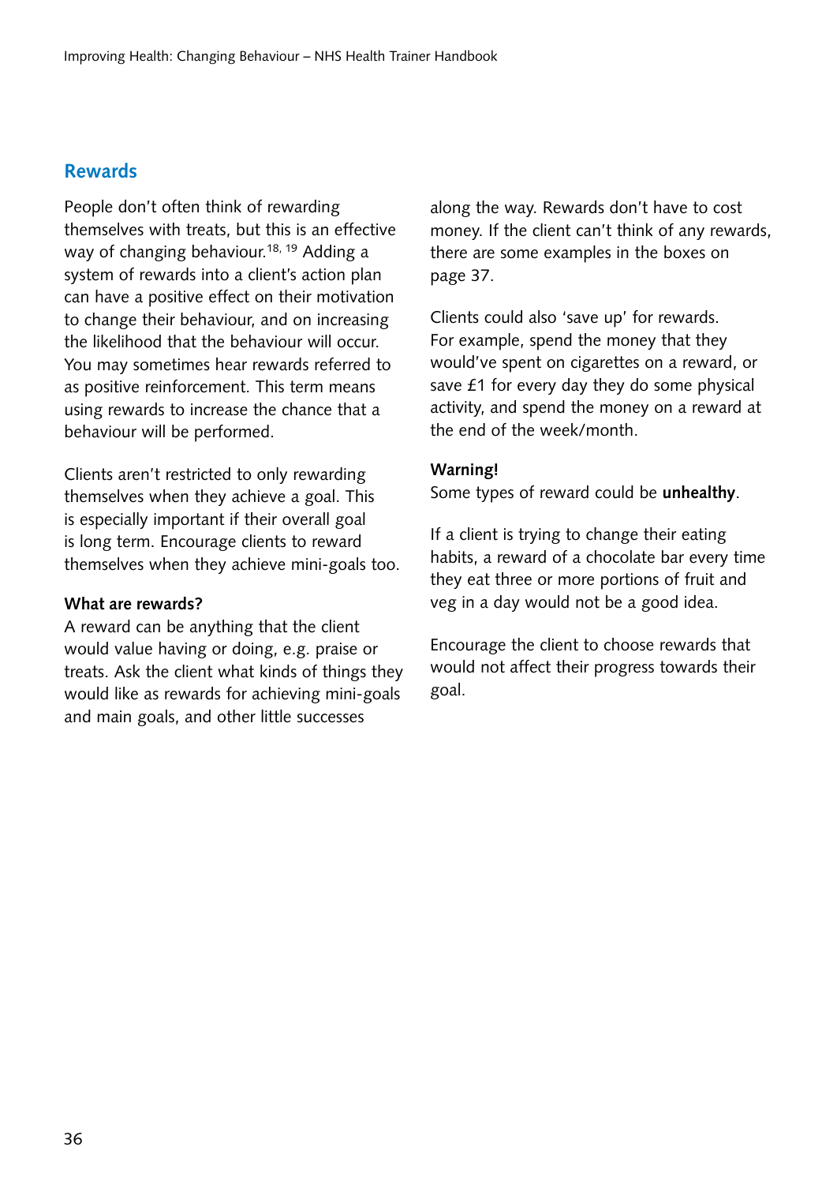## Rewards

People don't often think of rewarding themselves with treats, but this is an effective way of changing behaviour.[18, 19] Adding a system of rewards into a client's action plan can have a positive effect on their motivation to change their behaviour, and on increasing the likelihood that the behaviour will occur. You may sometimes hear rewards referred to as positive reinforcement. This term means using rewards to increase the chance that a behaviour will be performed.

Clients aren't restricted to only rewarding themselves when they achieve a goal. This is especially important if their overall goal is long term. Encourage clients to reward themselves when they achieve mini-goals too.

**What are rewards?**

A reward can be anything that the client would value having or doing, e.g. praise or treats. Ask the client what kinds of things they would like as rewards for achieving mini-goals and main goals, and other little successes along the way. Rewards don't have to cost money. If the client can't think of any rewards, there are some examples in the boxes on page 37.

Clients could also 'save up' for rewards. For example, spend the money that they would've spent on cigarettes on a reward, or save £1 for every day they do some physical activity, and spend the money on a reward at the end of the week/month.

**Warning!**

Some types of reward could be **unhealthy**.

If a client is trying to change their eating habits, a reward of a chocolate bar every time they eat three or more portions of fruit and veg in a day would not be a good idea.

Encourage the client to choose rewards that would not affect their progress towards their goal.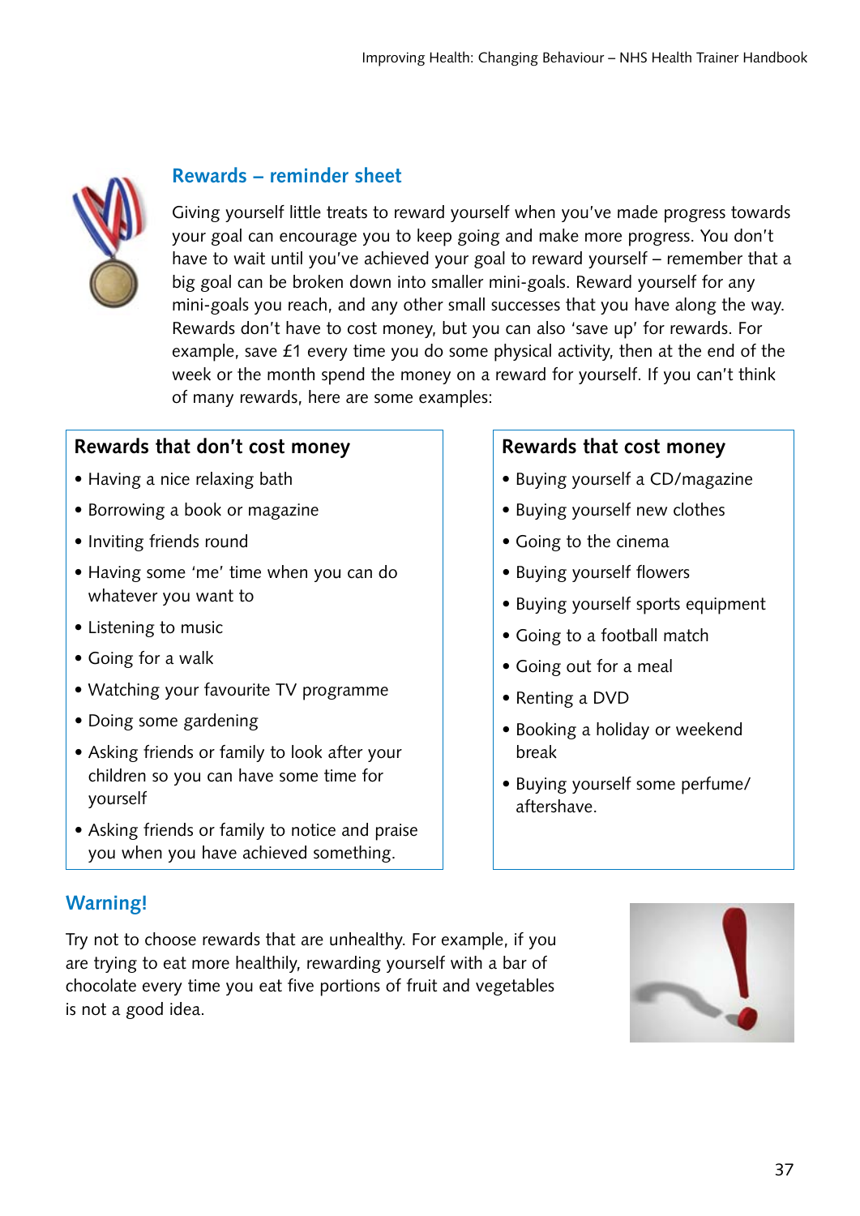## Rewards – reminder sheet

Giving yourself little treats to reward yourself when you've made progress towards your goal can encourage you to keep going and make more progress. You don't have to wait until you've achieved your goal to reward yourself – remember that a big goal can be broken down into smaller mini-goals. Reward yourself for any mini-goals you reach, and any other small successes that you have along the way. Rewards don't have to cost money, but you can also 'save up' for rewards. For example, save £1 every time you do some physical activity, then at the end of the week or the month spend the money on a reward for yourself. If you can't think of many rewards, here are some examples:

### Rewards that don't cost money

- Having a nice relaxing bath
- Borrowing a book or magazine
- Inviting friends round
- Having some 'me' time when you can do whatever you want to
- Listening to music
- Going for a walk
- Watching your favourite TV programme
- Doing some gardening
- Asking friends or family to look after your children so you can have some time for yourself
- Asking friends or family to notice and praise you when you have achieved something.

### Rewards that cost money

- Buying yourself a CD/magazine
- Buying yourself new clothes
- Going to the cinema
- Buying yourself flowers
- Buying yourself sports equipment
- Going to a football match
- Going out for a meal
- Renting a DVD
- Booking a holiday or weekend break
- Buying yourself some perfume/aftershave.

## Warning!

Try not to choose rewards that are unhealthy. For example, if you are trying to eat more healthily, rewarding yourself with a bar of chocolate every time you eat five portions of fruit and vegetables is not a good idea.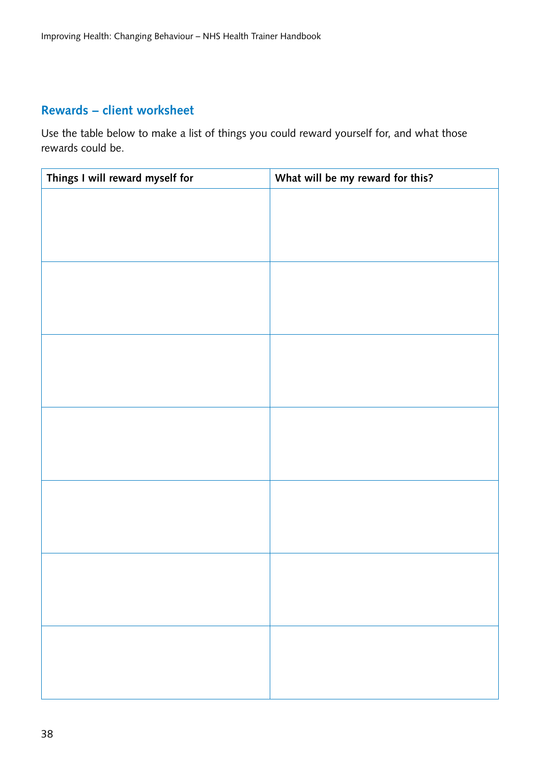## Rewards – client worksheet

Use the table below to make a list of things you could reward yourself for, and what those rewards could be.

| Things I will reward myself for | What will be my reward for this? |
| --- | --- |
| | |
| | |
| | |
| | |
| | |
| | |
| | |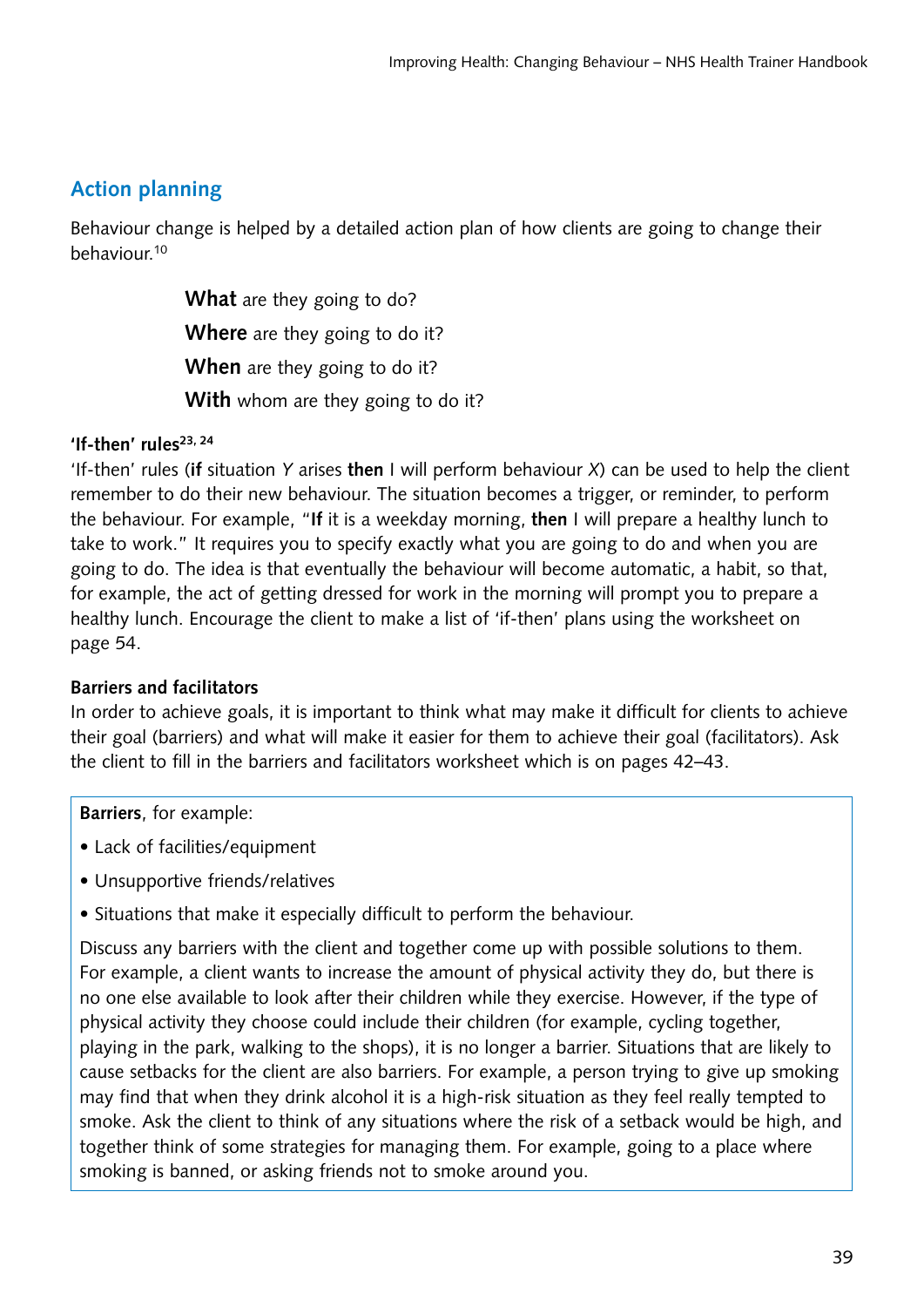## Action planning

Behaviour change is helped by a detailed action plan of how clients are going to change their behaviour.[10]

> **What** are they going to do?
>
> **Where** are they going to do it?
>
> **When** are they going to do it?
>
> **With** whom are they going to do it?

### 'If-then' rules[23, 24]

'If-then' rules (**if** situation *Y* arises **then** I will perform behaviour *X*) can be used to help the client remember to do their new behaviour. The situation becomes a trigger, or reminder, to perform the behaviour. For example, "**If** it is a weekday morning, **then** I will prepare a healthy lunch to take to work." It requires you to specify exactly what you are going to do and when you are going to do. The idea is that eventually the behaviour will become automatic, a habit, so that, for example, the act of getting dressed for work in the morning will prompt you to prepare a healthy lunch. Encourage the client to make a list of 'if-then' plans using the worksheet on page 54.

### Barriers and facilitators

In order to achieve goals, it is important to think what may make it difficult for clients to achieve their goal (barriers) and what will make it easier for them to achieve their goal (facilitators). Ask the client to fill in the barriers and facilitators worksheet which is on pages 42–43.

**Barriers**, for example:

- Lack of facilities/equipment
- Unsupportive friends/relatives
- Situations that make it especially difficult to perform the behaviour.

Discuss any barriers with the client and together come up with possible solutions to them. For example, a client wants to increase the amount of physical activity they do, but there is no one else available to look after their children while they exercise. However, if the type of physical activity they choose could include their children (for example, cycling together, playing in the park, walking to the shops), it is no longer a barrier. Situations that are likely to cause setbacks for the client are also barriers. For example, a person trying to give up smoking may find that when they drink alcohol it is a high-risk situation as they feel really tempted to smoke. Ask the client to think of any situations where the risk of a setback would be high, and together think of some strategies for managing them. For example, going to a place where smoking is banned, or asking friends not to smoke around you.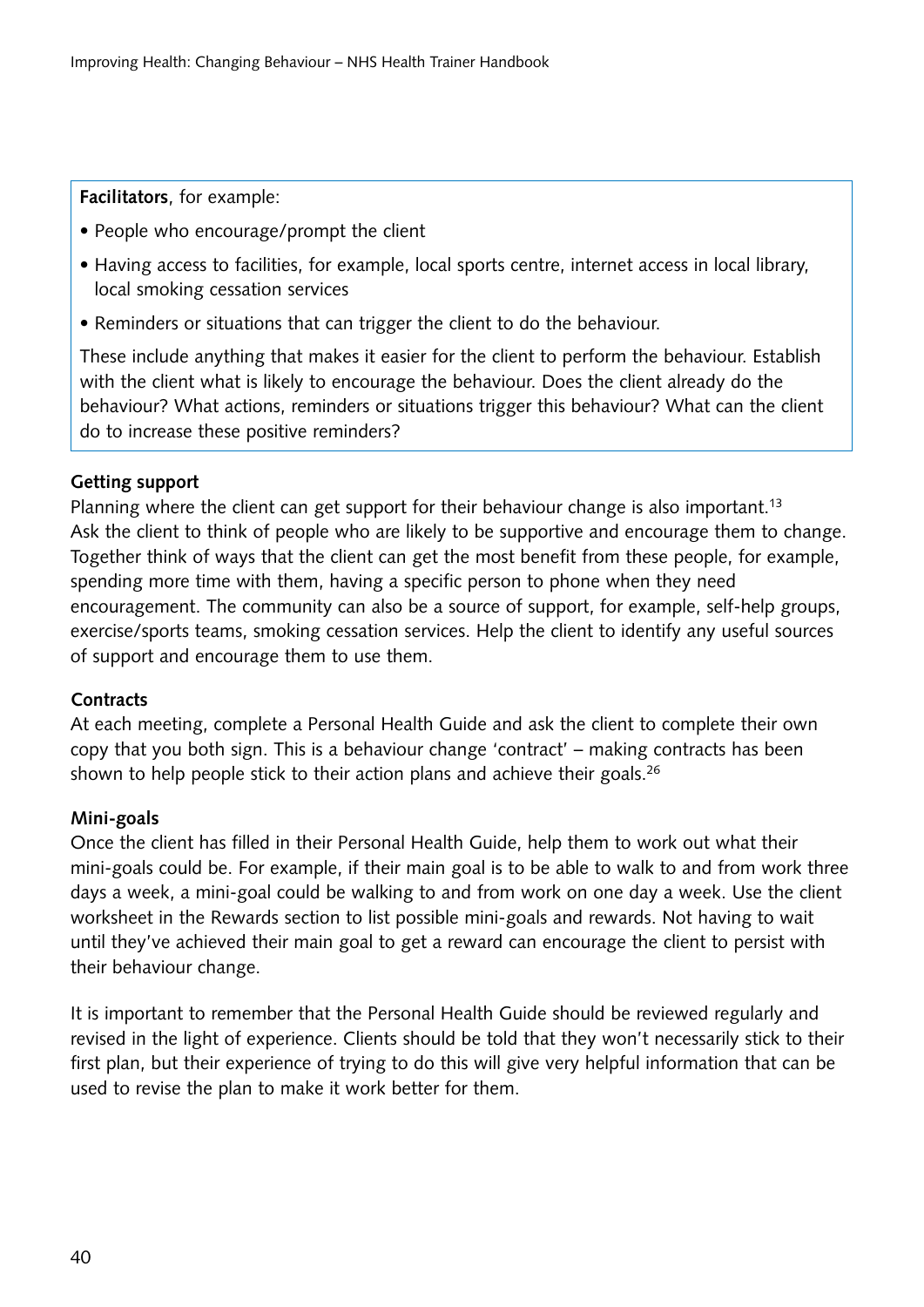**Facilitators**, for example:

- People who encourage/prompt the client
- Having access to facilities, for example, local sports centre, internet access in local library, local smoking cessation services
- Reminders or situations that can trigger the client to do the behaviour.

These include anything that makes it easier for the client to perform the behaviour. Establish with the client what is likely to encourage the behaviour. Does the client already do the behaviour? What actions, reminders or situations trigger this behaviour? What can the client do to increase these positive reminders?

**Getting support**

Planning where the client can get support for their behaviour change is also important.[13] Ask the client to think of people who are likely to be supportive and encourage them to change. Together think of ways that the client can get the most benefit from these people, for example, spending more time with them, having a specific person to phone when they need encouragement. The community can also be a source of support, for example, self-help groups, exercise/sports teams, smoking cessation services. Help the client to identify any useful sources of support and encourage them to use them.

**Contracts**

At each meeting, complete a Personal Health Guide and ask the client to complete their own copy that you both sign. This is a behaviour change 'contract' – making contracts has been shown to help people stick to their action plans and achieve their goals.[26]

**Mini-goals**

Once the client has filled in their Personal Health Guide, help them to work out what their mini-goals could be. For example, if their main goal is to be able to walk to and from work three days a week, a mini-goal could be walking to and from work on one day a week. Use the client worksheet in the Rewards section to list possible mini-goals and rewards. Not having to wait until they've achieved their main goal to get a reward can encourage the client to persist with their behaviour change.

It is important to remember that the Personal Health Guide should be reviewed regularly and revised in the light of experience. Clients should be told that they won't necessarily stick to their first plan, but their experience of trying to do this will give very helpful information that can be used to revise the plan to make it work better for them.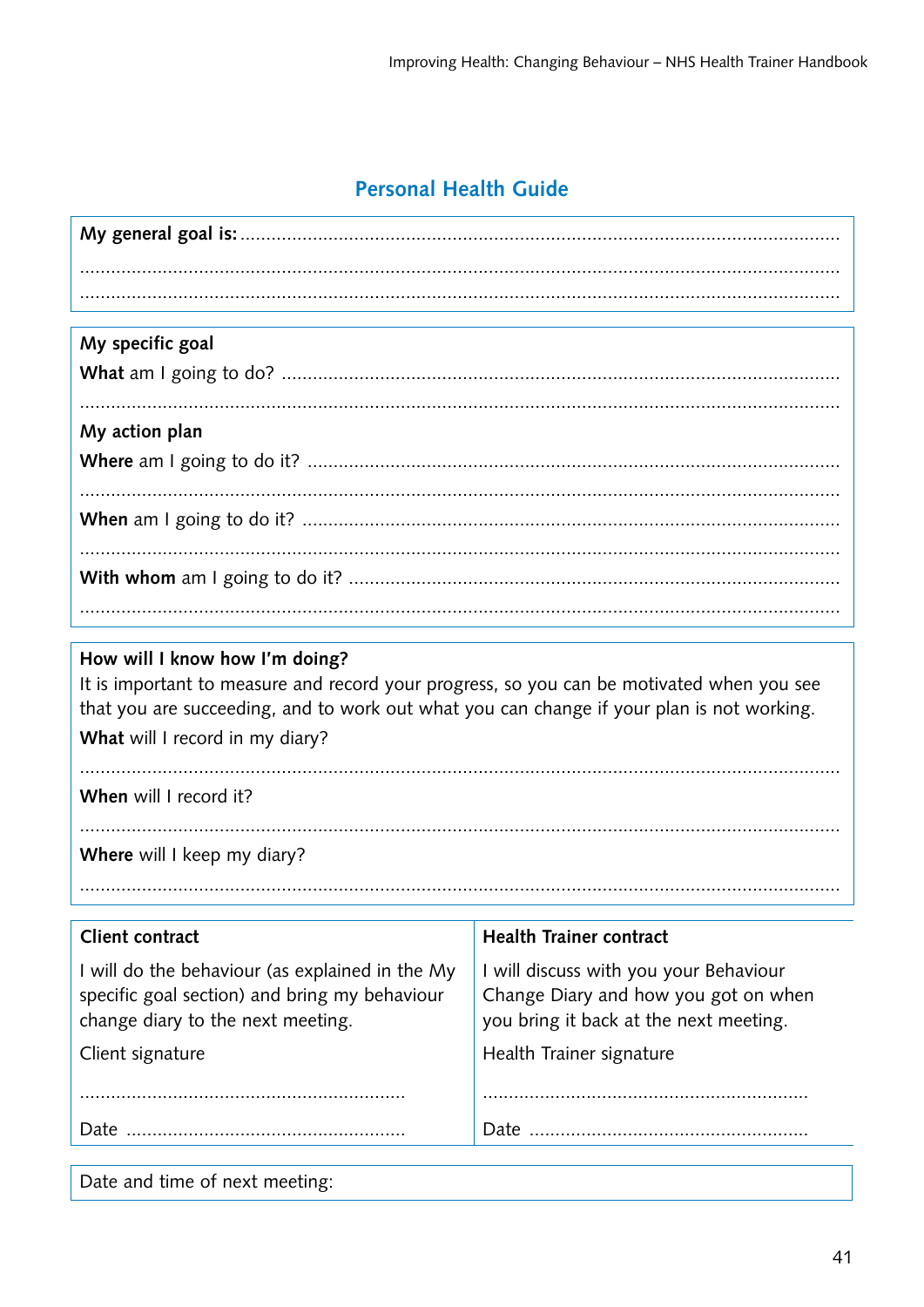## Personal Health Guide

**My general goal is:** ....................................................................................................................

.....................................................................................................................................

.....................................................................................................................................

**My specific goal**

**What** am I going to do? ..................................................................................................

.....................................................................................................................................

**My action plan**

**Where** am I going to do it? ..............................................................................................

.....................................................................................................................................

**When** am I going to do it? ...............................................................................................

.....................................................................................................................................

**With whom** am I going to do it? ......................................................................................

.....................................................................................................................................

**How will I know how I'm doing?**

It is important to measure and record your progress, so you can be motivated when you see that you are succeeding, and to work out what you can change if your plan is not working.

**What** will I record in my diary?

.....................................................................................................................................

**When** will I record it?

.....................................................................................................................................

**Where** will I keep my diary?

.....................................................................................................................................

| **Client contract** | **Health Trainer contract** |
|---|---|
| I will do the behaviour (as explained in the My specific goal section) and bring my behaviour change diary to the next meeting. | I will discuss with you your Behaviour Change Diary and how you got on when you bring it back at the next meeting. |
| Client signature | Health Trainer signature |
| .............................................................. | .............................................................. |
| Date ..................................................... | Date ..................................................... |

Date and time of next meeting: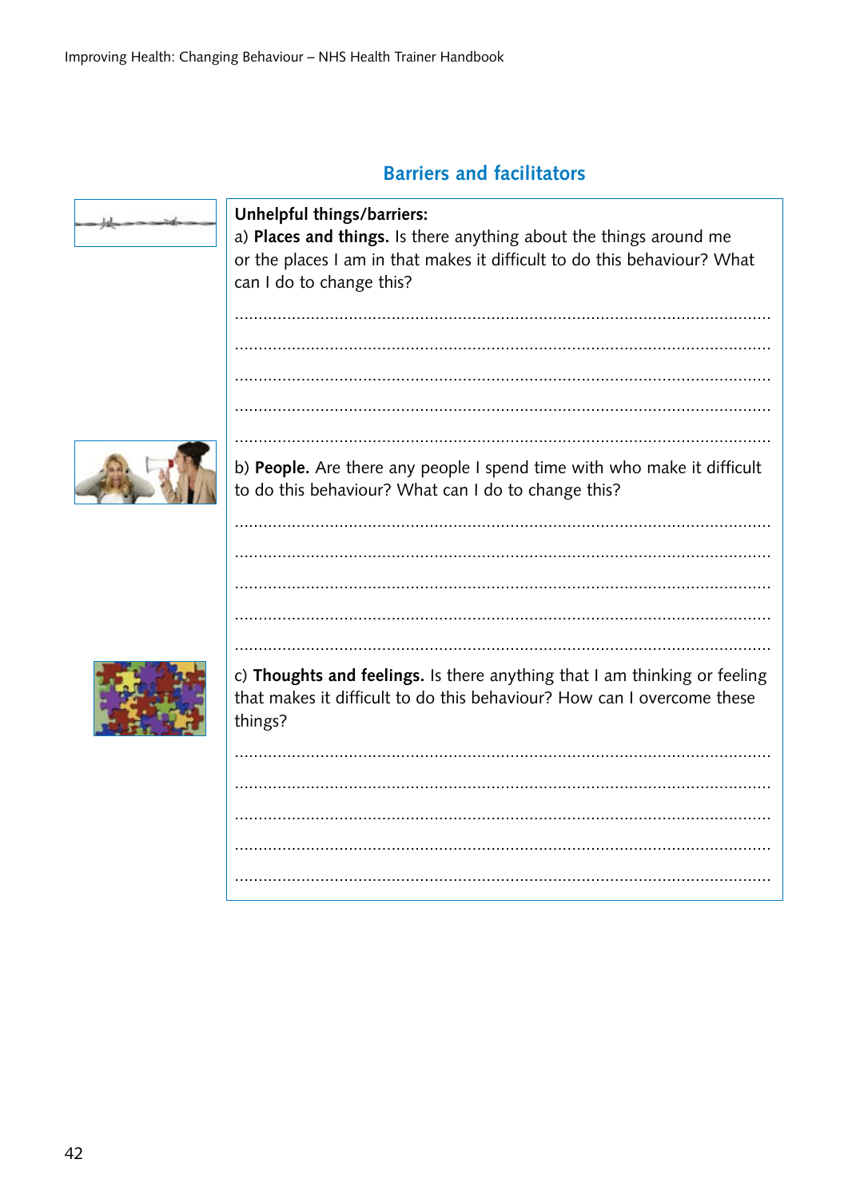## Barriers and facilitators

**Unhelpful things/barriers:**

a) **Places and things.** Is there anything about the things around me or the places I am in that makes it difficult to do this behaviour? What can I do to change this?

...............................................................................................................

...............................................................................................................

...............................................................................................................

...............................................................................................................

...............................................................................................................

b) **People.** Are there any people I spend time with who make it difficult to do this behaviour? What can I do to change this?

...............................................................................................................

...............................................................................................................

...............................................................................................................

...............................................................................................................

...............................................................................................................

c) **Thoughts and feelings.** Is there anything that I am thinking or feeling that makes it difficult to do this behaviour? How can I overcome these things?

...............................................................................................................

...............................................................................................................

...............................................................................................................

...............................................................................................................

...............................................................................................................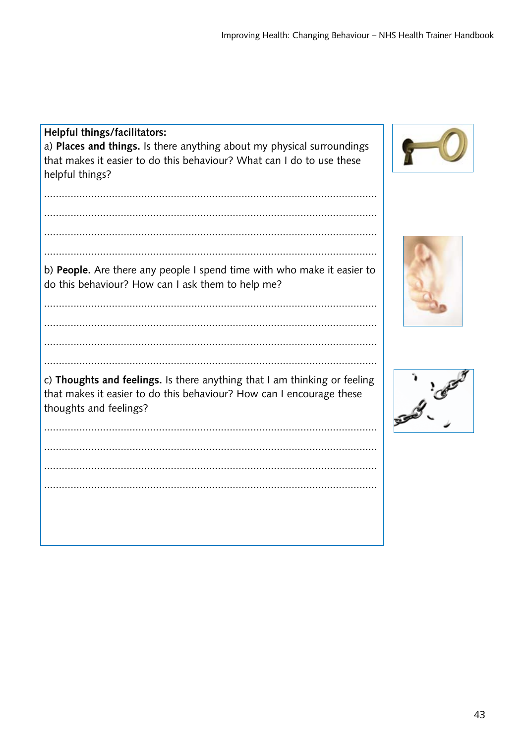**Helpful things/facilitators:**

a) **Places and things.** Is there anything about my physical surroundings that makes it easier to do this behaviour? What can I do to use these helpful things?

.............................................................................................................

.............................................................................................................

.............................................................................................................

.............................................................................................................

b) **People.** Are there any people I spend time with who make it easier to do this behaviour? How can I ask them to help me?

.............................................................................................................

.............................................................................................................

.............................................................................................................

.............................................................................................................

c) **Thoughts and feelings.** Is there anything that I am thinking or feeling that makes it easier to do this behaviour? How can I encourage these thoughts and feelings?

.............................................................................................................

.............................................................................................................

.............................................................................................................

.............................................................................................................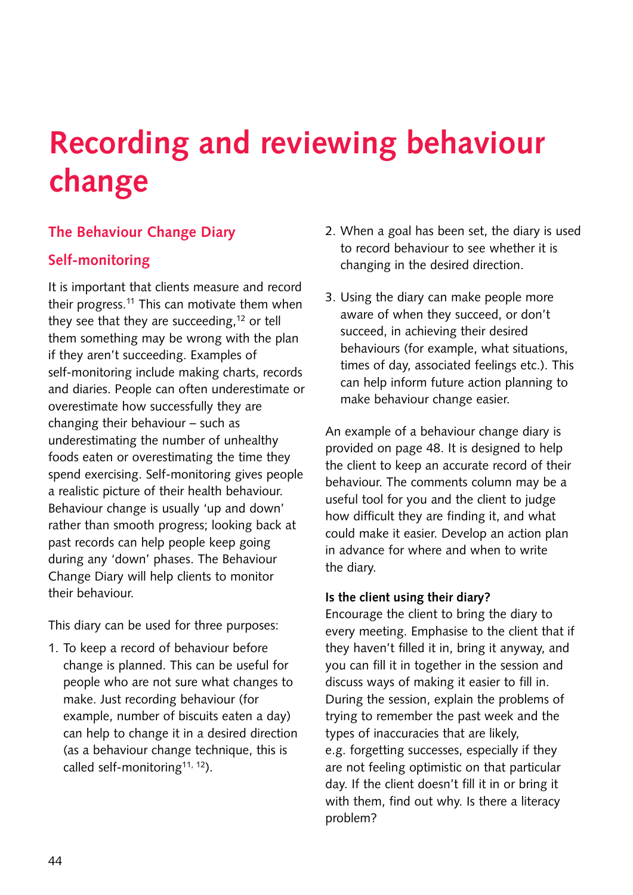# Recording and reviewing behaviour change

## The Behaviour Change Diary

### Self-monitoring

It is important that clients measure and record their progress.[11] This can motivate them when they see that they are succeeding,[12] or tell them something may be wrong with the plan if they aren't succeeding. Examples of self-monitoring include making charts, records and diaries. People can often underestimate or overestimate how successfully they are changing their behaviour – such as underestimating the number of unhealthy foods eaten or overestimating the time they spend exercising. Self-monitoring gives people a realistic picture of their health behaviour. Behaviour change is usually 'up and down' rather than smooth progress; looking back at past records can help people keep going during any 'down' phases. The Behaviour Change Diary will help clients to monitor their behaviour.

This diary can be used for three purposes:

1. To keep a record of behaviour before change is planned. This can be useful for people who are not sure what changes to make. Just recording behaviour (for example, number of biscuits eaten a day) can help to change it in a desired direction (as a behaviour change technique, this is called self-monitoring[11, 12]).
2. When a goal has been set, the diary is used to record behaviour to see whether it is changing in the desired direction.
3. Using the diary can make people more aware of when they succeed, or don't succeed, in achieving their desired behaviours (for example, what situations, times of day, associated feelings etc.). This can help inform future action planning to make behaviour change easier.

An example of a behaviour change diary is provided on page 48. It is designed to help the client to keep an accurate record of their behaviour. The comments column may be a useful tool for you and the client to judge how difficult they are finding it, and what could make it easier. Develop an action plan in advance for where and when to write the diary.

**Is the client using their diary?**

Encourage the client to bring the diary to every meeting. Emphasise to the client that if they haven't filled it in, bring it anyway, and you can fill it in together in the session and discuss ways of making it easier to fill in. During the session, explain the problems of trying to remember the past week and the types of inaccuracies that are likely, e.g. forgetting successes, especially if they are not feeling optimistic on that particular day. If the client doesn't fill it in or bring it with them, find out why. Is there a literacy problem?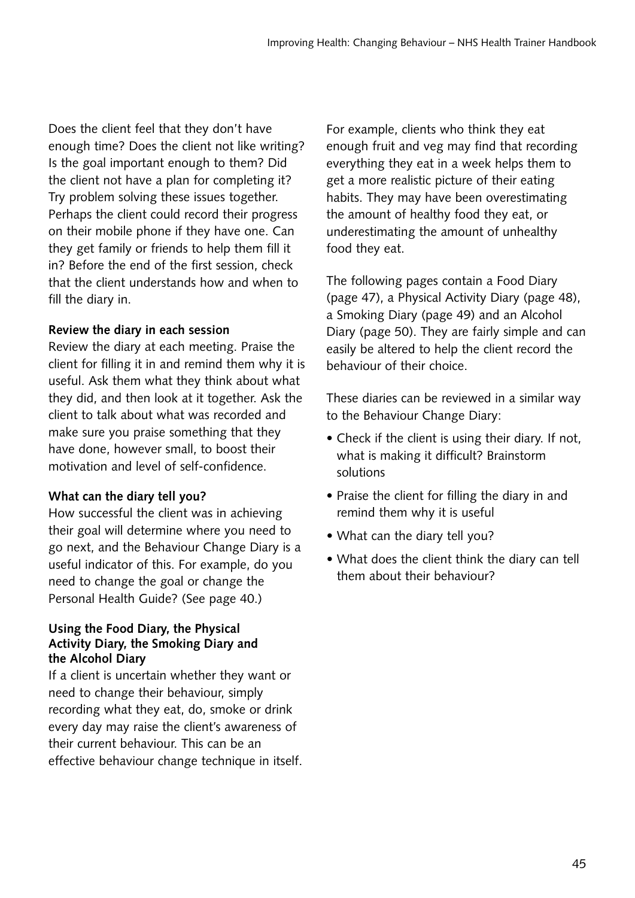Does the client feel that they don't have enough time? Does the client not like writing? Is the goal important enough to them? Did the client not have a plan for completing it? Try problem solving these issues together. Perhaps the client could record their progress on their mobile phone if they have one. Can they get family or friends to help them fill it in? Before the end of the first session, check that the client understands how and when to fill the diary in.

**Review the diary in each session**

Review the diary at each meeting. Praise the client for filling it in and remind them why it is useful. Ask them what they think about what they did, and then look at it together. Ask the client to talk about what was recorded and make sure you praise something that they have done, however small, to boost their motivation and level of self-confidence.

**What can the diary tell you?**

How successful the client was in achieving their goal will determine where you need to go next, and the Behaviour Change Diary is a useful indicator of this. For example, do you need to change the goal or change the Personal Health Guide? (See page 40.)

**Using the Food Diary, the Physical Activity Diary, the Smoking Diary and the Alcohol Diary**

If a client is uncertain whether they want or need to change their behaviour, simply recording what they eat, do, smoke or drink every day may raise the client's awareness of their current behaviour. This can be an effective behaviour change technique in itself.

For example, clients who think they eat enough fruit and veg may find that recording everything they eat in a week helps them to get a more realistic picture of their eating habits. They may have been overestimating the amount of healthy food they eat, or underestimating the amount of unhealthy food they eat.

The following pages contain a Food Diary (page 47), a Physical Activity Diary (page 48), a Smoking Diary (page 49) and an Alcohol Diary (page 50). They are fairly simple and can easily be altered to help the client record the behaviour of their choice.

These diaries can be reviewed in a similar way to the Behaviour Change Diary:

- Check if the client is using their diary. If not, what is making it difficult? Brainstorm solutions
- Praise the client for filling the diary in and remind them why it is useful
- What can the diary tell you?
- What does the client think the diary can tell them about their behaviour?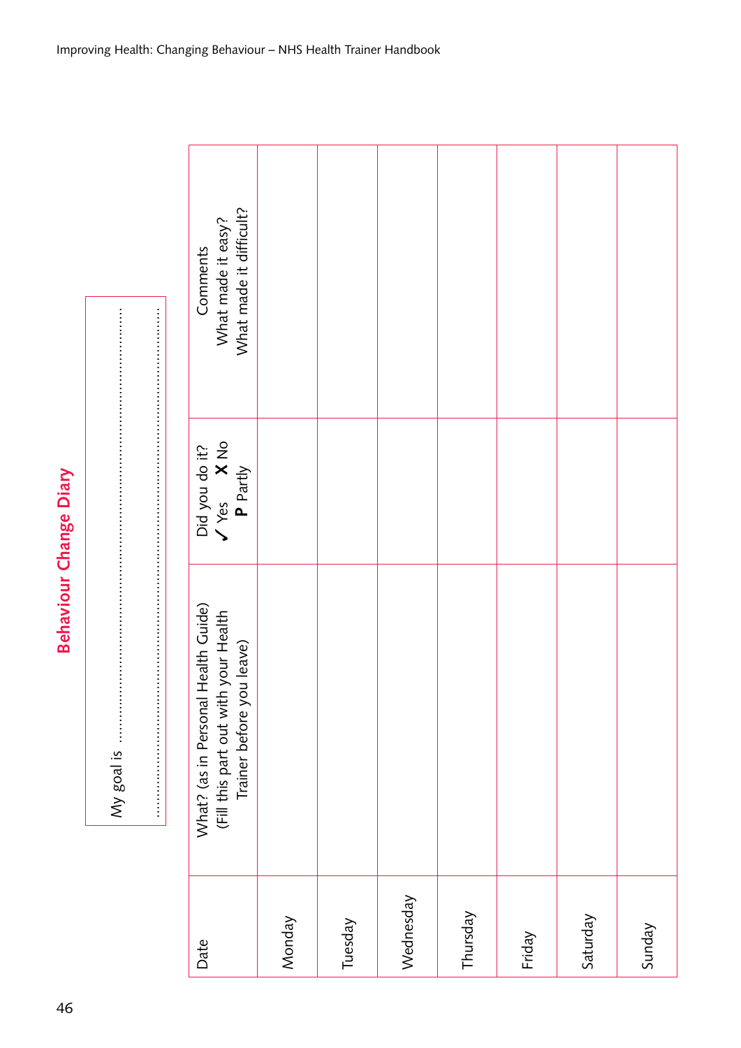# Behaviour Change Diary

My goal is ………………………………………………………………………………………

………………………………………………………………………………………………………

| Date | What? (as in Personal Health Guide) (Fill this part out with your Health Trainer before you leave) | Did you do it? ✓ Yes ✗ No **P** Partly | Comments What made it easy? What made it difficult? |
|---|---|---|---|
| Monday | | | |
| Tuesday | | | |
| Wednesday | | | |
| Thursday | | | |
| Friday | | | |
| Saturday | | | |
| Sunday | | | |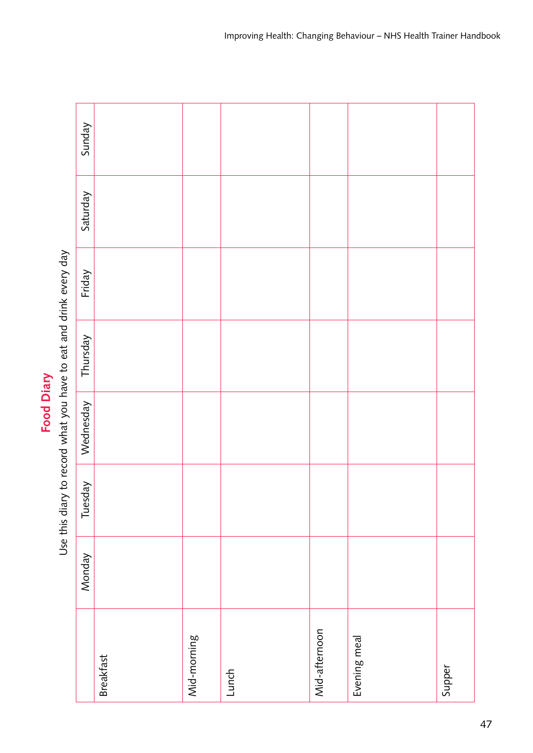## Food Diary

Use this diary to record what you have to eat and drink every day

| | Monday | Tuesday | Wednesday | Thursday | Friday | Saturday | Sunday |
|---|---|---|---|---|---|---|---|
| Breakfast | | | | | | | |
| Mid-morning | | | | | | | |
| Lunch | | | | | | | |
| Mid-afternoon | | | | | | | |
| Evening meal | | | | | | | |
| Supper | | | | | | | |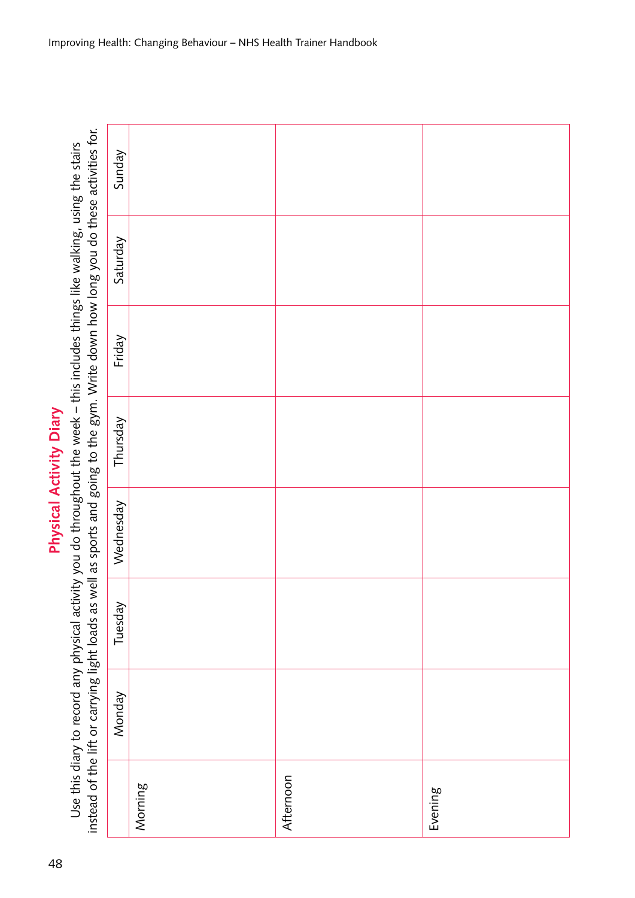# Physical Activity Diary

Use this diary to record any physical activity you do throughout the week – this includes things like walking, using the stairs instead of the lift or carrying light loads as well as sports and going to the gym. Write down how long you do these activities for.

| | Monday | Tuesday | Wednesday | Thursday | Friday | Saturday | Sunday |
|---|---|---|---|---|---|---|---|
| Morning | | | | | | | |
| Afternoon | | | | | | | |
| Evening | | | | | | | |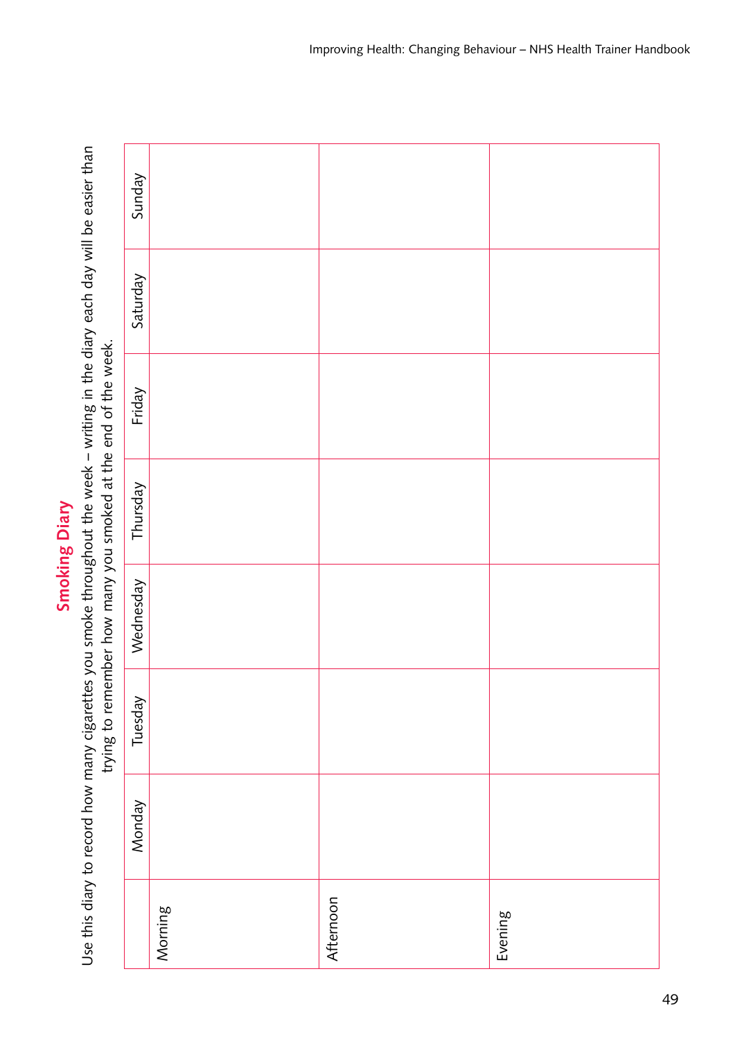## Smoking Diary

Use this diary to record how many cigarettes you smoke throughout the week – writing in the diary each day will be easier than trying to remember how many you smoked at the end of the week.

| | Monday | Tuesday | Wednesday | Thursday | Friday | Saturday | Sunday |
|---|---|---|---|---|---|---|---|
| Morning | | | | | | | |
| Afternoon | | | | | | | |
| Evening | | | | | | | |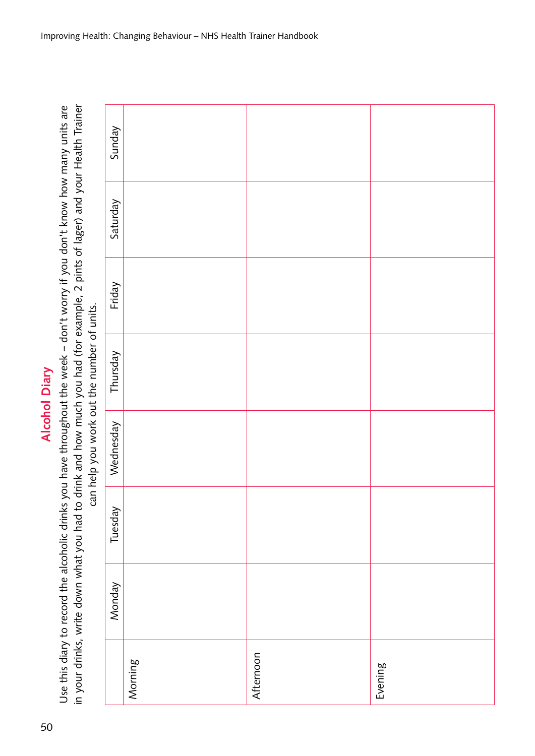## Alcohol Diary

Use this diary to record the alcoholic drinks you have throughout the week – don't worry if you don't know how many units are in your drinks, write down what you had to drink and how much you had (for example, 2 pints of lager) and your Health Trainer can help you work out the number of units.

| | Monday | Tuesday | Wednesday | Thursday | Friday | Saturday | Sunday |
|---|---|---|---|---|---|---|---|
| Morning | | | | | | | |
| Afternoon | | | | | | | |
| Evening | | | | | | | |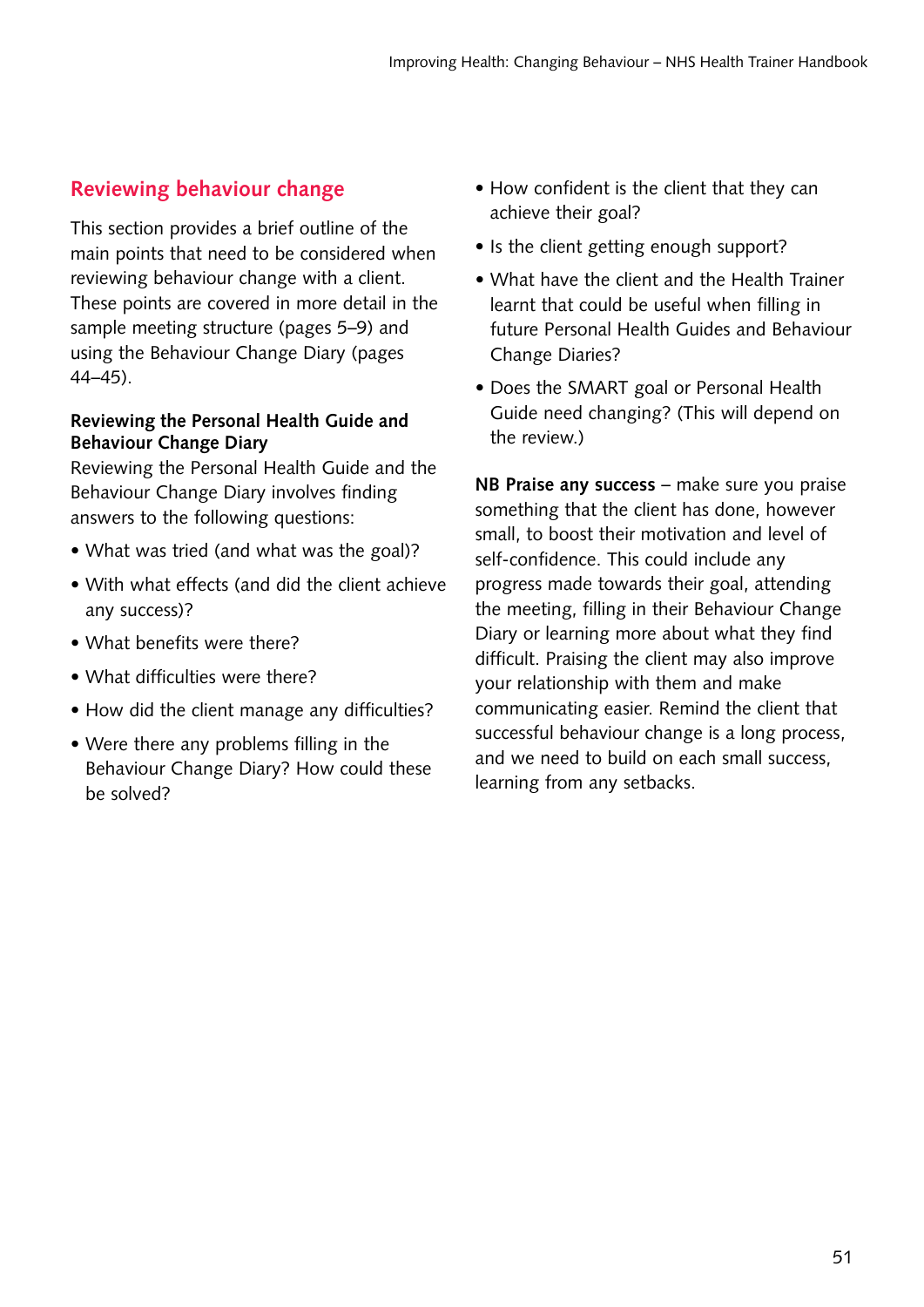## Reviewing behaviour change

This section provides a brief outline of the main points that need to be considered when reviewing behaviour change with a client. These points are covered in more detail in the sample meeting structure (pages 5–9) and using the Behaviour Change Diary (pages 44–45).

### Reviewing the Personal Health Guide and Behaviour Change Diary

Reviewing the Personal Health Guide and the Behaviour Change Diary involves finding answers to the following questions:

- What was tried (and what was the goal)?
- With what effects (and did the client achieve any success)?
- What benefits were there?
- What difficulties were there?
- How did the client manage any difficulties?
- Were there any problems filling in the Behaviour Change Diary? How could these be solved?
- How confident is the client that they can achieve their goal?
- Is the client getting enough support?
- What have the client and the Health Trainer learnt that could be useful when filling in future Personal Health Guides and Behaviour Change Diaries?
- Does the SMART goal or Personal Health Guide need changing? (This will depend on the review.)

**NB Praise any success** – make sure you praise something that the client has done, however small, to boost their motivation and level of self-confidence. This could include any progress made towards their goal, attending the meeting, filling in their Behaviour Change Diary or learning more about what they find difficult. Praising the client may also improve your relationship with them and make communicating easier. Remind the client that successful behaviour change is a long process, and we need to build on each small success, learning from any setbacks.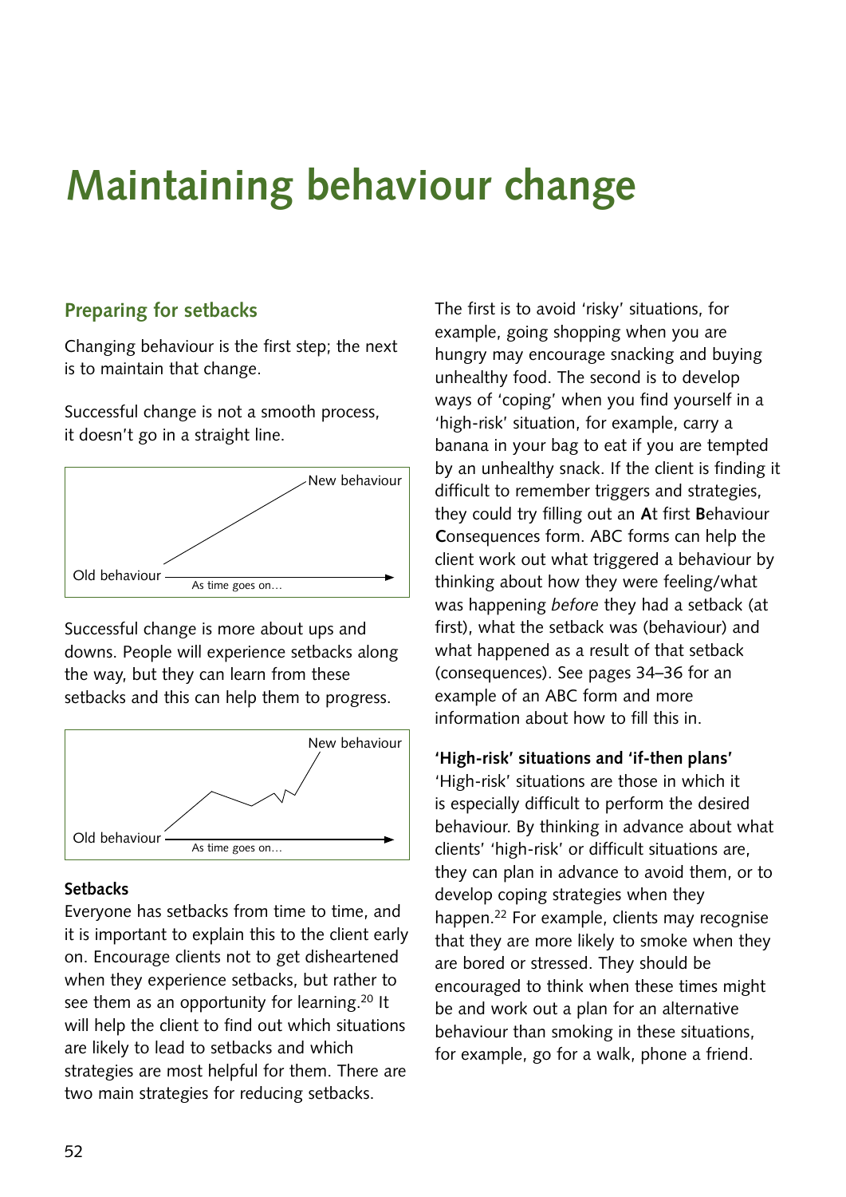# Maintaining behaviour change

## Preparing for setbacks

Changing behaviour is the first step; the next is to maintain that change.

Successful change is not a smooth process, it doesn't go in a straight line.

Old behaviour — New behaviour — As time goes on…

Successful change is more about ups and downs. People will experience setbacks along the way, but they can learn from these setbacks and this can help them to progress.

Old behaviour — New behaviour — As time goes on…

### Setbacks

Everyone has setbacks from time to time, and it is important to explain this to the client early on. Encourage clients not to get disheartened when they experience setbacks, but rather to see them as an opportunity for learning.[20] It will help the client to find out which situations are likely to lead to setbacks and which strategies are most helpful for them. There are two main strategies for reducing setbacks.

The first is to avoid 'risky' situations, for example, going shopping when you are hungry may encourage snacking and buying unhealthy food. The second is to develop ways of 'coping' when you find yourself in a 'high-risk' situation, for example, carry a banana in your bag to eat if you are tempted by an unhealthy snack. If the client is finding it difficult to remember triggers and strategies, they could try filling out an **A**t first **B**ehaviour **C**onsequences form. ABC forms can help the client work out what triggered a behaviour by thinking about how they were feeling/what was happening *before* they had a setback (at first), what the setback was (behaviour) and what happened as a result of that setback (consequences). See pages 34–36 for an example of an ABC form and more information about how to fill this in.

### 'High-risk' situations and 'if-then plans'

'High-risk' situations are those in which it is especially difficult to perform the desired behaviour. By thinking in advance about what clients' 'high-risk' or difficult situations are, they can plan in advance to avoid them, or to develop coping strategies when they happen.[22] For example, clients may recognise that they are more likely to smoke when they are bored or stressed. They should be encouraged to think when these times might be and work out a plan for an alternative behaviour than smoking in these situations, for example, go for a walk, phone a friend.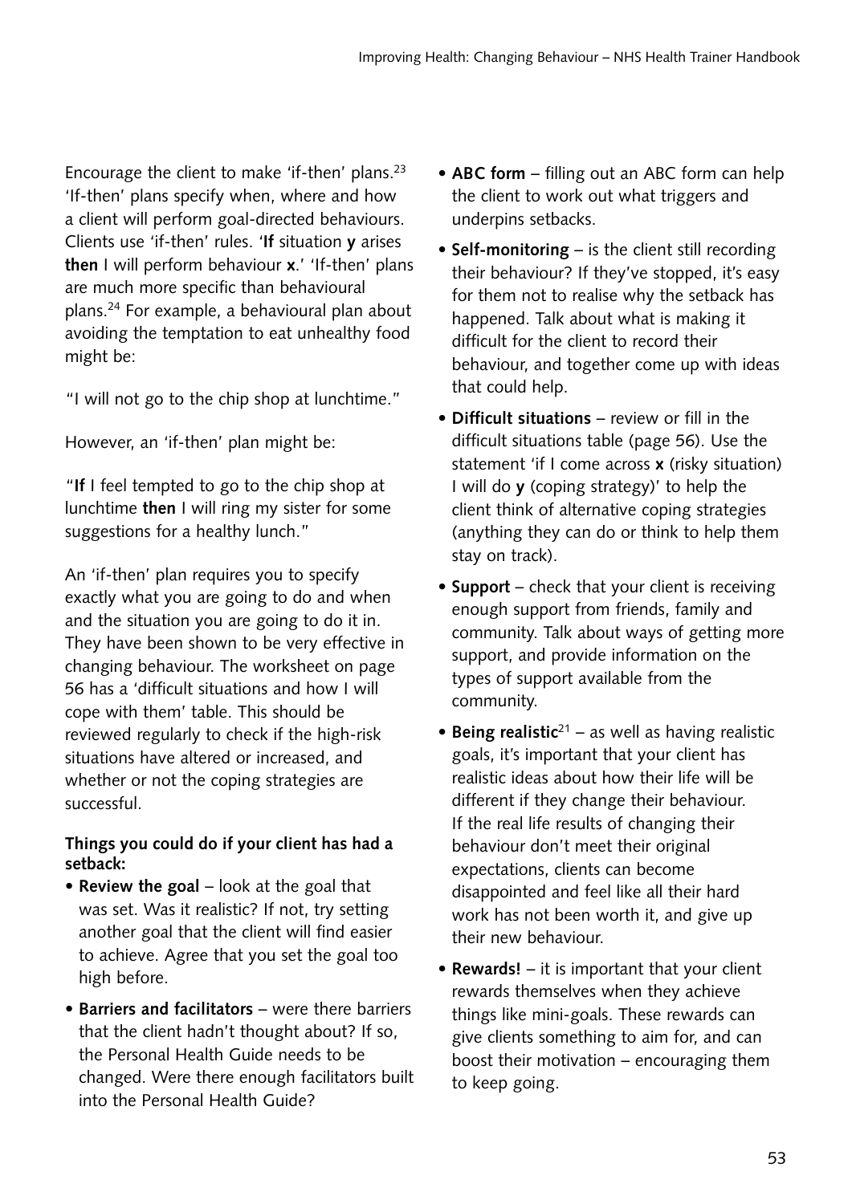Encourage the client to make 'if-then' plans.[23] 'If-then' plans specify when, where and how a client will perform goal-directed behaviours. Clients use 'if-then' rules. '**If** situation **y** arises **then** I will perform behaviour **x**.' 'If-then' plans are much more specific than behavioural plans.[24] For example, a behavioural plan about avoiding the temptation to eat unhealthy food might be:

"I will not go to the chip shop at lunchtime."

However, an 'if-then' plan might be:

"**If** I feel tempted to go to the chip shop at lunchtime **then** I will ring my sister for some suggestions for a healthy lunch."

An 'if-then' plan requires you to specify exactly what you are going to do and when and the situation you are going to do it in. They have been shown to be very effective in changing behaviour. The worksheet on page 56 has a 'difficult situations and how I will cope with them' table. This should be reviewed regularly to check if the high-risk situations have altered or increased, and whether or not the coping strategies are successful.

**Things you could do if your client has had a setback:**

- **Review the goal** – look at the goal that was set. Was it realistic? If not, try setting another goal that the client will find easier to achieve. Agree that you set the goal too high before.
- **Barriers and facilitators** – were there barriers that the client hadn't thought about? If so, the Personal Health Guide needs to be changed. Were there enough facilitators built into the Personal Health Guide?
- **ABC form** – filling out an ABC form can help the client to work out what triggers and underpins setbacks.
- **Self-monitoring** – is the client still recording their behaviour? If they've stopped, it's easy for them not to realise why the setback has happened. Talk about what is making it difficult for the client to record their behaviour, and together come up with ideas that could help.
- **Difficult situations** – review or fill in the difficult situations table (page 56). Use the statement 'if I come across **x** (risky situation) I will do **y** (coping strategy)' to help the client think of alternative coping strategies (anything they can do or think to help them stay on track).
- **Support** – check that your client is receiving enough support from friends, family and community. Talk about ways of getting more support, and provide information on the types of support available from the community.
- **Being realistic**[21] – as well as having realistic goals, it's important that your client has realistic ideas about how their life will be different if they change their behaviour. If the real life results of changing their behaviour don't meet their original expectations, clients can become disappointed and feel like all their hard work has not been worth it, and give up their new behaviour.
- **Rewards!** – it is important that your client rewards themselves when they achieve things like mini-goals. These rewards can give clients something to aim for, and can boost their motivation – encouraging them to keep going.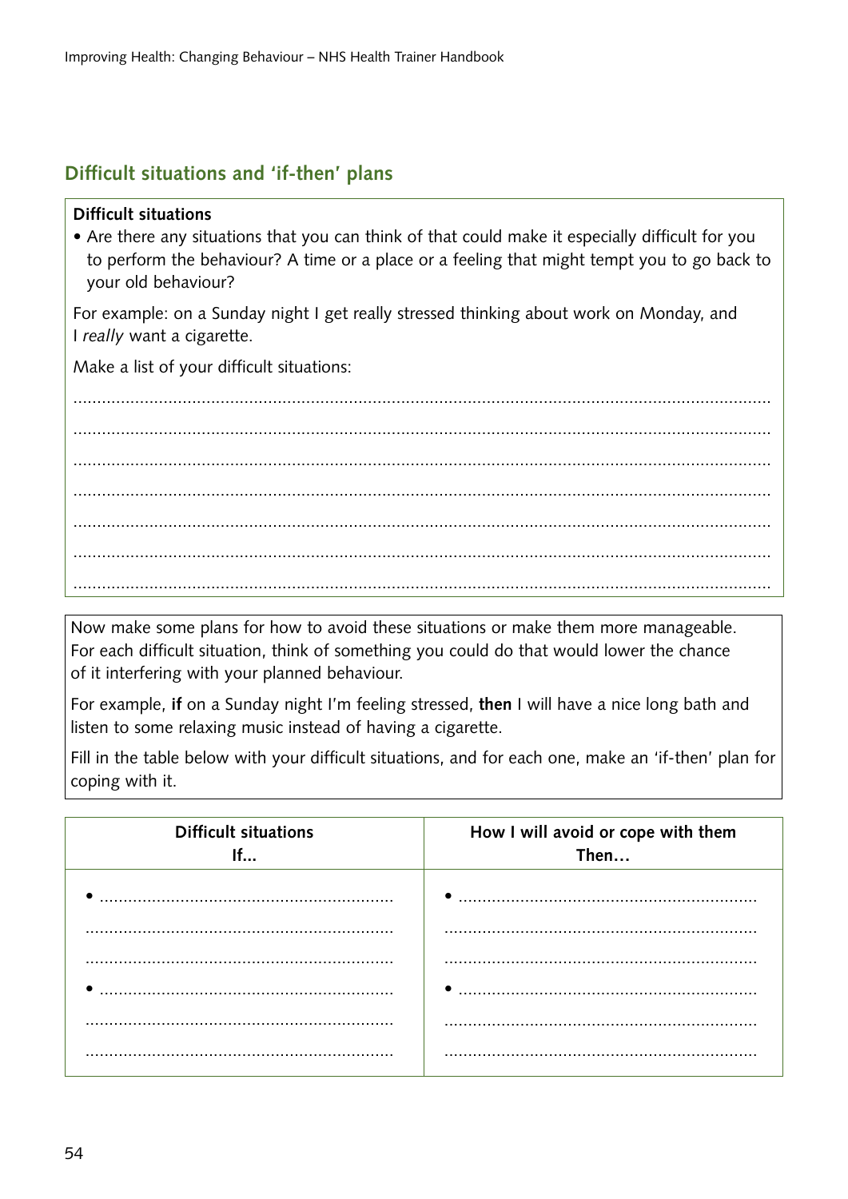## Difficult situations and 'if-then' plans

**Difficult situations**

- Are there any situations that you can think of that could make it especially difficult for you to perform the behaviour? A time or a place or a feeling that might tempt you to go back to your old behaviour?

For example: on a Sunday night I get really stressed thinking about work on Monday, and I *really* want a cigarette.

Make a list of your difficult situations:

..............................................................................................................................................

..............................................................................................................................................

..............................................................................................................................................

..............................................................................................................................................

..............................................................................................................................................

..............................................................................................................................................

..............................................................................................................................................

Now make some plans for how to avoid these situations or make them more manageable. For each difficult situation, think of something you could do that would lower the chance of it interfering with your planned behaviour.

For example, **if** on a Sunday night I'm feeling stressed, **then** I will have a nice long bath and listen to some relaxing music instead of having a cigarette.

Fill in the table below with your difficult situations, and for each one, make an 'if-then' plan for coping with it.

| Difficult situations<br>If... | How I will avoid or cope with them<br>Then... |
|---|---|
| • ..............................................................<br>..............................................................<br>..............................................................<br>• ..............................................................<br>..............................................................<br>.............................................................. | • ..............................................................<br>..............................................................<br>..............................................................<br>• ..............................................................<br>..............................................................<br>.............................................................. |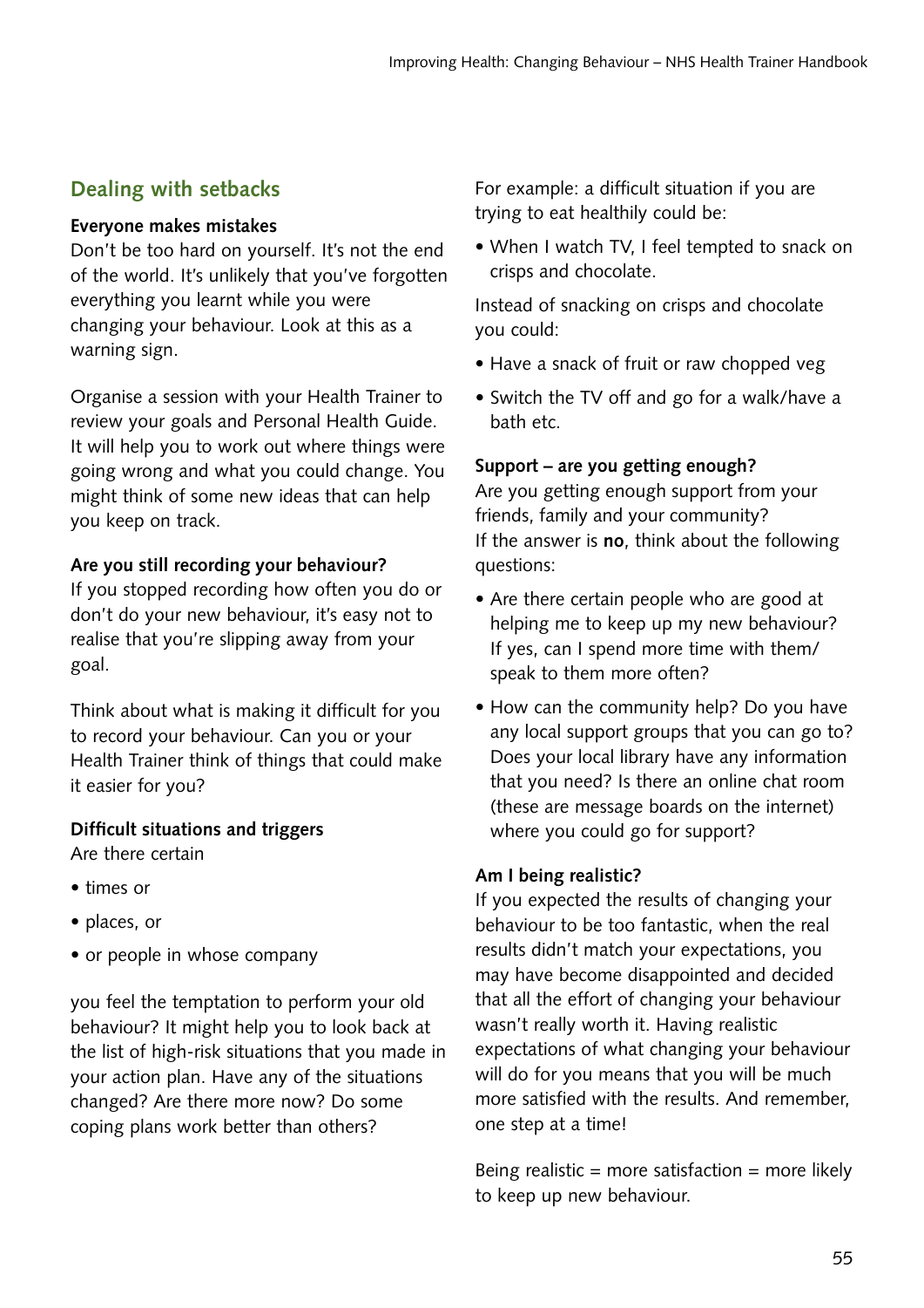## Dealing with setbacks

**Everyone makes mistakes**

Don't be too hard on yourself. It's not the end of the world. It's unlikely that you've forgotten everything you learnt while you were changing your behaviour. Look at this as a warning sign.

Organise a session with your Health Trainer to review your goals and Personal Health Guide. It will help you to work out where things were going wrong and what you could change. You might think of some new ideas that can help you keep on track.

**Are you still recording your behaviour?**

If you stopped recording how often you do or don't do your new behaviour, it's easy not to realise that you're slipping away from your goal.

Think about what is making it difficult for you to record your behaviour. Can you or your Health Trainer think of things that could make it easier for you?

**Difficult situations and triggers**

Are there certain

- times or
- places, or
- or people in whose company

you feel the temptation to perform your old behaviour? It might help you to look back at the list of high-risk situations that you made in your action plan. Have any of the situations changed? Are there more now? Do some coping plans work better than others?

For example: a difficult situation if you are trying to eat healthily could be:

- When I watch TV, I feel tempted to snack on crisps and chocolate.

Instead of snacking on crisps and chocolate you could:

- Have a snack of fruit or raw chopped veg
- Switch the TV off and go for a walk/have a bath etc.

**Support – are you getting enough?**

Are you getting enough support from your friends, family and your community?
If the answer is **no**, think about the following questions:

- Are there certain people who are good at helping me to keep up my new behaviour? If yes, can I spend more time with them/ speak to them more often?
- How can the community help? Do you have any local support groups that you can go to? Does your local library have any information that you need? Is there an online chat room (these are message boards on the internet) where you could go for support?

**Am I being realistic?**

If you expected the results of changing your behaviour to be too fantastic, when the real results didn't match your expectations, you may have become disappointed and decided that all the effort of changing your behaviour wasn't really worth it. Having realistic expectations of what changing your behaviour will do for you means that you will be much more satisfied with the results. And remember, one step at a time!

Being realistic = more satisfaction = more likely to keep up new behaviour.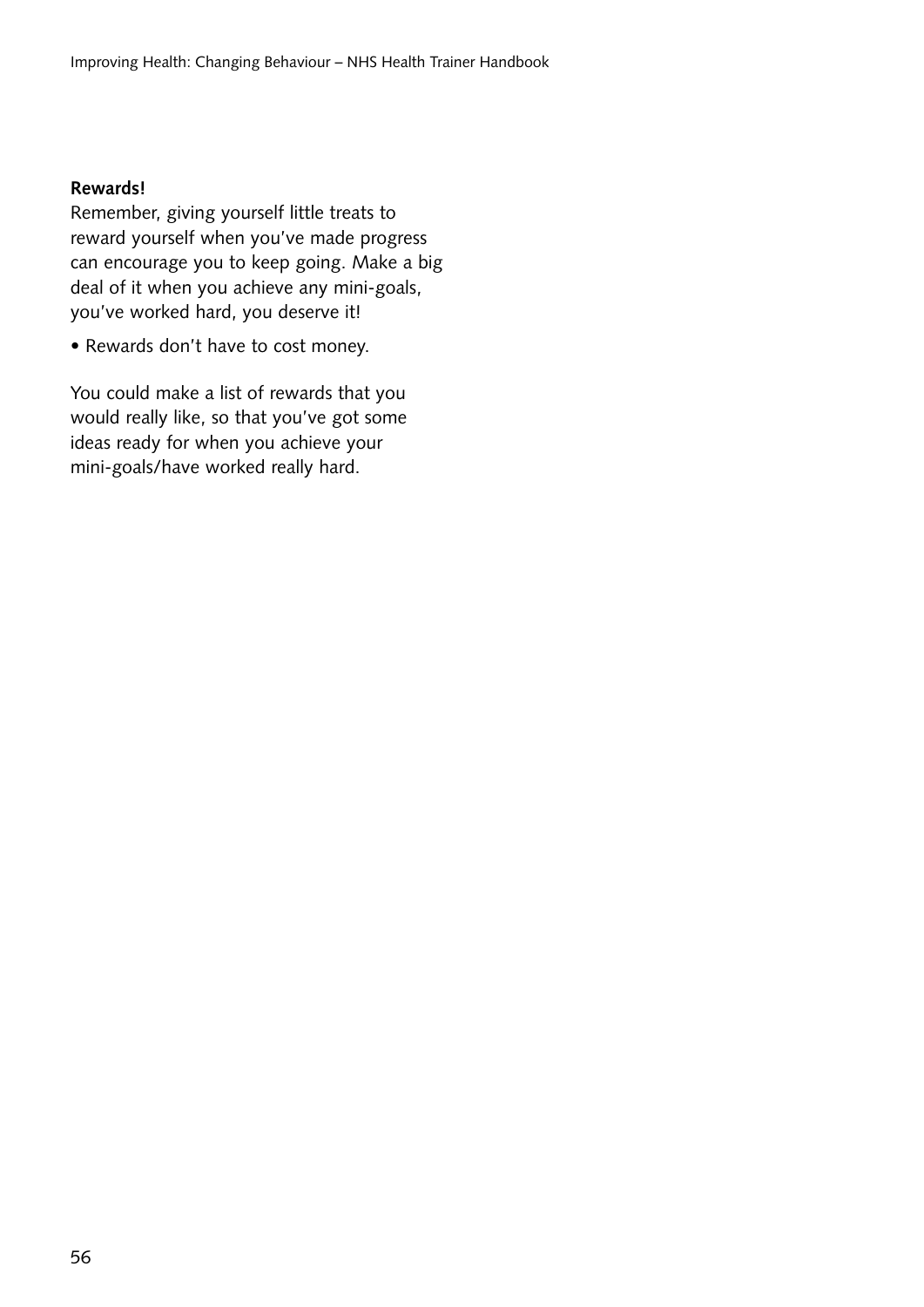**Rewards!**

Remember, giving yourself little treats to reward yourself when you've made progress can encourage you to keep going. Make a big deal of it when you achieve any mini-goals, you've worked hard, you deserve it!

- Rewards don't have to cost money.

You could make a list of rewards that you would really like, so that you've got some ideas ready for when you achieve your mini-goals/have worked really hard.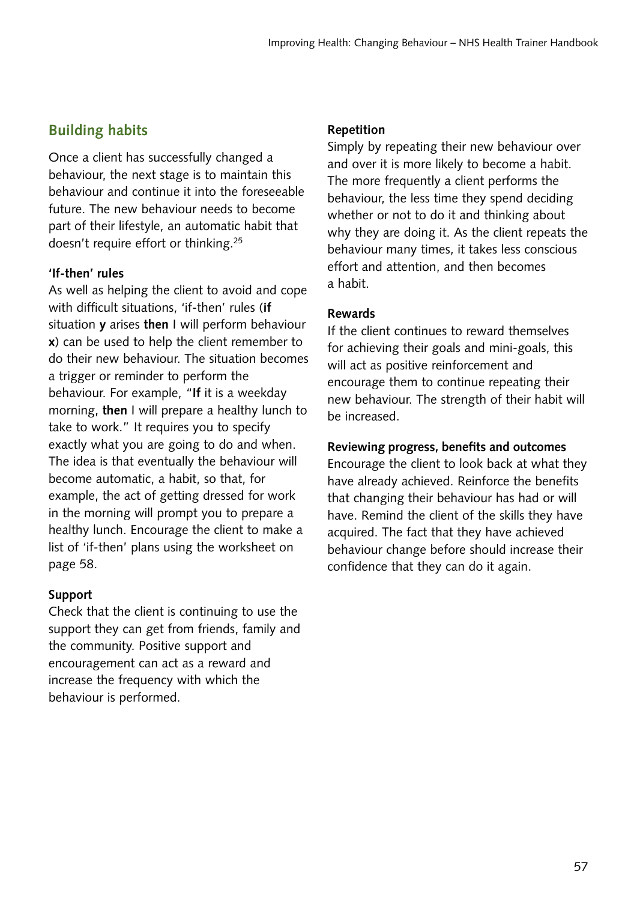## Building habits

Once a client has successfully changed a behaviour, the next stage is to maintain this behaviour and continue it into the foreseeable future. The new behaviour needs to become part of their lifestyle, an automatic habit that doesn't require effort or thinking.[25]

**'If-then' rules**

As well as helping the client to avoid and cope with difficult situations, 'if-then' rules (**if** situation **y** arises **then** I will perform behaviour **x**) can be used to help the client remember to do their new behaviour. The situation becomes a trigger or reminder to perform the behaviour. For example, "**If** it is a weekday morning, **then** I will prepare a healthy lunch to take to work." It requires you to specify exactly what you are going to do and when. The idea is that eventually the behaviour will become automatic, a habit, so that, for example, the act of getting dressed for work in the morning will prompt you to prepare a healthy lunch. Encourage the client to make a list of 'if-then' plans using the worksheet on page 58.

**Support**

Check that the client is continuing to use the support they can get from friends, family and the community. Positive support and encouragement can act as a reward and increase the frequency with which the behaviour is performed.

**Repetition**

Simply by repeating their new behaviour over and over it is more likely to become a habit. The more frequently a client performs the behaviour, the less time they spend deciding whether or not to do it and thinking about why they are doing it. As the client repeats the behaviour many times, it takes less conscious effort and attention, and then becomes a habit.

**Rewards**

If the client continues to reward themselves for achieving their goals and mini-goals, this will act as positive reinforcement and encourage them to continue repeating their new behaviour. The strength of their habit will be increased.

**Reviewing progress, benefits and outcomes**

Encourage the client to look back at what they have already achieved. Reinforce the benefits that changing their behaviour has had or will have. Remind the client of the skills they have acquired. The fact that they have achieved behaviour change before should increase their confidence that they can do it again.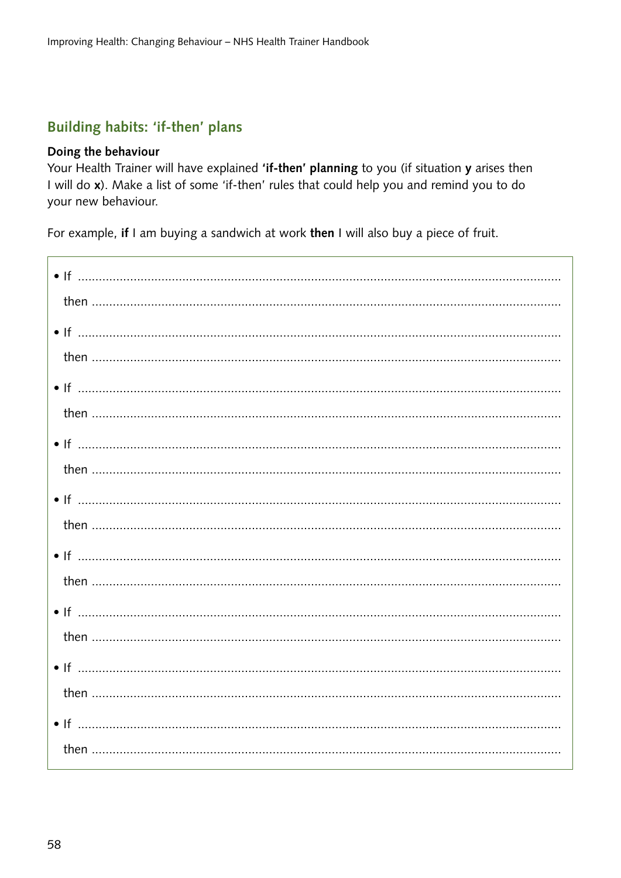## Building habits: 'if-then' plans

**Doing the behaviour**

Your Health Trainer will have explained **'if-then' planning** to you (if situation **y** arises then I will do **x**). Make a list of some 'if-then' rules that could help you and remind you to do your new behaviour.

For example, **if** I am buying a sandwich at work **then** I will also buy a piece of fruit.

- If ..........................................................................................................................................
  then ......................................................................................................................................
- If ..........................................................................................................................................
  then ......................................................................................................................................
- If ..........................................................................................................................................
  then ......................................................................................................................................
- If ..........................................................................................................................................
  then ......................................................................................................................................
- If ..........................................................................................................................................
  then ......................................................................................................................................
- If ..........................................................................................................................................
  then ......................................................................................................................................
- If ..........................................................................................................................................
  then ......................................................................................................................................
- If ..........................................................................................................................................
  then ......................................................................................................................................
- If ..........................................................................................................................................
  then ......................................................................................................................................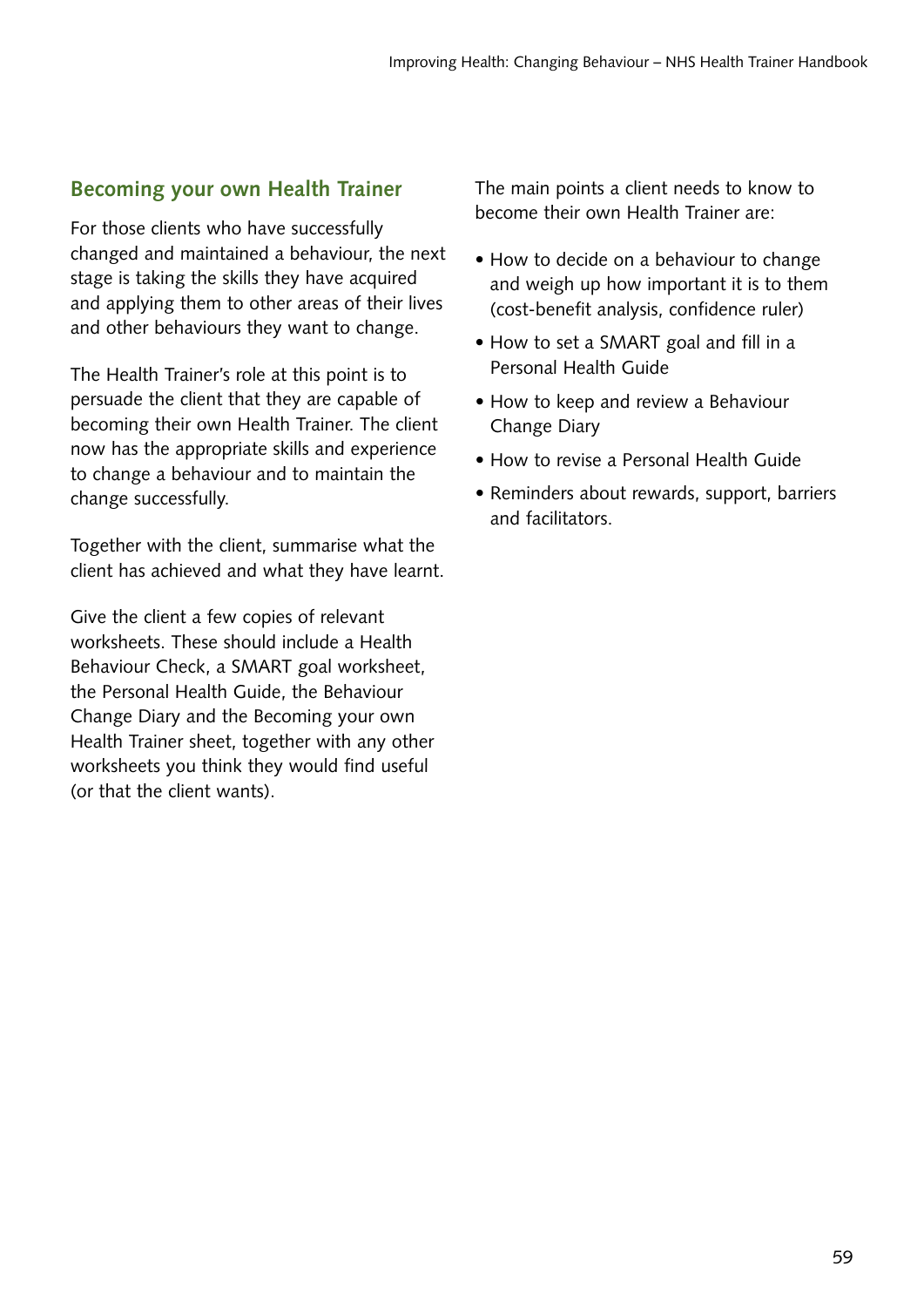## Becoming your own Health Trainer

For those clients who have successfully changed and maintained a behaviour, the next stage is taking the skills they have acquired and applying them to other areas of their lives and other behaviours they want to change.

The Health Trainer's role at this point is to persuade the client that they are capable of becoming their own Health Trainer. The client now has the appropriate skills and experience to change a behaviour and to maintain the change successfully.

Together with the client, summarise what the client has achieved and what they have learnt.

Give the client a few copies of relevant worksheets. These should include a Health Behaviour Check, a SMART goal worksheet, the Personal Health Guide, the Behaviour Change Diary and the Becoming your own Health Trainer sheet, together with any other worksheets you think they would find useful (or that the client wants).

The main points a client needs to know to become their own Health Trainer are:

- How to decide on a behaviour to change and weigh up how important it is to them (cost-benefit analysis, confidence ruler)
- How to set a SMART goal and fill in a Personal Health Guide
- How to keep and review a Behaviour Change Diary
- How to revise a Personal Health Guide
- Reminders about rewards, support, barriers and facilitators.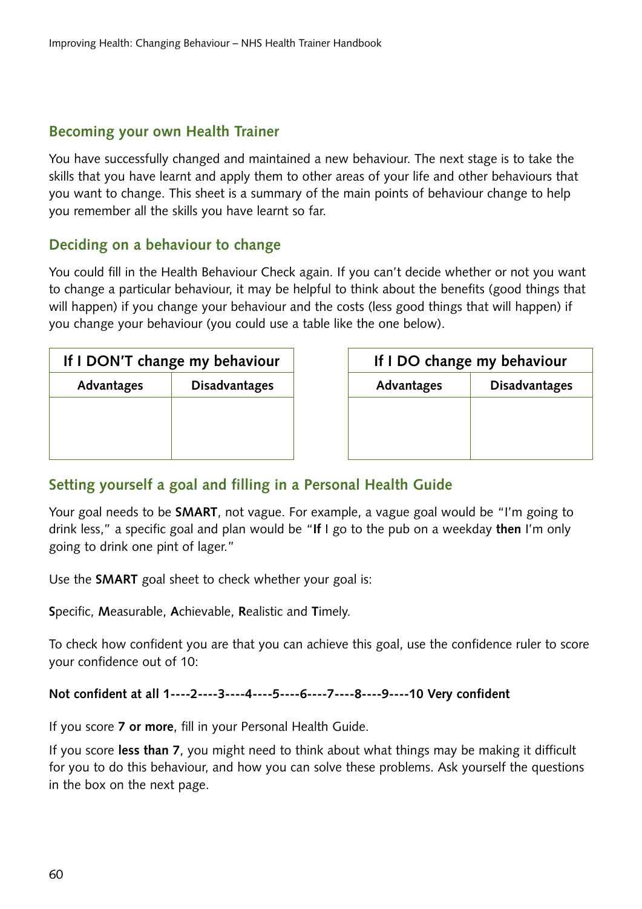## Becoming your own Health Trainer

You have successfully changed and maintained a new behaviour. The next stage is to take the skills that you have learnt and apply them to other areas of your life and other behaviours that you want to change. This sheet is a summary of the main points of behaviour change to help you remember all the skills you have learnt so far.

## Deciding on a behaviour to change

You could fill in the Health Behaviour Check again. If you can't decide whether or not you want to change a particular behaviour, it may be helpful to think about the benefits (good things that will happen) if you change your behaviour and the costs (less good things that will happen) if you change your behaviour (you could use a table like the one below).

| If I DON'T change my behaviour | |
|---|---|
| **Advantages** | **Disadvantages** |
| | |

| If I DO change my behaviour | |
|---|---|
| **Advantages** | **Disadvantages** |
| | |

## Setting yourself a goal and filling in a Personal Health Guide

Your goal needs to be **SMART**, not vague. For example, a vague goal would be "I'm going to drink less," a specific goal and plan would be "**If** I go to the pub on a weekday **then** I'm only going to drink one pint of lager."

Use the **SMART** goal sheet to check whether your goal is:

**S**pecific, **M**easurable, **A**chievable, **R**ealistic and **T**imely.

To check how confident you are that you can achieve this goal, use the confidence ruler to score your confidence out of 10:

**Not confident at all 1----2----3----4----5----6----7----8----9----10 Very confident**

If you score **7 or more**, fill in your Personal Health Guide.

If you score **less than 7**, you might need to think about what things may be making it difficult for you to do this behaviour, and how you can solve these problems. Ask yourself the questions in the box on the next page.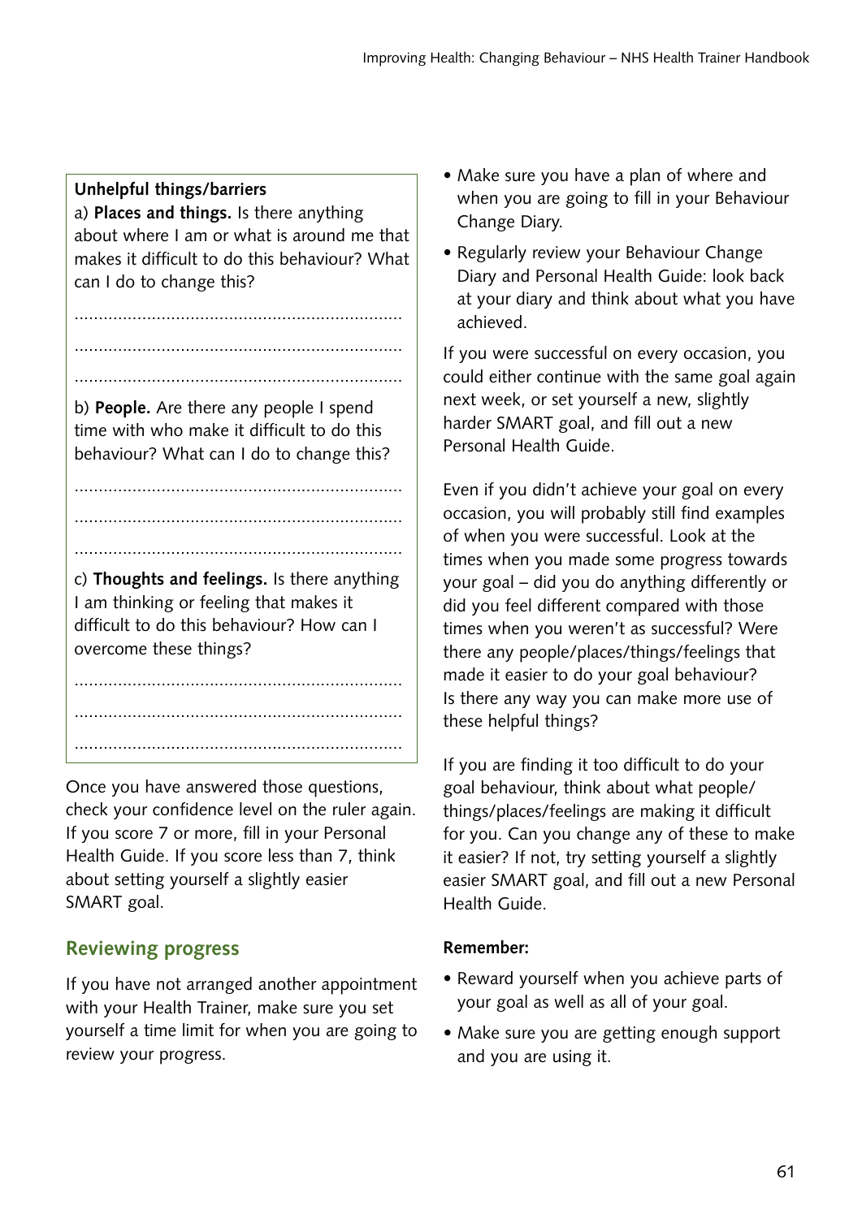**Unhelpful things/barriers**

a) **Places and things.** Is there anything about where I am or what is around me that makes it difficult to do this behaviour? What can I do to change this?

....................................................................

....................................................................

....................................................................

b) **People.** Are there any people I spend time with who make it difficult to do this behaviour? What can I do to change this?

....................................................................

....................................................................

....................................................................

c) **Thoughts and feelings.** Is there anything I am thinking or feeling that makes it difficult to do this behaviour? How can I overcome these things?

....................................................................

....................................................................

....................................................................

Once you have answered those questions, check your confidence level on the ruler again. If you score 7 or more, fill in your Personal Health Guide. If you score less than 7, think about setting yourself a slightly easier SMART goal.

## Reviewing progress

If you have not arranged another appointment with your Health Trainer, make sure you set yourself a time limit for when you are going to review your progress.

- Make sure you have a plan of where and when you are going to fill in your Behaviour Change Diary.
- Regularly review your Behaviour Change Diary and Personal Health Guide: look back at your diary and think about what you have achieved.

If you were successful on every occasion, you could either continue with the same goal again next week, or set yourself a new, slightly harder SMART goal, and fill out a new Personal Health Guide.

Even if you didn't achieve your goal on every occasion, you will probably still find examples of when you were successful. Look at the times when you made some progress towards your goal – did you do anything differently or did you feel different compared with those times when you weren't as successful? Were there any people/places/things/feelings that made it easier to do your goal behaviour? Is there any way you can make more use of these helpful things?

If you are finding it too difficult to do your goal behaviour, think about what people/things/places/feelings are making it difficult for you. Can you change any of these to make it easier? If not, try setting yourself a slightly easier SMART goal, and fill out a new Personal Health Guide.

**Remember:**

- Reward yourself when you achieve parts of your goal as well as all of your goal.
- Make sure you are getting enough support and you are using it.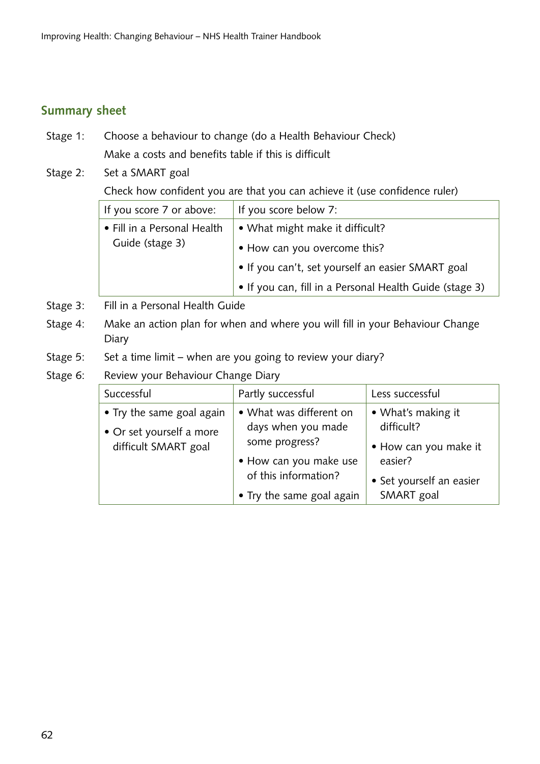## Summary sheet

Stage 1: Choose a behaviour to change (do a Health Behaviour Check)

Make a costs and benefits table if this is difficult

Stage 2: Set a SMART goal

Check how confident you are that you can achieve it (use confidence ruler)

| If you score 7 or above: | If you score below 7: |
|---|---|
| • Fill in a Personal Health Guide (stage 3) | • What might make it difficult?<br>• How can you overcome this?<br>• If you can't, set yourself an easier SMART goal<br>• If you can, fill in a Personal Health Guide (stage 3) |

Stage 3: Fill in a Personal Health Guide

Stage 4: Make an action plan for when and where you will fill in your Behaviour Change Diary

Stage 5: Set a time limit – when are you going to review your diary?

Stage 6: Review your Behaviour Change Diary

| Successful | Partly successful | Less successful |
|---|---|---|
| • Try the same goal again<br>• Or set yourself a more difficult SMART goal | • What was different on days when you made some progress?<br>• How can you make use of this information?<br>• Try the same goal again | • What's making it difficult?<br>• How can you make it easier?<br>• Set yourself an easier SMART goal |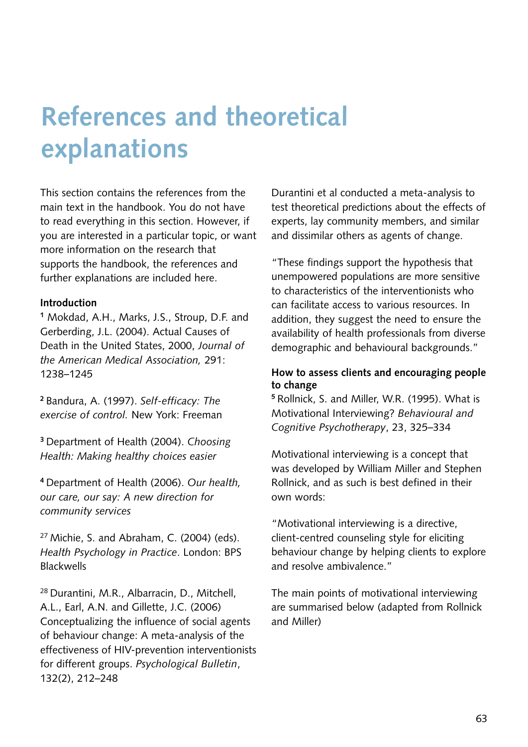# References and theoretical explanations

This section contains the references from the main text in the handbook. You do not have to read everything in this section. However, if you are interested in a particular topic, or want more information on the research that supports the handbook, the references and further explanations are included here.

**Introduction**

[1] Mokdad, A.H., Marks, J.S., Stroup, D.F. and Gerberding, J.L. (2004). Actual Causes of Death in the United States, 2000, *Journal of the American Medical Association,* 291: 1238–1245

[2] Bandura, A. (1997). *Self-efficacy: The exercise of control.* New York: Freeman

[3] Department of Health (2004). *Choosing Health: Making healthy choices easier*

[4] Department of Health (2006). *Our health, our care, our say: A new direction for community services*

[27] Michie, S. and Abraham, C. (2004) (eds). *Health Psychology in Practice*. London: BPS Blackwells

[28] Durantini, M.R., Albarracin, D., Mitchell, A.L., Earl, A.N. and Gillette, J.C. (2006) Conceptualizing the influence of social agents of behaviour change: A meta-analysis of the effectiveness of HIV-prevention interventionists for different groups. *Psychological Bulletin*, 132(2), 212–248

Durantini et al conducted a meta-analysis to test theoretical predictions about the effects of experts, lay community members, and similar and dissimilar others as agents of change.

"These findings support the hypothesis that unempowered populations are more sensitive to characteristics of the interventionists who can facilitate access to various resources. In addition, they suggest the need to ensure the availability of health professionals from diverse demographic and behavioural backgrounds."

**How to assess clients and encouraging people to change**

[5] Rollnick, S. and Miller, W.R. (1995). What is Motivational Interviewing? *Behavioural and Cognitive Psychotherapy*, 23, 325–334

Motivational interviewing is a concept that was developed by William Miller and Stephen Rollnick, and as such is best defined in their own words:

"Motivational interviewing is a directive, client-centred counseling style for eliciting behaviour change by helping clients to explore and resolve ambivalence."

The main points of motivational interviewing are summarised below (adapted from Rollnick and Miller)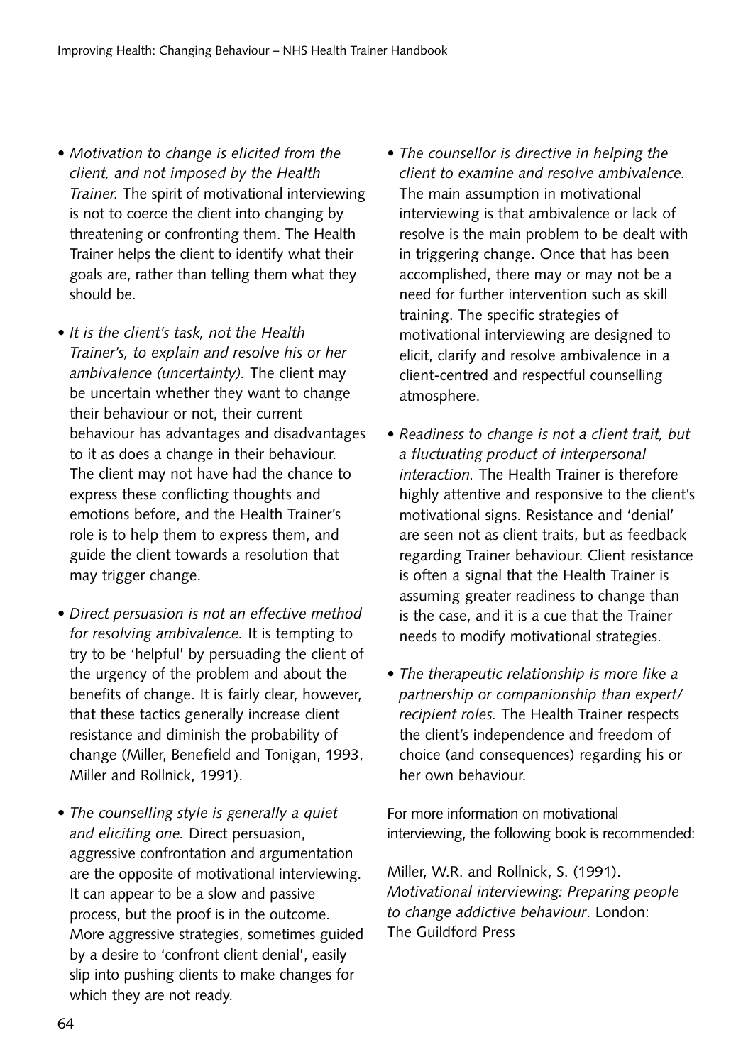- *Motivation to change is elicited from the client, and not imposed by the Health Trainer.* The spirit of motivational interviewing is not to coerce the client into changing by threatening or confronting them. The Health Trainer helps the client to identify what their goals are, rather than telling them what they should be.

- *It is the client's task, not the Health Trainer's, to explain and resolve his or her ambivalence (uncertainty).* The client may be uncertain whether they want to change their behaviour or not, their current behaviour has advantages and disadvantages to it as does a change in their behaviour. The client may not have had the chance to express these conflicting thoughts and emotions before, and the Health Trainer's role is to help them to express them, and guide the client towards a resolution that may trigger change.

- *Direct persuasion is not an effective method for resolving ambivalence.* It is tempting to try to be 'helpful' by persuading the client of the urgency of the problem and about the benefits of change. It is fairly clear, however, that these tactics generally increase client resistance and diminish the probability of change (Miller, Benefield and Tonigan, 1993, Miller and Rollnick, 1991).

- *The counselling style is generally a quiet and eliciting one.* Direct persuasion, aggressive confrontation and argumentation are the opposite of motivational interviewing. It can appear to be a slow and passive process, but the proof is in the outcome. More aggressive strategies, sometimes guided by a desire to 'confront client denial', easily slip into pushing clients to make changes for which they are not ready.

- *The counsellor is directive in helping the client to examine and resolve ambivalence.* The main assumption in motivational interviewing is that ambivalence or lack of resolve is the main problem to be dealt with in triggering change. Once that has been accomplished, there may or may not be a need for further intervention such as skill training. The specific strategies of motivational interviewing are designed to elicit, clarify and resolve ambivalence in a client-centred and respectful counselling atmosphere.

- *Readiness to change is not a client trait, but a fluctuating product of interpersonal interaction.* The Health Trainer is therefore highly attentive and responsive to the client's motivational signs. Resistance and 'denial' are seen not as client traits, but as feedback regarding Trainer behaviour. Client resistance is often a signal that the Health Trainer is assuming greater readiness to change than is the case, and it is a cue that the Trainer needs to modify motivational strategies.

- *The therapeutic relationship is more like a partnership or companionship than expert/recipient roles.* The Health Trainer respects the client's independence and freedom of choice (and consequences) regarding his or her own behaviour.

For more information on motivational interviewing, the following book is recommended:

Miller, W.R. and Rollnick, S. (1991). *Motivational interviewing: Preparing people to change addictive behaviour*. London: The Guildford Press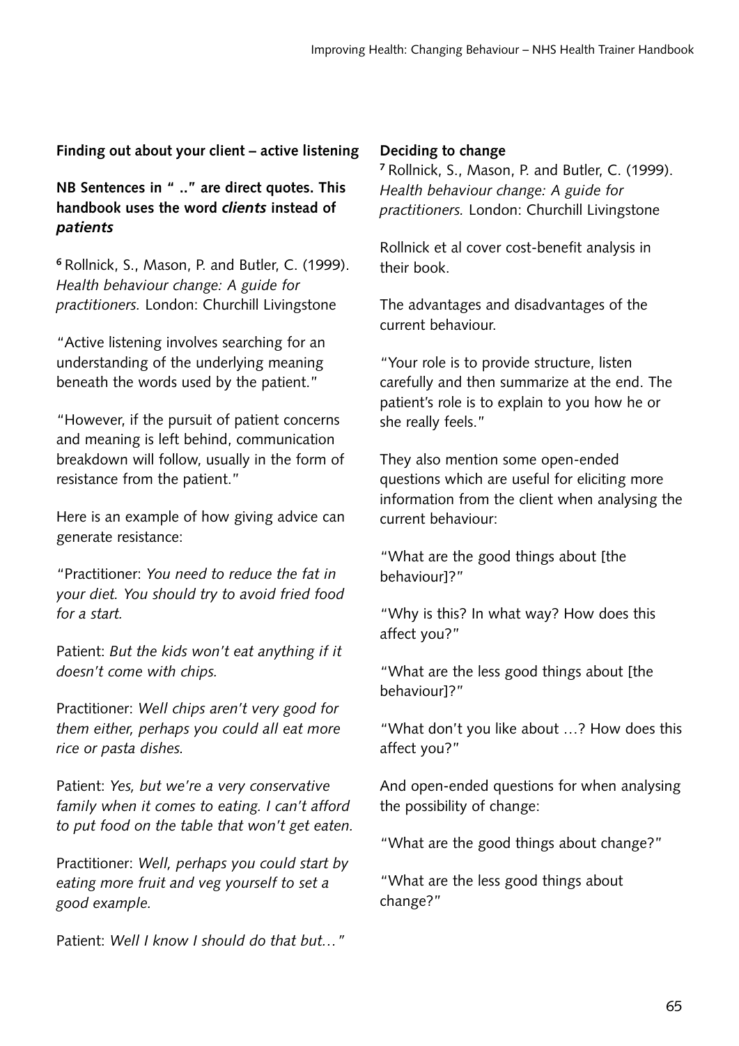### Finding out about your client – active listening

**NB Sentences in " .." are direct quotes. This handbook uses the word *clients* instead of *patients***

[6] Rollnick, S., Mason, P. and Butler, C. (1999). *Health behaviour change: A guide for practitioners.* London: Churchill Livingstone

"Active listening involves searching for an understanding of the underlying meaning beneath the words used by the patient."

"However, if the pursuit of patient concerns and meaning is left behind, communication breakdown will follow, usually in the form of resistance from the patient."

Here is an example of how giving advice can generate resistance:

"Practitioner: *You need to reduce the fat in your diet. You should try to avoid fried food for a start.*

Patient: *But the kids won't eat anything if it doesn't come with chips.*

Practitioner: *Well chips aren't very good for them either, perhaps you could all eat more rice or pasta dishes.*

Patient: *Yes, but we're a very conservative family when it comes to eating. I can't afford to put food on the table that won't get eaten.*

Practitioner: *Well, perhaps you could start by eating more fruit and veg yourself to set a good example.*

Patient: *Well I know I should do that but…"*

### Deciding to change

[7] Rollnick, S., Mason, P. and Butler, C. (1999). *Health behaviour change: A guide for practitioners.* London: Churchill Livingstone

Rollnick et al cover cost-benefit analysis in their book.

The advantages and disadvantages of the current behaviour.

"Your role is to provide structure, listen carefully and then summarize at the end. The patient's role is to explain to you how he or she really feels."

They also mention some open-ended questions which are useful for eliciting more information from the client when analysing the current behaviour:

"What are the good things about [the behaviour]?"

"Why is this? In what way? How does this affect you?"

"What are the less good things about [the behaviour]?"

"What don't you like about …? How does this affect you?"

And open-ended questions for when analysing the possibility of change:

"What are the good things about change?"

"What are the less good things about change?"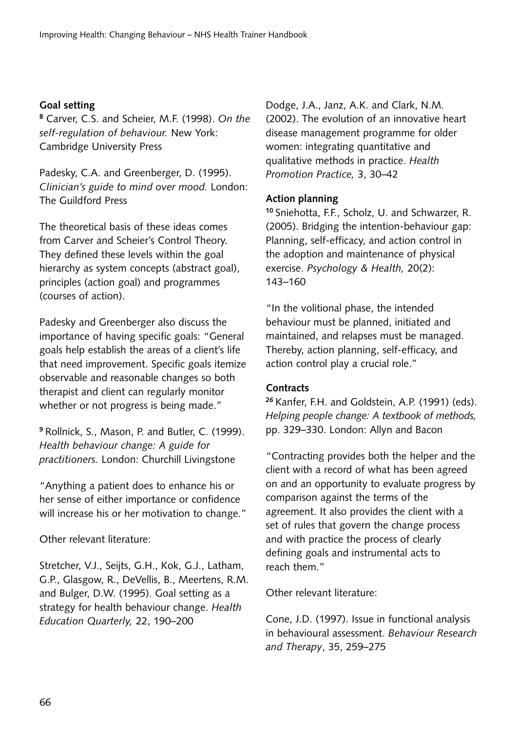**Goal setting**

[8] Carver, C.S. and Scheier, M.F. (1998). *On the self-regulation of behaviour.* New York: Cambridge University Press

Padesky, C.A. and Greenberger, D. (1995). *Clinician's guide to mind over mood.* London: The Guildford Press

The theoretical basis of these ideas comes from Carver and Scheier's Control Theory. They defined these levels within the goal hierarchy as system concepts (abstract goal), principles (action goal) and programmes (courses of action).

Padesky and Greenberger also discuss the importance of having specific goals: "General goals help establish the areas of a client's life that need improvement. Specific goals itemize observable and reasonable changes so both therapist and client can regularly monitor whether or not progress is being made."

[9] Rollnick, S., Mason, P. and Butler, C. (1999). *Health behaviour change: A guide for practitioners.* London: Churchill Livingstone

"Anything a patient does to enhance his or her sense of either importance or confidence will increase his or her motivation to change."

Other relevant literature:

Stretcher, V.J., Seijts, G.H., Kok, G.J., Latham, G.P., Glasgow, R., DeVellis, B., Meertens, R.M. and Bulger, D.W. (1995). Goal setting as a strategy for health behaviour change. *Health Education Quarterly,* 22, 190–200

Dodge, J.A., Janz, A.K. and Clark, N.M. (2002). The evolution of an innovative heart disease management programme for older women: integrating quantitative and qualitative methods in practice. *Health Promotion Practice,* 3, 30–42

**Action planning**

[10] Sniehotta, F.F., Scholz, U. and Schwarzer, R. (2005). Bridging the intention-behaviour gap: Planning, self-efficacy, and action control in the adoption and maintenance of physical exercise. *Psychology & Health,* 20(2): 143–160

"In the volitional phase, the intended behaviour must be planned, initiated and maintained, and relapses must be managed. Thereby, action planning, self-efficacy, and action control play a crucial role."

**Contracts**

[26] Kanfer, F.H. and Goldstein, A.P. (1991) (eds). *Helping people change: A textbook of methods,* pp. 329–330. London: Allyn and Bacon

"Contracting provides both the helper and the client with a record of what has been agreed on and an opportunity to evaluate progress by comparison against the terms of the agreement. It also provides the client with a set of rules that govern the change process and with practice the process of clearly defining goals and instrumental acts to reach them."

Other relevant literature:

Cone, J.D. (1997). Issue in functional analysis in behavioural assessment. *Behaviour Research and Therapy*, 35, 259–275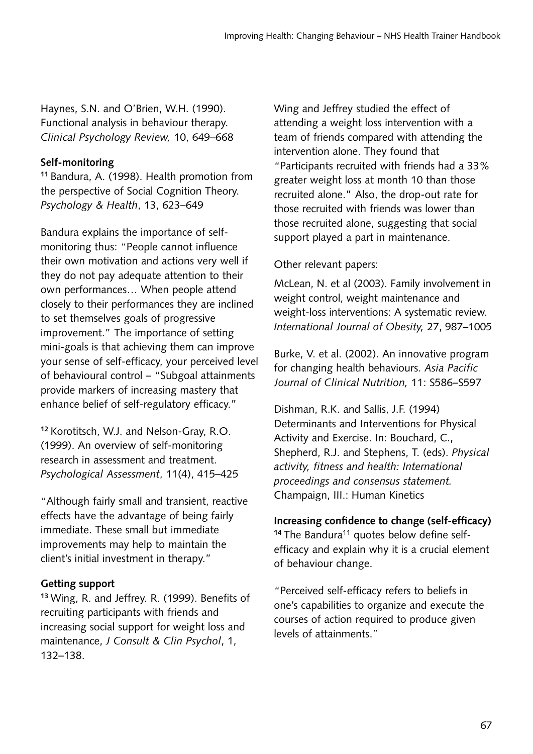Haynes, S.N. and O'Brien, W.H. (1990). Functional analysis in behaviour therapy. *Clinical Psychology Review,* 10, 649–668

**Self-monitoring**

[11] Bandura, A. (1998). Health promotion from the perspective of Social Cognition Theory. *Psychology & Health*, 13, 623–649

Bandura explains the importance of self-monitoring thus: "People cannot influence their own motivation and actions very well if they do not pay adequate attention to their own performances… When people attend closely to their performances they are inclined to set themselves goals of progressive improvement." The importance of setting mini-goals is that achieving them can improve your sense of self-efficacy, your perceived level of behavioural control – "Subgoal attainments provide markers of increasing mastery that enhance belief of self-regulatory efficacy."

[12] Korotitsch, W.J. and Nelson-Gray, R.O. (1999). An overview of self-monitoring research in assessment and treatment. *Psychological Assessment*, 11(4), 415–425

"Although fairly small and transient, reactive effects have the advantage of being fairly immediate. These small but immediate improvements may help to maintain the client's initial investment in therapy."

**Getting support**

[13] Wing, R. and Jeffrey. R. (1999). Benefits of recruiting participants with friends and increasing social support for weight loss and maintenance, *J Consult & Clin Psychol*, 1, 132–138.

Wing and Jeffrey studied the effect of attending a weight loss intervention with a team of friends compared with attending the intervention alone. They found that "Participants recruited with friends had a 33% greater weight loss at month 10 than those recruited alone." Also, the drop-out rate for those recruited with friends was lower than those recruited alone, suggesting that social support played a part in maintenance.

Other relevant papers:

McLean, N. et al (2003). Family involvement in weight control, weight maintenance and weight-loss interventions: A systematic review. *International Journal of Obesity,* 27, 987–1005

Burke, V. et al. (2002). An innovative program for changing health behaviours. *Asia Pacific Journal of Clinical Nutrition,* 11: S586–S597

Dishman, R.K. and Sallis, J.F. (1994) Determinants and Interventions for Physical Activity and Exercise. In: Bouchard, C., Shepherd, R.J. and Stephens, T. (eds). *Physical activity, fitness and health: International proceedings and consensus statement.* Champaign, Ill.: Human Kinetics

**Increasing confidence to change (self-efficacy)**

[14] The Bandura[11] quotes below define self-efficacy and explain why it is a crucial element of behaviour change.

"Perceived self-efficacy refers to beliefs in one's capabilities to organize and execute the courses of action required to produce given levels of attainments."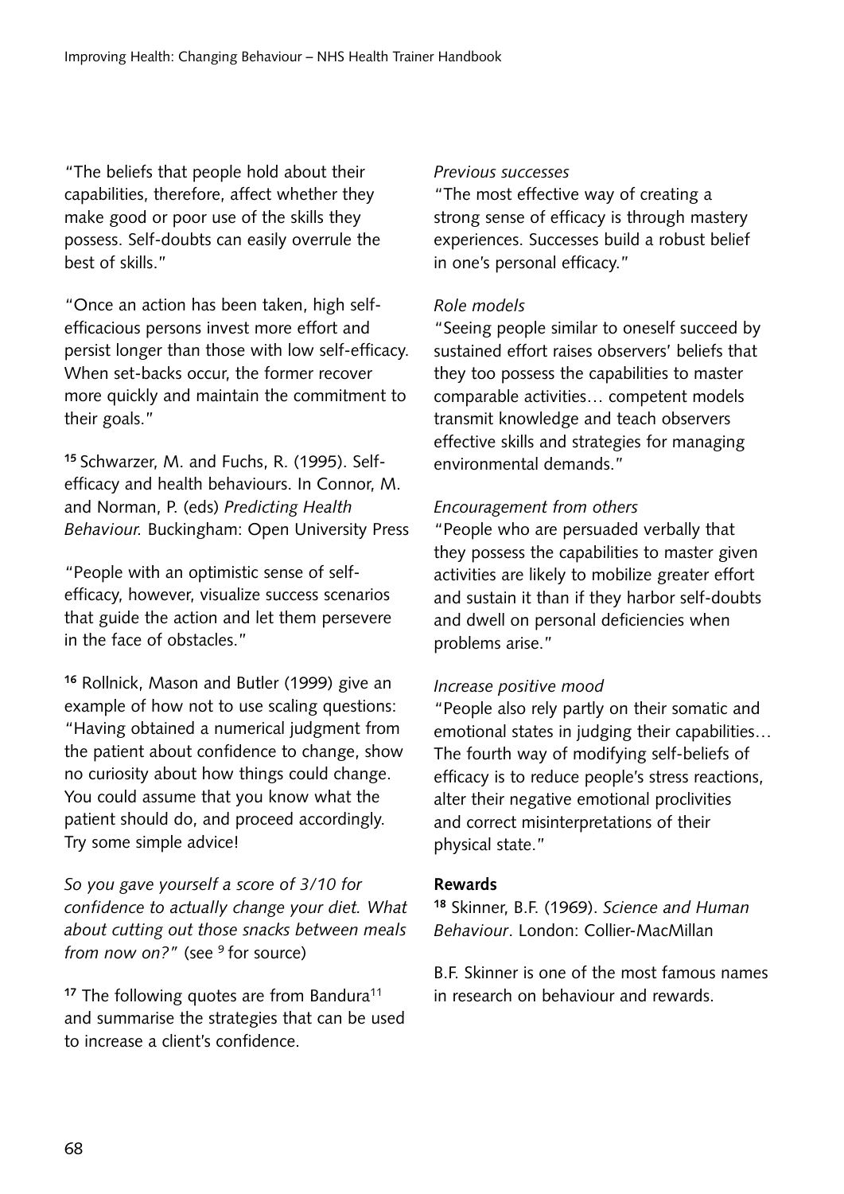"The beliefs that people hold about their capabilities, therefore, affect whether they make good or poor use of the skills they possess. Self-doubts can easily overrule the best of skills."

"Once an action has been taken, high self-efficacious persons invest more effort and persist longer than those with low self-efficacy. When set-backs occur, the former recover more quickly and maintain the commitment to their goals."

**15** Schwarzer, M. and Fuchs, R. (1995). Self-efficacy and health behaviours. In Connor, M. and Norman, P. (eds) *Predicting Health Behaviour.* Buckingham: Open University Press

"People with an optimistic sense of self-efficacy, however, visualize success scenarios that guide the action and let them persevere in the face of obstacles."

**16** Rollnick, Mason and Butler (1999) give an example of how not to use scaling questions: "Having obtained a numerical judgment from the patient about confidence to change, show no curiosity about how things could change. You could assume that you know what the patient should do, and proceed accordingly. Try some simple advice!

*So you gave yourself a score of 3/10 for confidence to actually change your diet. What about cutting out those snacks between meals from now on?"* (see [9] for source)

**17** The following quotes are from Bandura[11] and summarise the strategies that can be used to increase a client's confidence.

*Previous successes*
"The most effective way of creating a strong sense of efficacy is through mastery experiences. Successes build a robust belief in one's personal efficacy."

*Role models*
"Seeing people similar to oneself succeed by sustained effort raises observers' beliefs that they too possess the capabilities to master comparable activities… competent models transmit knowledge and teach observers effective skills and strategies for managing environmental demands."

*Encouragement from others*
"People who are persuaded verbally that they possess the capabilities to master given activities are likely to mobilize greater effort and sustain it than if they harbor self-doubts and dwell on personal deficiencies when problems arise."

*Increase positive mood*
"People also rely partly on their somatic and emotional states in judging their capabilities… The fourth way of modifying self-beliefs of efficacy is to reduce people's stress reactions, alter their negative emotional proclivities and correct misinterpretations of their physical state."

**Rewards**

**18** Skinner, B.F. (1969). *Science and Human Behaviour*. London: Collier-MacMillan

B.F. Skinner is one of the most famous names in research on behaviour and rewards.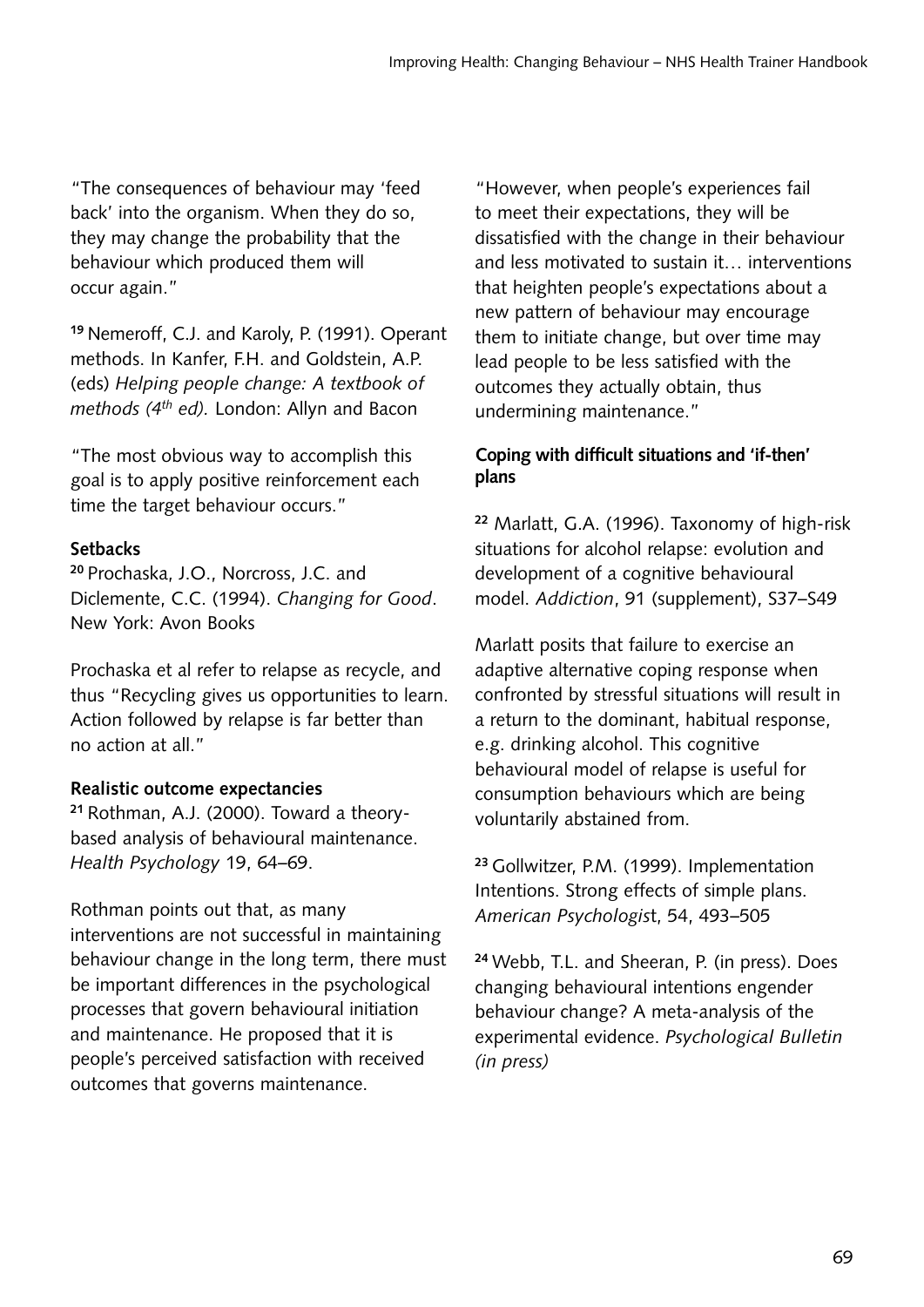"The consequences of behaviour may 'feed back' into the organism. When they do so, they may change the probability that the behaviour which produced them will occur again."

[19] Nemeroff, C.J. and Karoly, P. (1991). Operant methods. In Kanfer, F.H. and Goldstein, A.P. (eds) *Helping people change: A textbook of methods (4th ed).* London: Allyn and Bacon

"The most obvious way to accomplish this goal is to apply positive reinforcement each time the target behaviour occurs."

**Setbacks**

[20] Prochaska, J.O., Norcross, J.C. and Diclemente, C.C. (1994). *Changing for Good*. New York: Avon Books

Prochaska et al refer to relapse as recycle, and thus "Recycling gives us opportunities to learn. Action followed by relapse is far better than no action at all."

**Realistic outcome expectancies**

[21] Rothman, A.J. (2000). Toward a theory-based analysis of behavioural maintenance. *Health Psychology* 19, 64–69.

Rothman points out that, as many interventions are not successful in maintaining behaviour change in the long term, there must be important differences in the psychological processes that govern behavioural initiation and maintenance. He proposed that it is people's perceived satisfaction with received outcomes that governs maintenance.

"However, when people's experiences fail to meet their expectations, they will be dissatisfied with the change in their behaviour and less motivated to sustain it… interventions that heighten people's expectations about a new pattern of behaviour may encourage them to initiate change, but over time may lead people to be less satisfied with the outcomes they actually obtain, thus undermining maintenance."

**Coping with difficult situations and 'if-then' plans**

[22] Marlatt, G.A. (1996). Taxonomy of high-risk situations for alcohol relapse: evolution and development of a cognitive behavioural model. *Addiction*, 91 (supplement), S37–S49

Marlatt posits that failure to exercise an adaptive alternative coping response when confronted by stressful situations will result in a return to the dominant, habitual response, e.g. drinking alcohol. This cognitive behavioural model of relapse is useful for consumption behaviours which are being voluntarily abstained from.

[23] Gollwitzer, P.M. (1999). Implementation Intentions. Strong effects of simple plans. *American Psychologist*, 54, 493–505

[24] Webb, T.L. and Sheeran, P. (in press). Does changing behavioural intentions engender behaviour change? A meta-analysis of the experimental evidence. *Psychological Bulletin (in press)*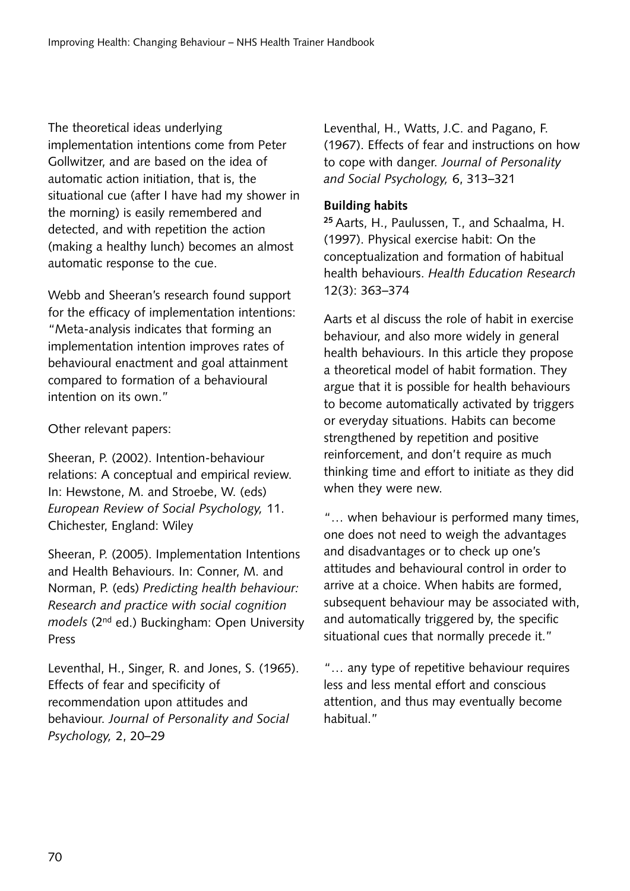The theoretical ideas underlying implementation intentions come from Peter Gollwitzer, and are based on the idea of automatic action initiation, that is, the situational cue (after I have had my shower in the morning) is easily remembered and detected, and with repetition the action (making a healthy lunch) becomes an almost automatic response to the cue.

Webb and Sheeran's research found support for the efficacy of implementation intentions: "Meta-analysis indicates that forming an implementation intention improves rates of behavioural enactment and goal attainment compared to formation of a behavioural intention on its own."

Other relevant papers:

Sheeran, P. (2002). Intention-behaviour relations: A conceptual and empirical review. In: Hewstone, M. and Stroebe, W. (eds) *European Review of Social Psychology,* 11. Chichester, England: Wiley

Sheeran, P. (2005). Implementation Intentions and Health Behaviours. In: Conner, M. and Norman, P. (eds) *Predicting health behaviour: Research and practice with social cognition models* (2nd ed.) Buckingham: Open University Press

Leventhal, H., Singer, R. and Jones, S. (1965). Effects of fear and specificity of recommendation upon attitudes and behaviour. *Journal of Personality and Social Psychology,* 2, 20–29

Leventhal, H., Watts, J.C. and Pagano, F. (1967). Effects of fear and instructions on how to cope with danger. *Journal of Personality and Social Psychology,* 6, 313–321

**Building habits**

[25] Aarts, H., Paulussen, T., and Schaalma, H. (1997). Physical exercise habit: On the conceptualization and formation of habitual health behaviours. *Health Education Research* 12(3): 363–374

Aarts et al discuss the role of habit in exercise behaviour, and also more widely in general health behaviours. In this article they propose a theoretical model of habit formation. They argue that it is possible for health behaviours to become automatically activated by triggers or everyday situations. Habits can become strengthened by repetition and positive reinforcement, and don't require as much thinking time and effort to initiate as they did when they were new.

"… when behaviour is performed many times, one does not need to weigh the advantages and disadvantages or to check up one's attitudes and behavioural control in order to arrive at a choice. When habits are formed, subsequent behaviour may be associated with, and automatically triggered by, the specific situational cues that normally precede it."

"… any type of repetitive behaviour requires less and less mental effort and conscious attention, and thus may eventually become habitual."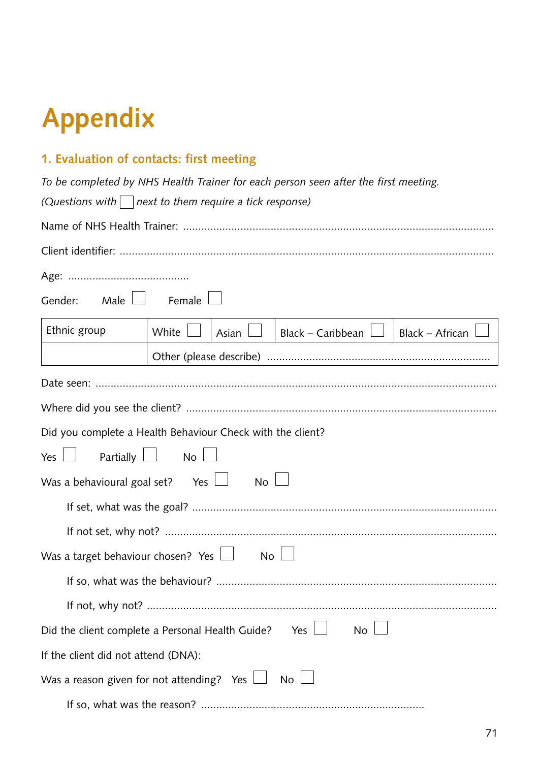# Appendix

## 1. Evaluation of contacts: first meeting

*To be completed by NHS Health Trainer for each person seen after the first meeting.*

*(Questions with ☐ next to them require a tick response)*

Name of NHS Health Trainer: ..........................................................................................

Client identifier: ..........................................................................................................

Age: .......................................

Gender: Male ☐ Female ☐

| Ethnic group | White ☐ | Asian ☐ | Black – Caribbean ☐ | Black – African ☐ |
|---|---|---|---|---|
| | Other (please describe) ........................................................................ | | | |

Date seen: ....................................................................................................................

Where did you see the client? .....................................................................................

Did you complete a Health Behaviour Check with the client?

Yes ☐ Partially ☐ No ☐

Was a behavioural goal set? Yes ☐ No ☐

If set, what was the goal? ...................................................................................

If not set, why not? ............................................................................................

Was a target behaviour chosen? Yes ☐ No ☐

If so, what was the behaviour? ...........................................................................

If not, why not? .................................................................................................

Did the client complete a Personal Health Guide? Yes ☐ No ☐

If the client did not attend (DNA):

Was a reason given for not attending? Yes ☐ No ☐

If so, what was the reason? ........................................................................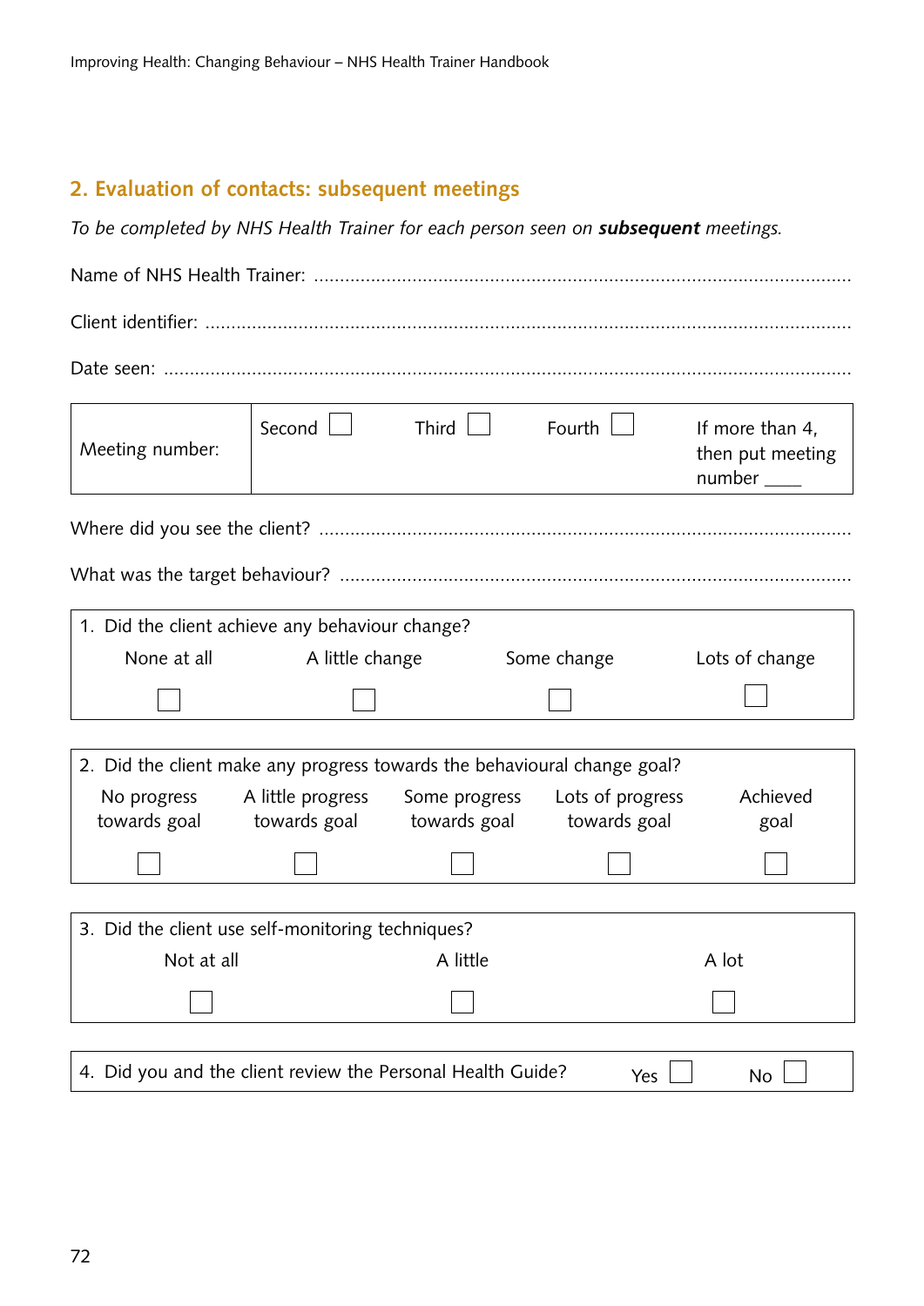## 2. Evaluation of contacts: subsequent meetings

*To be completed by NHS Health Trainer for each person seen on **subsequent** meetings.*

Name of NHS Health Trainer: ..........................................................................................................

Client identifier: ..........................................................................................................

Date seen: ..........................................................................................................

| Meeting number: | Second ☐ | Third ☐ | Fourth ☐ | If more than 4, then put meeting number ____ |
|---|---|---|---|---|

Where did you see the client? ..........................................................................................................

What was the target behaviour? ..........................................................................................................

| 1. Did the client achieve any behaviour change? | | | |
|---|---|---|---|
| None at all | A little change | Some change | Lots of change |
| ☐ | ☐ | ☐ | ☐ |

| 2. Did the client make any progress towards the behavioural change goal? | | | | |
|---|---|---|---|---|
| No progress towards goal | A little progress towards goal | Some progress towards goal | Lots of progress towards goal | Achieved goal |
| ☐ | ☐ | ☐ | ☐ | ☐ |

| 3. Did the client use self-monitoring techniques? | | |
|---|---|---|
| Not at all | A little | A lot |
| ☐ | ☐ | ☐ |

| 4. Did you and the client review the Personal Health Guide? | Yes ☐ | No ☐ |
|---|---|---|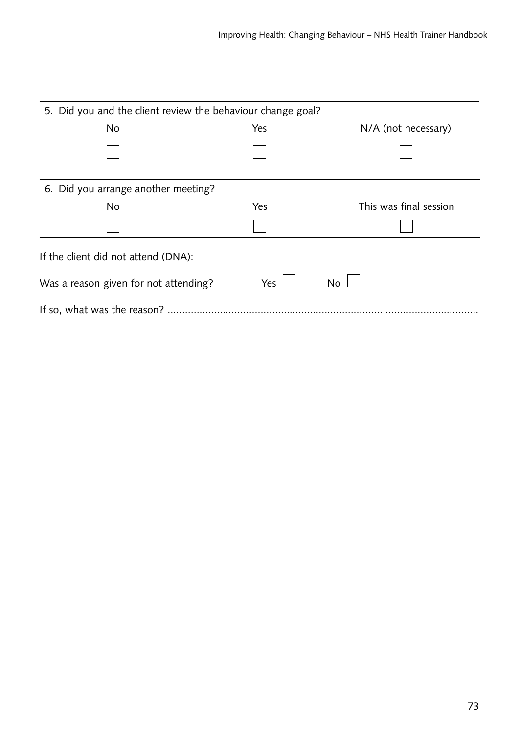| 5. Did you and the client review the behaviour change goal? | | |
|---|---|---|
| No | Yes | N/A (not necessary) |
| ☐ | ☐ | ☐ |

| 6. Did you arrange another meeting? | | |
|---|---|---|
| No | Yes | This was final session |
| ☐ | ☐ | ☐ |

If the client did not attend (DNA):

Was a reason given for not attending? Yes ☐ No ☐

If so, what was the reason? ..........................................................................................................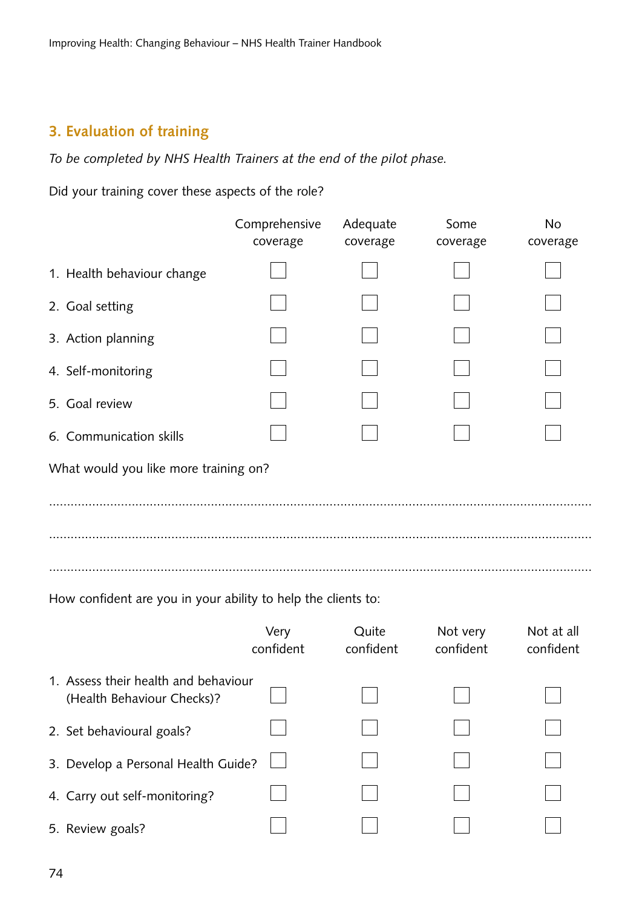## 3. Evaluation of training

*To be completed by NHS Health Trainers at the end of the pilot phase.*

Did your training cover these aspects of the role?

| | Comprehensive coverage | Adequate coverage | Some coverage | No coverage |
|---|---|---|---|---|
| 1. Health behaviour change | ☐ | ☐ | ☐ | ☐ |
| 2. Goal setting | ☐ | ☐ | ☐ | ☐ |
| 3. Action planning | ☐ | ☐ | ☐ | ☐ |
| 4. Self-monitoring | ☐ | ☐ | ☐ | ☐ |
| 5. Goal review | ☐ | ☐ | ☐ | ☐ |
| 6. Communication skills | ☐ | ☐ | ☐ | ☐ |

What would you like more training on?

..............................................................................................................................................

..............................................................................................................................................

..............................................................................................................................................

How confident are you in your ability to help the clients to:

| | Very confident | Quite confident | Not very confident | Not at all confident |
|---|---|---|---|---|
| 1. Assess their health and behaviour (Health Behaviour Checks)? | ☐ | ☐ | ☐ | ☐ |
| 2. Set behavioural goals? | ☐ | ☐ | ☐ | ☐ |
| 3. Develop a Personal Health Guide? | ☐ | ☐ | ☐ | ☐ |
| 4. Carry out self-monitoring? | ☐ | ☐ | ☐ | ☐ |
| 5. Review goals? | ☐ | ☐ | ☐ | ☐ |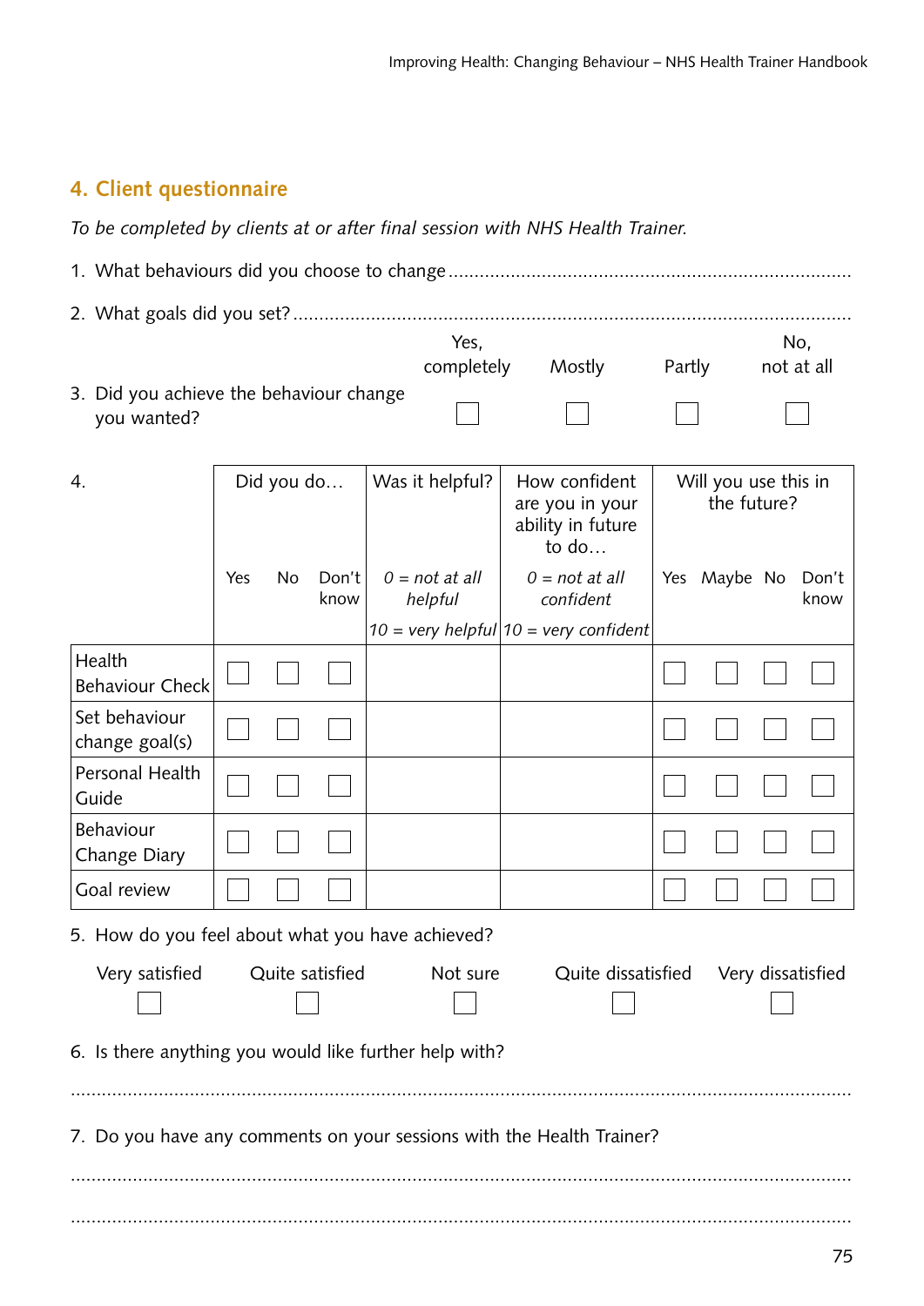## 4. Client questionnaire

*To be completed by clients at or after final session with NHS Health Trainer.*

1. What behaviours did you choose to change ..............................................................................

2. What goals did you set? ..............................................................................................................

| | Yes, completely | Mostly | Partly | No, not at all |
|---|---|---|---|---|
| 3. Did you achieve the behaviour change you wanted? | ☐ | ☐ | ☐ | ☐ |

| 4. | Did you do… | | | Was it helpful? | How confident are you in your ability in future to do… | Will you use this in the future? | | | |
|---|---|---|---|---|---|---|---|---|---|
| | Yes | No | Don't know | *0 = not at all helpful* *10 = very helpful* | *0 = not at all confident* *10 = very confident* | Yes | Maybe | No | Don't know |
| Health Behaviour Check | ☐ | ☐ | ☐ | | | ☐ | ☐ | ☐ | ☐ |
| Set behaviour change goal(s) | ☐ | ☐ | ☐ | | | ☐ | ☐ | ☐ | ☐ |
| Personal Health Guide | ☐ | ☐ | ☐ | | | ☐ | ☐ | ☐ | ☐ |
| Behaviour Change Diary | ☐ | ☐ | ☐ | | | ☐ | ☐ | ☐ | ☐ |
| Goal review | ☐ | ☐ | ☐ | | | ☐ | ☐ | ☐ | ☐ |

5. How do you feel about what you have achieved?

| Very satisfied | Quite satisfied | Not sure | Quite dissatisfied | Very dissatisfied |
|---|---|---|---|---|
| ☐ | ☐ | ☐ | ☐ | ☐ |

6. Is there anything you would like further help with?

..............................................................................................................................................

7. Do you have any comments on your sessions with the Health Trainer?

..............................................................................................................................................

..............................................................................................................................................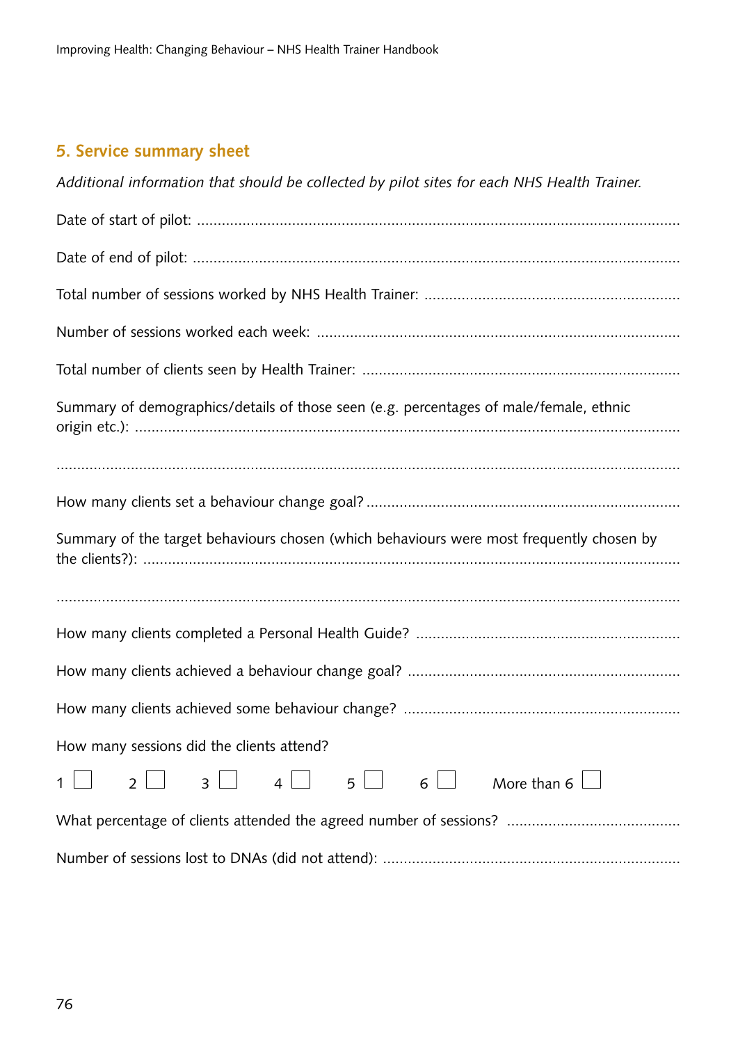## 5. Service summary sheet

*Additional information that should be collected by pilot sites for each NHS Health Trainer.*

Date of start of pilot: ..................................................................................................................

Date of end of pilot: ....................................................................................................................

Total number of sessions worked by NHS Health Trainer: ..............................................................

Number of sessions worked each week: .........................................................................................

Total number of clients seen by Health Trainer: ............................................................................

Summary of demographics/details of those seen (e.g. percentages of male/female, ethnic origin etc.): ..................................................................................................................................

..........................................................................................................................................................

How many clients set a behaviour change goal? ...........................................................................

Summary of the target behaviours chosen (which behaviours were most frequently chosen by the clients?): ....................................................................................................................................

..........................................................................................................................................................

How many clients completed a Personal Health Guide? ...............................................................

How many clients achieved a behaviour change goal? .................................................................

How many clients achieved some behaviour change? ..................................................................

How many sessions did the clients attend?

1 ☐ 2 ☐ 3 ☐ 4 ☐ 5 ☐ 6 ☐ More than 6 ☐

What percentage of clients attended the agreed number of sessions? .........................................

Number of sessions lost to DNAs (did not attend): .......................................................................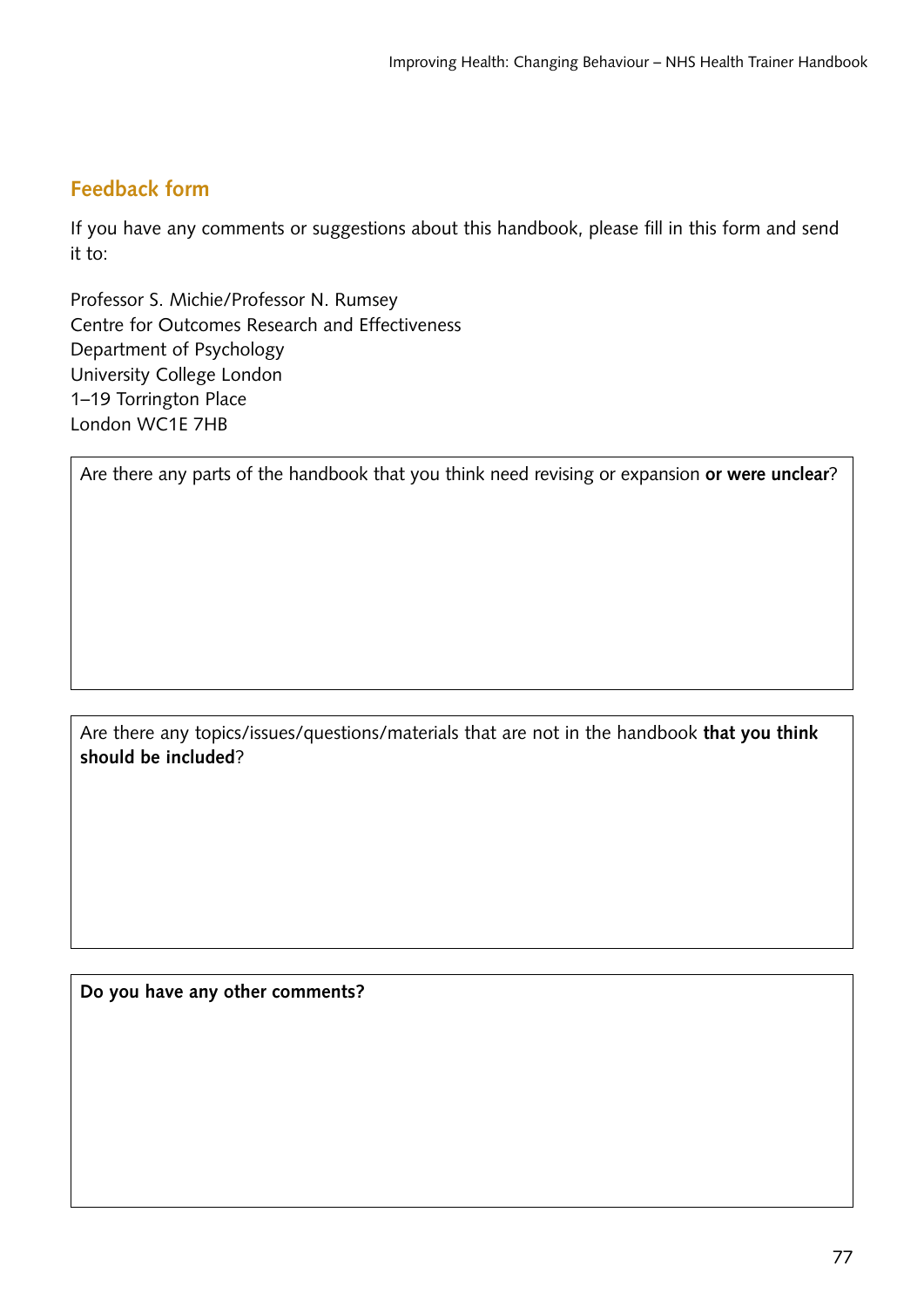## Feedback form

If you have any comments or suggestions about this handbook, please fill in this form and send it to:

Professor S. Michie/Professor N. Rumsey
Centre for Outcomes Research and Effectiveness
Department of Psychology
University College London
1–19 Torrington Place
London WC1E 7HB

| Are there any parts of the handbook that you think need revising or expansion **or were unclear**? |
|---|
| |

| Are there any topics/issues/questions/materials that are not in the handbook **that you think should be included**? |
|---|
| |

| **Do you have any other comments?** |
|---|
| |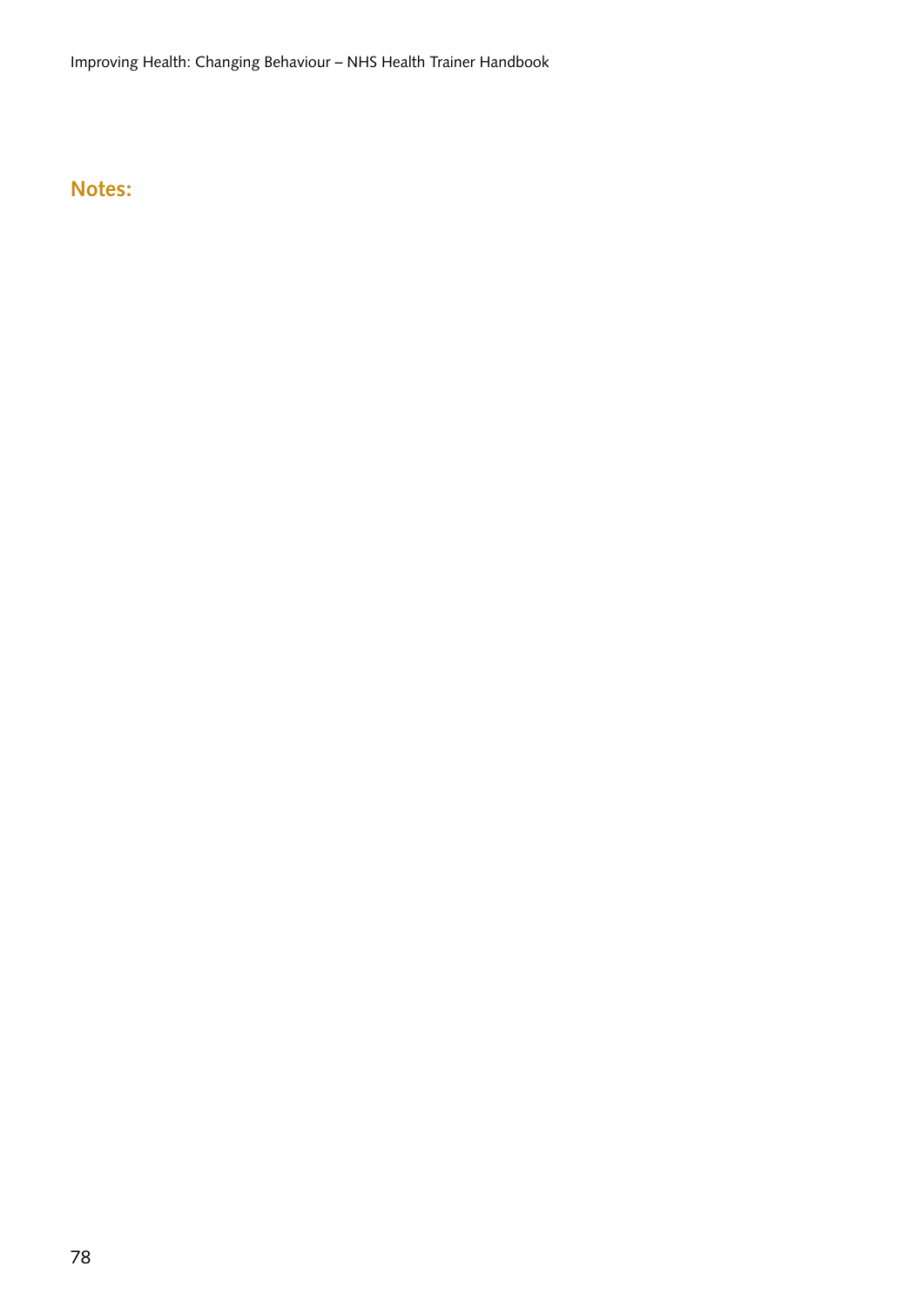## Notes: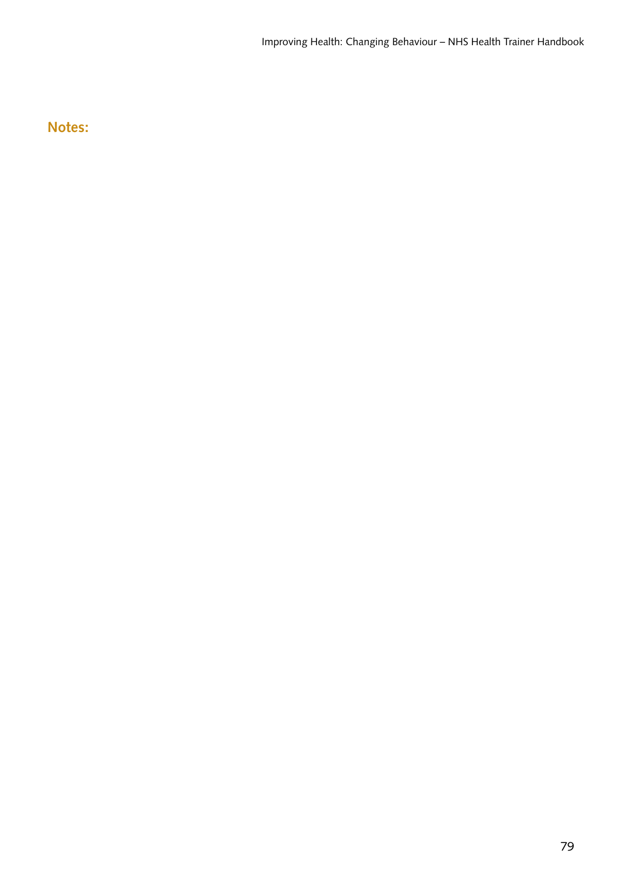## Notes: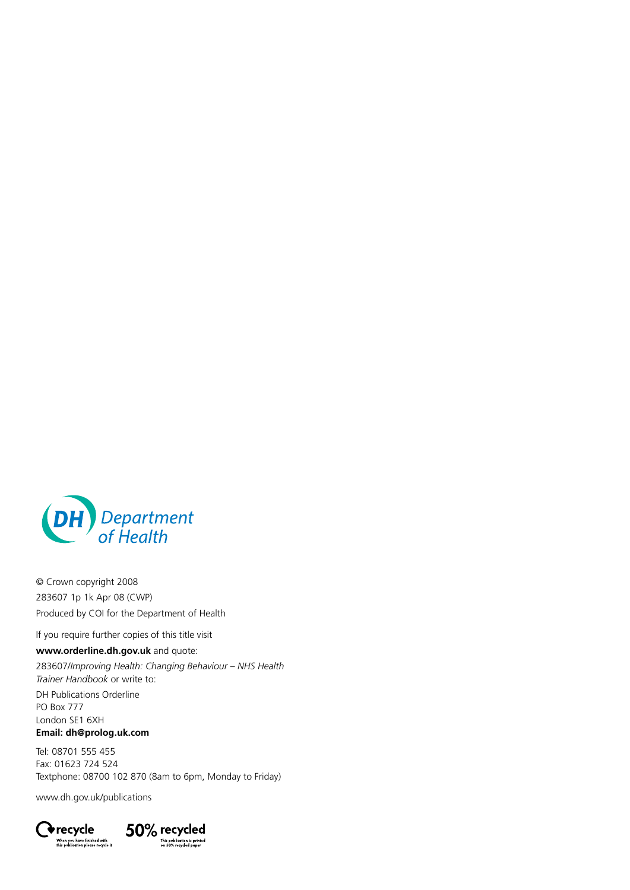DH Department of Health

© Crown copyright 2008
283607 1p 1k Apr 08 (CWP)
Produced by COI for the Department of Health

If you require further copies of this title visit
**www.orderline.dh.gov.uk** and quote:
283607/*Improving Health: Changing Behaviour – NHS Health Trainer Handbook* or write to:

DH Publications Orderline
PO Box 777
London SE1 6XH
**Email: dh@prolog.uk.com**

Tel: 08701 555 455
Fax: 01623 724 524
Textphone: 08700 102 870 (8am to 6pm, Monday to Friday)

www.dh.gov.uk/publications

recycle
When you have finished with this publication please recycle it

50% recycled
This publication is printed on 50% recycled paper